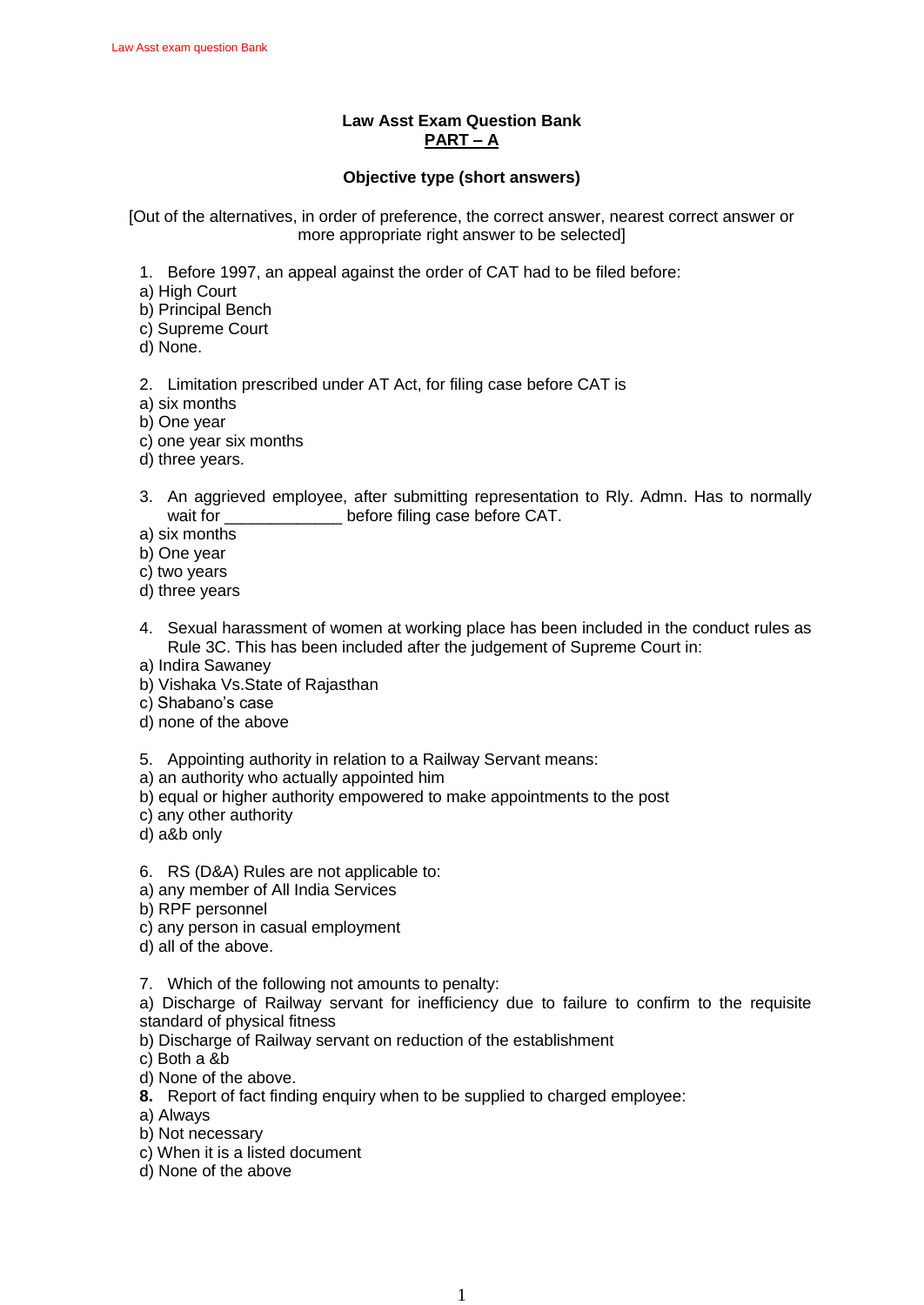# Law Asst Exam Question Bank

## PART – A

### Objective type (short answers)

[Out of the alternatives, in order of preference, the correct answer, nearest correct answer or more appropriate right answer to be selected]

1. Before 1997, an appeal against the order of CAT had to be filed before:

a) High Court
b) Principal Bench
c) Supreme Court
d) None.

2. Limitation prescribed under AT Act, for filing case before CAT is

a) six months
b) One year
c) one year six months
d) three years.

3. An aggrieved employee, after submitting representation to Rly. Admn. Has to normally wait for _____________ before filing case before CAT.

a) six months
b) One year
c) two years
d) three years

4. Sexual harassment of women at working place has been included in the conduct rules as Rule 3C. This has been included after the judgement of Supreme Court in:

a) Indira Sawaney
b) Vishaka Vs.State of Rajasthan
c) Shabano's case
d) none of the above

5. Appointing authority in relation to a Railway Servant means:

a) an authority who actually appointed him
b) equal or higher authority empowered to make appointments to the post
c) any other authority
d) a&b only

6. RS (D&A) Rules are not applicable to:

a) any member of All India Services
b) RPF personnel
c) any person in casual employment
d) all of the above.

7. Which of the following not amounts to penalty:

a) Discharge of Railway servant for inefficiency due to failure to confirm to the requisite standard of physical fitness
b) Discharge of Railway servant on reduction of the establishment
c) Both a &b
d) None of the above.

**8.** Report of fact finding enquiry when to be supplied to charged employee:

a) Always
b) Not necessary
c) When it is a listed document
d) None of the above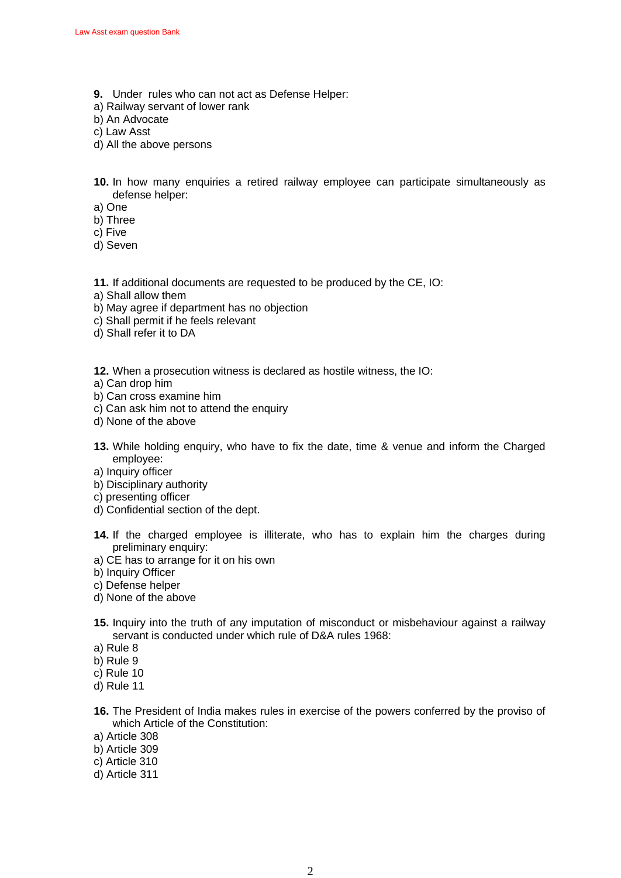**9.** Under rules who can not act as Defense Helper:
a) Railway servant of lower rank
b) An Advocate
c) Law Asst
d) All the above persons

**10.** In how many enquiries a retired railway employee can participate simultaneously as defense helper:
a) One
b) Three
c) Five
d) Seven

**11.** If additional documents are requested to be produced by the CE, IO:
a) Shall allow them
b) May agree if department has no objection
c) Shall permit if he feels relevant
d) Shall refer it to DA

**12.** When a prosecution witness is declared as hostile witness, the IO:
a) Can drop him
b) Can cross examine him
c) Can ask him not to attend the enquiry
d) None of the above

**13.** While holding enquiry, who have to fix the date, time & venue and inform the Charged employee:
a) Inquiry officer
b) Disciplinary authority
c) presenting officer
d) Confidential section of the dept.

**14.** If the charged employee is illiterate, who has to explain him the charges during preliminary enquiry:
a) CE has to arrange for it on his own
b) Inquiry Officer
c) Defense helper
d) None of the above

**15.** Inquiry into the truth of any imputation of misconduct or misbehaviour against a railway servant is conducted under which rule of D&A rules 1968:
a) Rule 8
b) Rule 9
c) Rule 10
d) Rule 11

**16.** The President of India makes rules in exercise of the powers conferred by the proviso of which Article of the Constitution:
a) Article 308
b) Article 309
c) Article 310
d) Article 311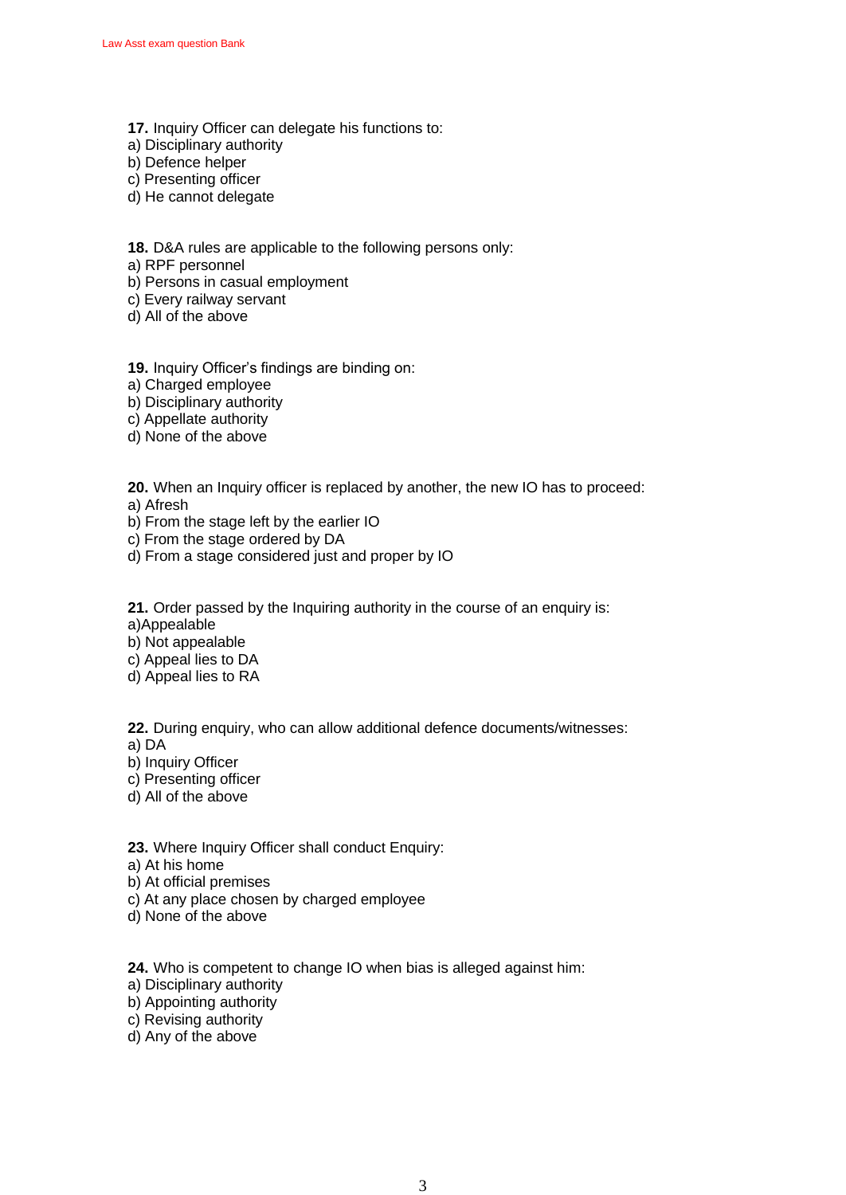**17.** Inquiry Officer can delegate his functions to:
a) Disciplinary authority
b) Defence helper
c) Presenting officer
d) He cannot delegate

**18.** D&A rules are applicable to the following persons only:
a) RPF personnel
b) Persons in casual employment
c) Every railway servant
d) All of the above

**19.** Inquiry Officer's findings are binding on:
a) Charged employee
b) Disciplinary authority
c) Appellate authority
d) None of the above

**20.** When an Inquiry officer is replaced by another, the new IO has to proceed:
a) Afresh
b) From the stage left by the earlier IO
c) From the stage ordered by DA
d) From a stage considered just and proper by IO

**21.** Order passed by the Inquiring authority in the course of an enquiry is:
a)Appealable
b) Not appealable
c) Appeal lies to DA
d) Appeal lies to RA

**22.** During enquiry, who can allow additional defence documents/witnesses:
a) DA
b) Inquiry Officer
c) Presenting officer
d) All of the above

**23.** Where Inquiry Officer shall conduct Enquiry:
a) At his home
b) At official premises
c) At any place chosen by charged employee
d) None of the above

**24.** Who is competent to change IO when bias is alleged against him:
a) Disciplinary authority
b) Appointing authority
c) Revising authority
d) Any of the above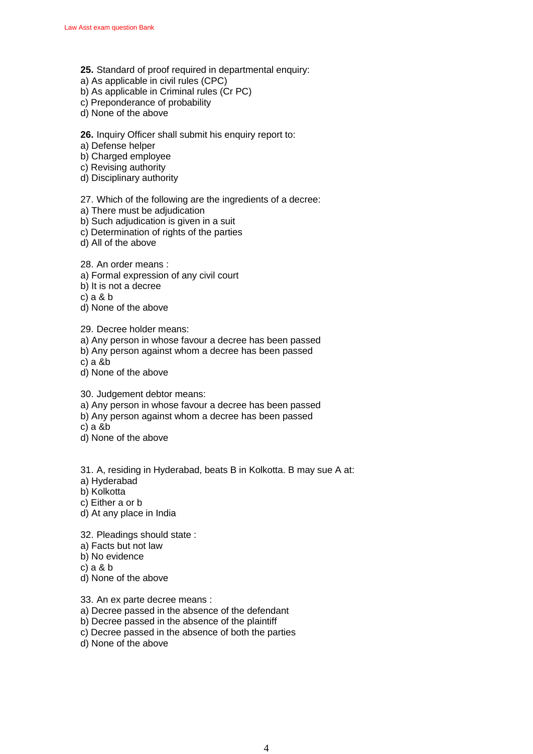**25.** Standard of proof required in departmental enquiry:
a) As applicable in civil rules (CPC)
b) As applicable in Criminal rules (Cr PC)
c) Preponderance of probability
d) None of the above

**26.** Inquiry Officer shall submit his enquiry report to:
a) Defense helper
b) Charged employee
c) Revising authority
d) Disciplinary authority

27. Which of the following are the ingredients of a decree:
a) There must be adjudication
b) Such adjudication is given in a suit
c) Determination of rights of the parties
d) All of the above

28. An order means :
a) Formal expression of any civil court
b) It is not a decree
c) a & b
d) None of the above

29. Decree holder means:
a) Any person in whose favour a decree has been passed
b) Any person against whom a decree has been passed
c) a &b
d) None of the above

30. Judgement debtor means:
a) Any person in whose favour a decree has been passed
b) Any person against whom a decree has been passed
c) a &b
d) None of the above

31. A, residing in Hyderabad, beats B in Kolkotta. B may sue A at:
a) Hyderabad
b) Kolkotta
c) Either a or b
d) At any place in India

32. Pleadings should state :
a) Facts but not law
b) No evidence
c) a & b
d) None of the above

33. An ex parte decree means :
a) Decree passed in the absence of the defendant
b) Decree passed in the absence of the plaintiff
c) Decree passed in the absence of both the parties
d) None of the above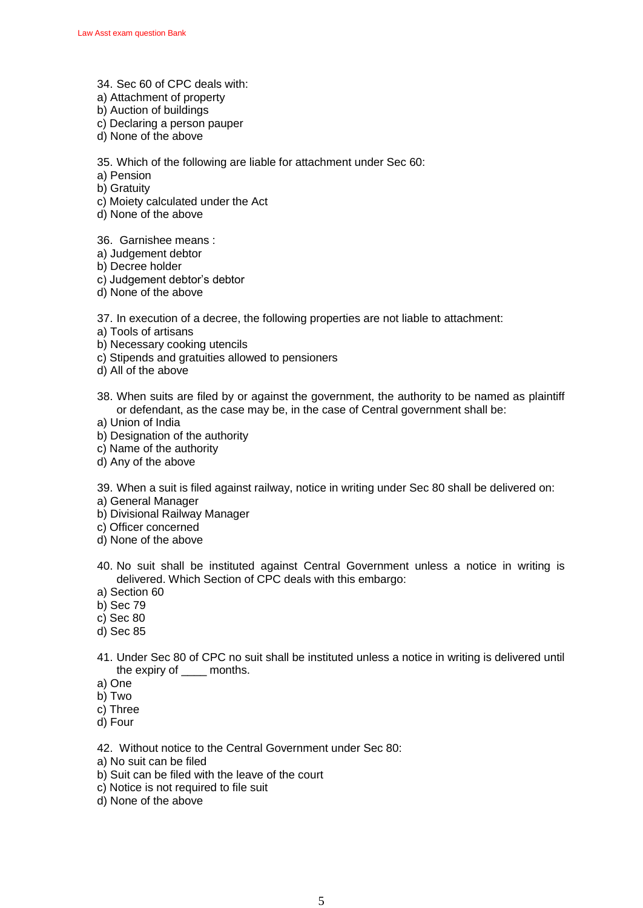34. Sec 60 of CPC deals with:
a) Attachment of property
b) Auction of buildings
c) Declaring a person pauper
d) None of the above

35. Which of the following are liable for attachment under Sec 60:
a) Pension
b) Gratuity
c) Moiety calculated under the Act
d) None of the above

36. Garnishee means :
a) Judgement debtor
b) Decree holder
c) Judgement debtor's debtor
d) None of the above

37. In execution of a decree, the following properties are not liable to attachment:
a) Tools of artisans
b) Necessary cooking utencils
c) Stipends and gratuities allowed to pensioners
d) All of the above

38. When suits are filed by or against the government, the authority to be named as plaintiff or defendant, as the case may be, in the case of Central government shall be:
a) Union of India
b) Designation of the authority
c) Name of the authority
d) Any of the above

39. When a suit is filed against railway, notice in writing under Sec 80 shall be delivered on:
a) General Manager
b) Divisional Railway Manager
c) Officer concerned
d) None of the above

40. No suit shall be instituted against Central Government unless a notice in writing is delivered. Which Section of CPC deals with this embargo:
a) Section 60
b) Sec 79
c) Sec 80
d) Sec 85

41. Under Sec 80 of CPC no suit shall be instituted unless a notice in writing is delivered until the expiry of ____ months.
a) One
b) Two
c) Three
d) Four

42. Without notice to the Central Government under Sec 80:
a) No suit can be filed
b) Suit can be filed with the leave of the court
c) Notice is not required to file suit
d) None of the above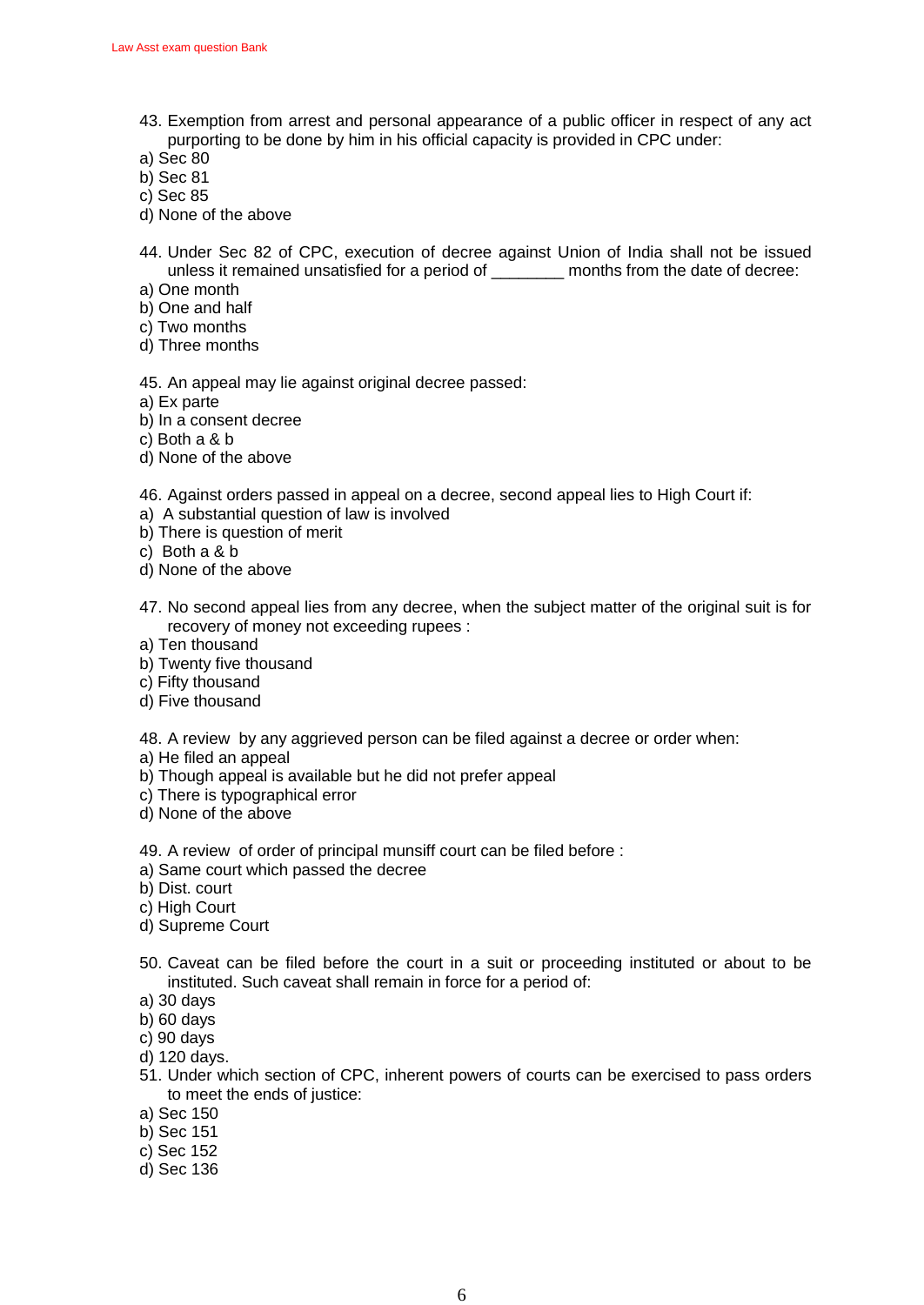43. Exemption from arrest and personal appearance of a public officer in respect of any act purporting to be done by him in his official capacity is provided in CPC under:

a) Sec 80
b) Sec 81
c) Sec 85
d) None of the above

44. Under Sec 82 of CPC, execution of decree against Union of India shall not be issued unless it remained unsatisfied for a period of ________ months from the date of decree:

a) One month
b) One and half
c) Two months
d) Three months

45. An appeal may lie against original decree passed:

a) Ex parte
b) In a consent decree
c) Both a & b
d) None of the above

46. Against orders passed in appeal on a decree, second appeal lies to High Court if:

a) A substantial question of law is involved
b) There is question of merit
c) Both a & b
d) None of the above

47. No second appeal lies from any decree, when the subject matter of the original suit is for recovery of money not exceeding rupees :

a) Ten thousand
b) Twenty five thousand
c) Fifty thousand
d) Five thousand

48. A review by any aggrieved person can be filed against a decree or order when:

a) He filed an appeal
b) Though appeal is available but he did not prefer appeal
c) There is typographical error
d) None of the above

49. A review of order of principal munsiff court can be filed before :

a) Same court which passed the decree
b) Dist. court
c) High Court
d) Supreme Court

50. Caveat can be filed before the court in a suit or proceeding instituted or about to be instituted. Such caveat shall remain in force for a period of:

a) 30 days
b) 60 days
c) 90 days
d) 120 days.

51. Under which section of CPC, inherent powers of courts can be exercised to pass orders to meet the ends of justice:

a) Sec 150
b) Sec 151
c) Sec 152
d) Sec 136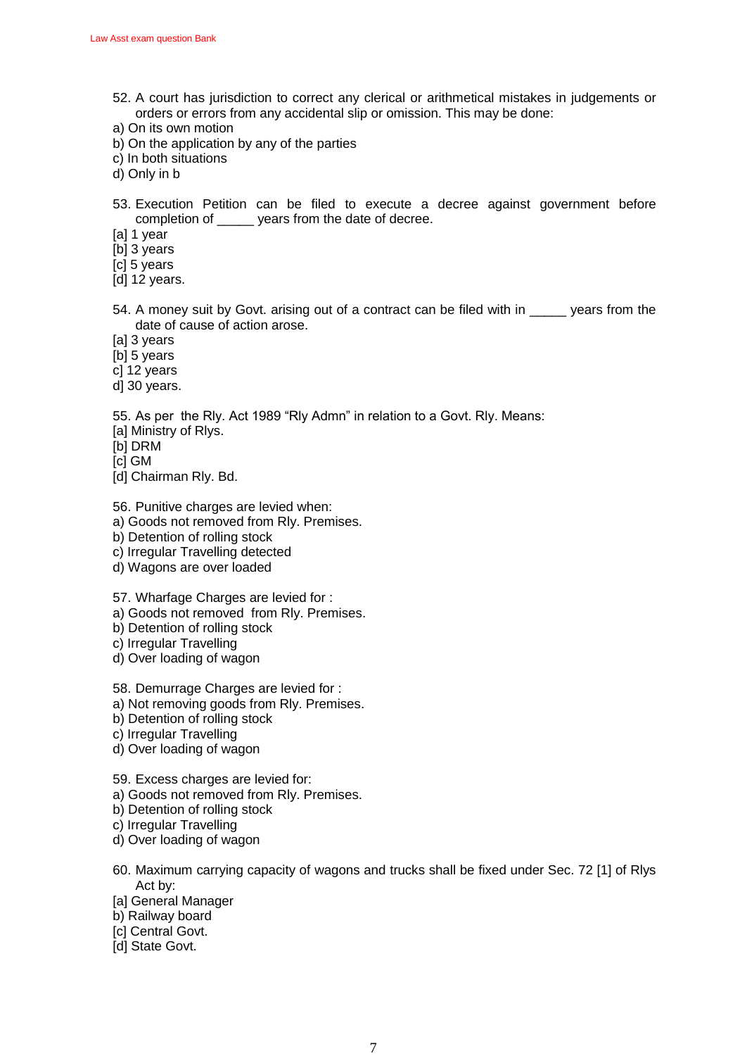52. A court has jurisdiction to correct any clerical or arithmetical mistakes in judgements or orders or errors from any accidental slip or omission. This may be done:

a) On its own motion
b) On the application by any of the parties
c) In both situations
d) Only in b

53. Execution Petition can be filed to execute a decree against government before completion of _____ years from the date of decree.

[a] 1 year
[b] 3 years
[c] 5 years
[d] 12 years.

54. A money suit by Govt. arising out of a contract can be filed with in _____ years from the date of cause of action arose.

[a] 3 years
[b] 5 years
c] 12 years
d] 30 years.

55. As per the Rly. Act 1989 "Rly Admn" in relation to a Govt. Rly. Means:

[a] Ministry of Rlys.
[b] DRM
[c] GM
[d] Chairman Rly. Bd.

56. Punitive charges are levied when:

a) Goods not removed from Rly. Premises.
b) Detention of rolling stock
c) Irregular Travelling detected
d) Wagons are over loaded

57. Wharfage Charges are levied for :

a) Goods not removed from Rly. Premises.
b) Detention of rolling stock
c) Irregular Travelling
d) Over loading of wagon

58. Demurrage Charges are levied for :

a) Not removing goods from Rly. Premises.
b) Detention of rolling stock
c) Irregular Travelling
d) Over loading of wagon

59. Excess charges are levied for:

a) Goods not removed from Rly. Premises.
b) Detention of rolling stock
c) Irregular Travelling
d) Over loading of wagon

60. Maximum carrying capacity of wagons and trucks shall be fixed under Sec. 72 [1] of Rlys Act by:

[a] General Manager
b) Railway board
[c] Central Govt.
[d] State Govt.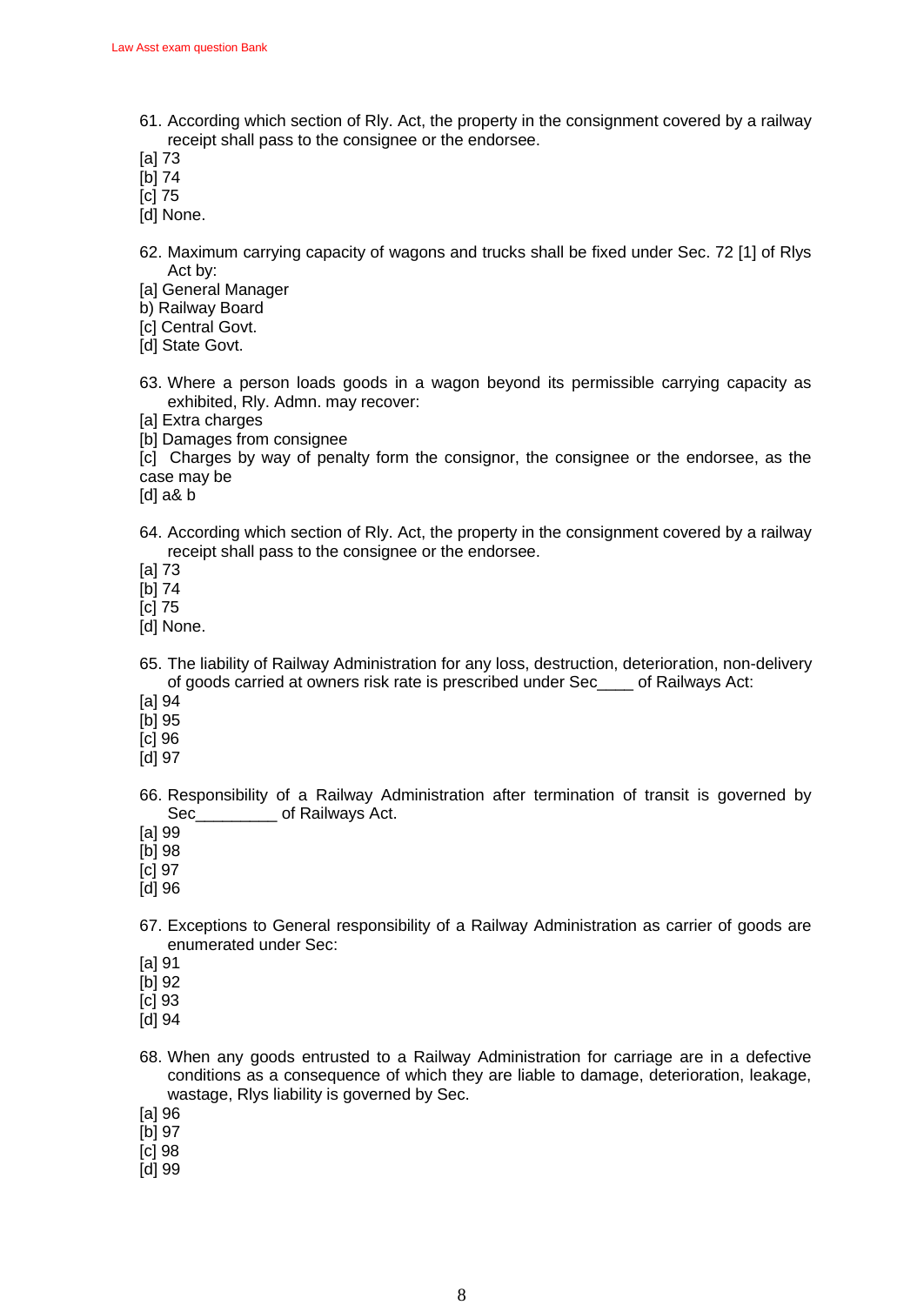61. According which section of Rly. Act, the property in the consignment covered by a railway receipt shall pass to the consignee or the endorsee.

[a] 73
[b] 74
[c] 75
[d] None.

62. Maximum carrying capacity of wagons and trucks shall be fixed under Sec. 72 [1] of Rlys Act by:

[a] General Manager
b) Railway Board
[c] Central Govt.
[d] State Govt.

63. Where a person loads goods in a wagon beyond its permissible carrying capacity as exhibited, Rly. Admn. may recover:

[a] Extra charges
[b] Damages from consignee
[c] Charges by way of penalty form the consignor, the consignee or the endorsee, as the case may be
[d] a& b

64. According which section of Rly. Act, the property in the consignment covered by a railway receipt shall pass to the consignee or the endorsee.

[a] 73
[b] 74
[c] 75
[d] None.

65. The liability of Railway Administration for any loss, destruction, deterioration, non-delivery of goods carried at owners risk rate is prescribed under Sec____ of Railways Act:

[a] 94
[b] 95
[c] 96
[d] 97

66. Responsibility of a Railway Administration after termination of transit is governed by Sec_________ of Railways Act.

[a] 99
[b] 98
[c] 97
[d] 96

67. Exceptions to General responsibility of a Railway Administration as carrier of goods are enumerated under Sec:

[a] 91
[b] 92
[c] 93
[d] 94

68. When any goods entrusted to a Railway Administration for carriage are in a defective conditions as a consequence of which they are liable to damage, deterioration, leakage, wastage, Rlys liability is governed by Sec.

[a] 96
[b] 97
[c] 98
[d] 99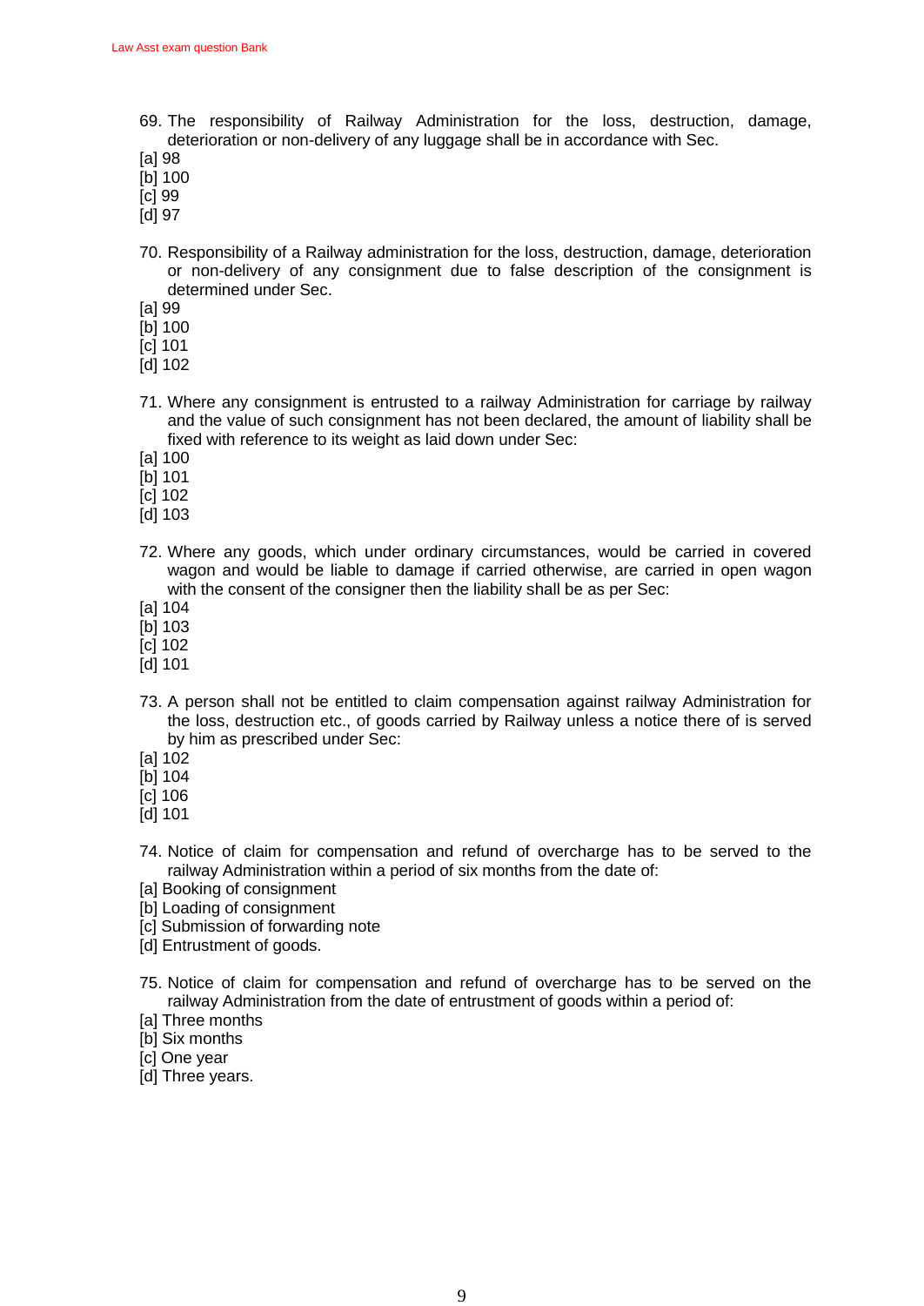69. The responsibility of Railway Administration for the loss, destruction, damage, deterioration or non-delivery of any luggage shall be in accordance with Sec.

[a] 98
[b] 100
[c] 99
[d] 97

70. Responsibility of a Railway administration for the loss, destruction, damage, deterioration or non-delivery of any consignment due to false description of the consignment is determined under Sec.

[a] 99
[b] 100
[c] 101
[d] 102

71. Where any consignment is entrusted to a railway Administration for carriage by railway and the value of such consignment has not been declared, the amount of liability shall be fixed with reference to its weight as laid down under Sec:

[a] 100
[b] 101
[c] 102
[d] 103

72. Where any goods, which under ordinary circumstances, would be carried in covered wagon and would be liable to damage if carried otherwise, are carried in open wagon with the consent of the consigner then the liability shall be as per Sec:

[a] 104
[b] 103
[c] 102
[d] 101

73. A person shall not be entitled to claim compensation against railway Administration for the loss, destruction etc., of goods carried by Railway unless a notice there of is served by him as prescribed under Sec:

[a] 102
[b] 104
[c] 106
[d] 101

74. Notice of claim for compensation and refund of overcharge has to be served to the railway Administration within a period of six months from the date of:

[a] Booking of consignment
[b] Loading of consignment
[c] Submission of forwarding note
[d] Entrustment of goods.

75. Notice of claim for compensation and refund of overcharge has to be served on the railway Administration from the date of entrustment of goods within a period of:

[a] Three months
[b] Six months
[c] One year
[d] Three years.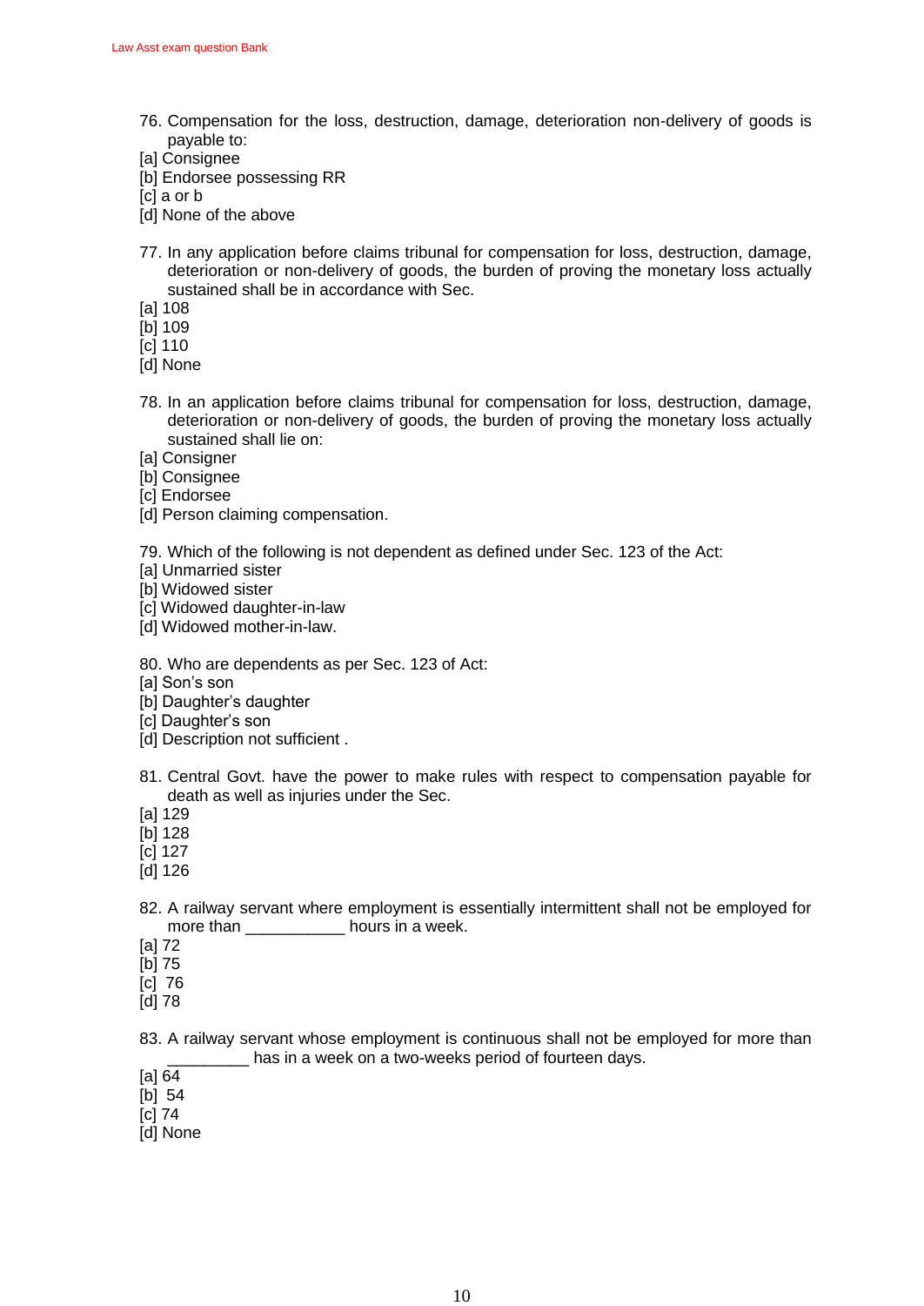76. Compensation for the loss, destruction, damage, deterioration non-delivery of goods is payable to:
[a] Consignee
[b] Endorsee possessing RR
[c] a or b
[d] None of the above

77. In any application before claims tribunal for compensation for loss, destruction, damage, deterioration or non-delivery of goods, the burden of proving the monetary loss actually sustained shall be in accordance with Sec.
[a] 108
[b] 109
[c] 110
[d] None

78. In an application before claims tribunal for compensation for loss, destruction, damage, deterioration or non-delivery of goods, the burden of proving the monetary loss actually sustained shall lie on:
[a] Consigner
[b] Consignee
[c] Endorsee
[d] Person claiming compensation.

79. Which of the following is not dependent as defined under Sec. 123 of the Act:
[a] Unmarried sister
[b] Widowed sister
[c] Widowed daughter-in-law
[d] Widowed mother-in-law.

80. Who are dependents as per Sec. 123 of Act:
[a] Son's son
[b] Daughter's daughter
[c] Daughter's son
[d] Description not sufficient .

81. Central Govt. have the power to make rules with respect to compensation payable for death as well as injuries under the Sec.
[a] 129
[b] 128
[c] 127
[d] 126

82. A railway servant where employment is essentially intermittent shall not be employed for more than ___________ hours in a week.
[a] 72
[b] 75
[c] 76
[d] 78

83. A railway servant whose employment is continuous shall not be employed for more than _________ has in a week on a two-weeks period of fourteen days.
[a] 64
[b] 54
[c] 74
[d] None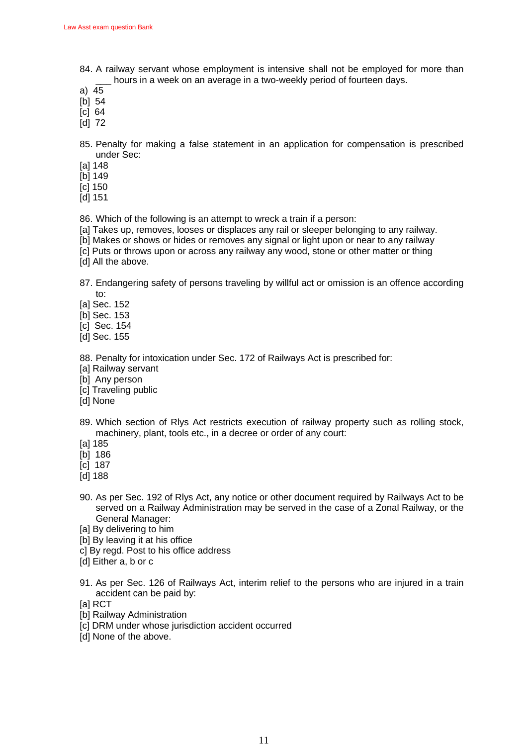84. A railway servant whose employment is intensive shall not be employed for more than ___ hours in a week on an average in a two-weekly period of fourteen days.

a) 45
[b] 54
[c] 64
[d] 72

85. Penalty for making a false statement in an application for compensation is prescribed under Sec:

[a] 148
[b] 149
[c] 150
[d] 151

86. Which of the following is an attempt to wreck a train if a person:

[a] Takes up, removes, looses or displaces any rail or sleeper belonging to any railway.
[b] Makes or shows or hides or removes any signal or light upon or near to any railway
[c] Puts or throws upon or across any railway any wood, stone or other matter or thing
[d] All the above.

87. Endangering safety of persons traveling by willful act or omission is an offence according to:

[a] Sec. 152
[b] Sec. 153
[c] Sec. 154
[d] Sec. 155

88. Penalty for intoxication under Sec. 172 of Railways Act is prescribed for:

[a] Railway servant
[b] Any person
[c] Traveling public
[d] None

89. Which section of Rlys Act restricts execution of railway property such as rolling stock, machinery, plant, tools etc., in a decree or order of any court:

[a] 185
[b] 186
[c] 187
[d] 188

90. As per Sec. 192 of Rlys Act, any notice or other document required by Railways Act to be served on a Railway Administration may be served in the case of a Zonal Railway, or the General Manager:

[a] By delivering to him
[b] By leaving it at his office
c] By regd. Post to his office address
[d] Either a, b or c

91. As per Sec. 126 of Railways Act, interim relief to the persons who are injured in a train accident can be paid by:

[a] RCT
[b] Railway Administration
[c] DRM under whose jurisdiction accident occurred
[d] None of the above.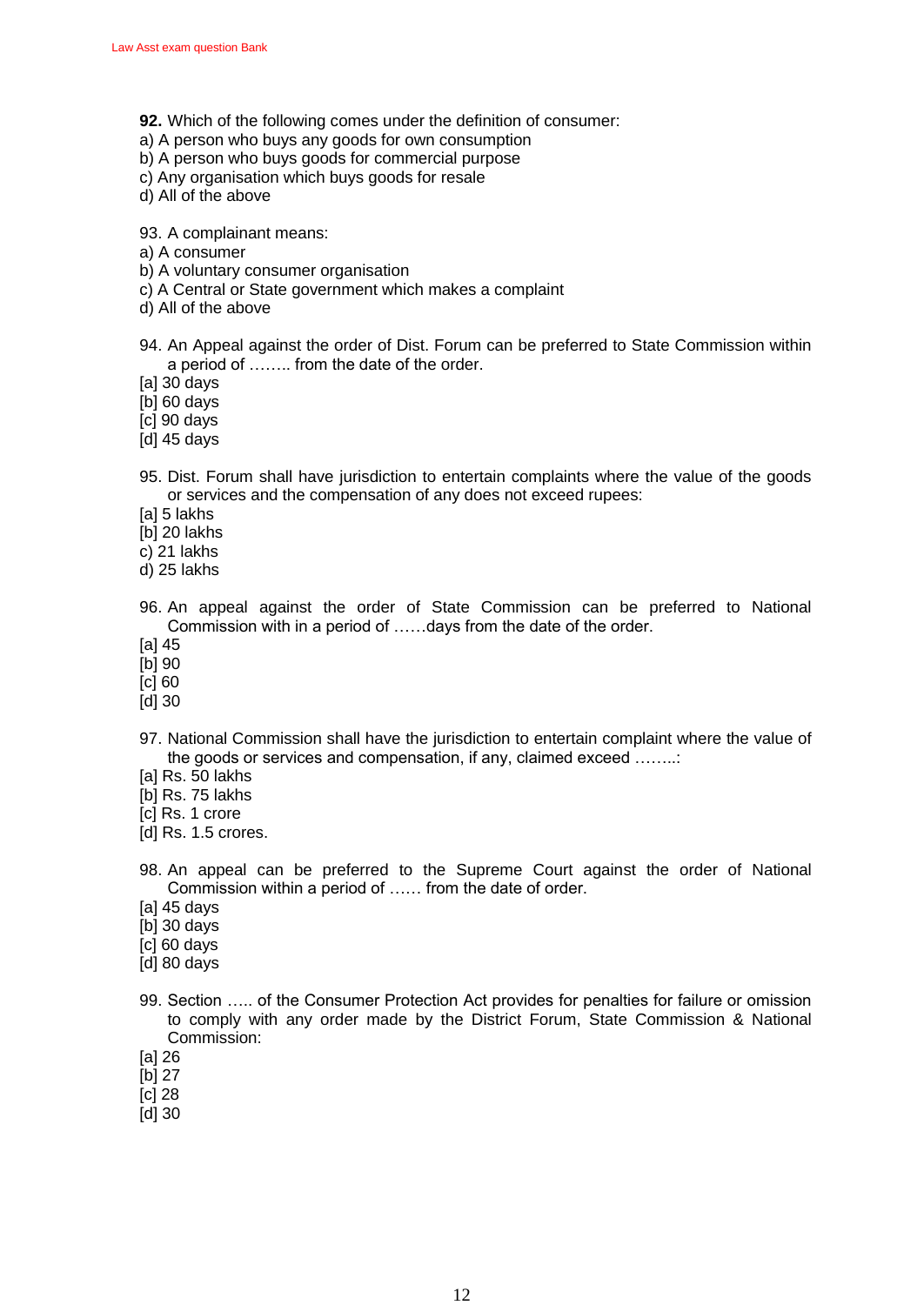**92.** Which of the following comes under the definition of consumer:
a) A person who buys any goods for own consumption
b) A person who buys goods for commercial purpose
c) Any organisation which buys goods for resale
d) All of the above

93. A complainant means:
a) A consumer
b) A voluntary consumer organisation
c) A Central or State government which makes a complaint
d) All of the above

94. An Appeal against the order of Dist. Forum can be preferred to State Commission within a period of …….. from the date of the order.
[a] 30 days
[b] 60 days
[c] 90 days
[d] 45 days

95. Dist. Forum shall have jurisdiction to entertain complaints where the value of the goods or services and the compensation of any does not exceed rupees:
[a] 5 lakhs
[b] 20 lakhs
c) 21 lakhs
d) 25 lakhs

96. An appeal against the order of State Commission can be preferred to National Commission with in a period of ……days from the date of the order.
[a] 45
[b] 90
[c] 60
[d] 30

97. National Commission shall have the jurisdiction to entertain complaint where the value of the goods or services and compensation, if any, claimed exceed ……..:
[a] Rs. 50 lakhs
[b] Rs. 75 lakhs
[c] Rs. 1 crore
[d] Rs. 1.5 crores.

98. An appeal can be preferred to the Supreme Court against the order of National Commission within a period of …… from the date of order.
[a] 45 days
[b] 30 days
[c] 60 days
[d] 80 days

99. Section ….. of the Consumer Protection Act provides for penalties for failure or omission to comply with any order made by the District Forum, State Commission & National Commission:
[a] 26
[b] 27
[c] 28
[d] 30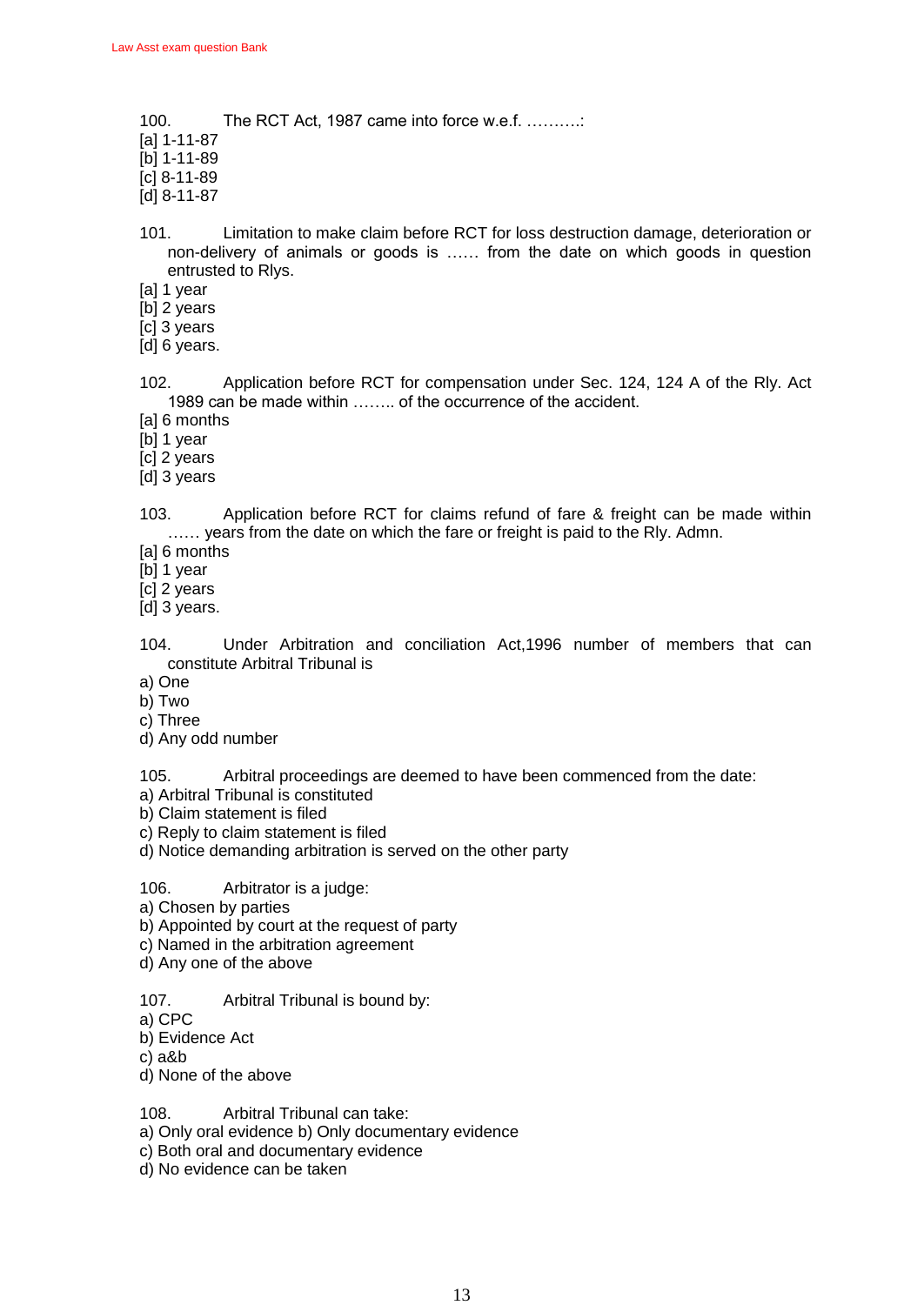100. The RCT Act, 1987 came into force w.e.f. ……….:

[a] 1-11-87
[b] 1-11-89
[c] 8-11-89
[d] 8-11-87

101. Limitation to make claim before RCT for loss destruction damage, deterioration or non-delivery of animals or goods is …… from the date on which goods in question entrusted to Rlys.

[a] 1 year
[b] 2 years
[c] 3 years
[d] 6 years.

102. Application before RCT for compensation under Sec. 124, 124 A of the Rly. Act 1989 can be made within …….. of the occurrence of the accident.

[a] 6 months
[b] 1 year
[c] 2 years
[d] 3 years

103. Application before RCT for claims refund of fare & freight can be made within …… years from the date on which the fare or freight is paid to the Rly. Admn.

[a] 6 months
[b] 1 year
[c] 2 years
[d] 3 years.

104. Under Arbitration and conciliation Act,1996 number of members that can constitute Arbitral Tribunal is

a) One
b) Two
c) Three
d) Any odd number

105. Arbitral proceedings are deemed to have been commenced from the date:

a) Arbitral Tribunal is constituted
b) Claim statement is filed
c) Reply to claim statement is filed
d) Notice demanding arbitration is served on the other party

106. Arbitrator is a judge:

a) Chosen by parties
b) Appointed by court at the request of party
c) Named in the arbitration agreement
d) Any one of the above

107. Arbitral Tribunal is bound by:

a) CPC
b) Evidence Act
c) a&b
d) None of the above

108. Arbitral Tribunal can take:

a) Only oral evidence b) Only documentary evidence
c) Both oral and documentary evidence
d) No evidence can be taken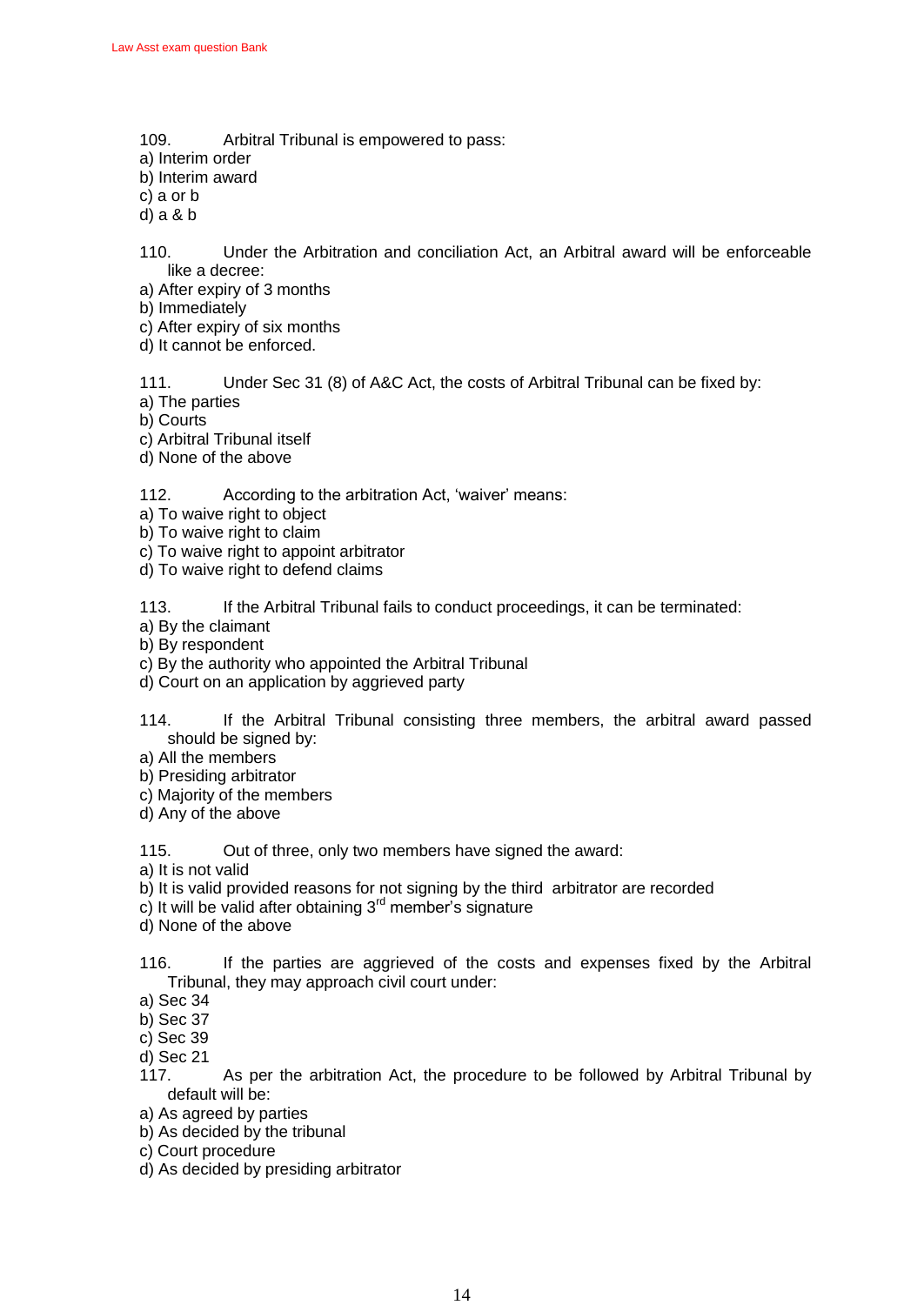109. Arbitral Tribunal is empowered to pass:
a) Interim order
b) Interim award
c) a or b
d) a & b

110. Under the Arbitration and conciliation Act, an Arbitral award will be enforceable like a decree:
a) After expiry of 3 months
b) Immediately
c) After expiry of six months
d) It cannot be enforced.

111. Under Sec 31 (8) of A&C Act, the costs of Arbitral Tribunal can be fixed by:
a) The parties
b) Courts
c) Arbitral Tribunal itself
d) None of the above

112. According to the arbitration Act, 'waiver' means:
a) To waive right to object
b) To waive right to claim
c) To waive right to appoint arbitrator
d) To waive right to defend claims

113. If the Arbitral Tribunal fails to conduct proceedings, it can be terminated:
a) By the claimant
b) By respondent
c) By the authority who appointed the Arbitral Tribunal
d) Court on an application by aggrieved party

114. If the Arbitral Tribunal consisting three members, the arbitral award passed should be signed by:
a) All the members
b) Presiding arbitrator
c) Majority of the members
d) Any of the above

115. Out of three, only two members have signed the award:
a) It is not valid
b) It is valid provided reasons for not signing by the third arbitrator are recorded
c) It will be valid after obtaining 3rd member's signature
d) None of the above

116. If the parties are aggrieved of the costs and expenses fixed by the Arbitral Tribunal, they may approach civil court under:
a) Sec 34
b) Sec 37
c) Sec 39
d) Sec 21

117. As per the arbitration Act, the procedure to be followed by Arbitral Tribunal by default will be:
a) As agreed by parties
b) As decided by the tribunal
c) Court procedure
d) As decided by presiding arbitrator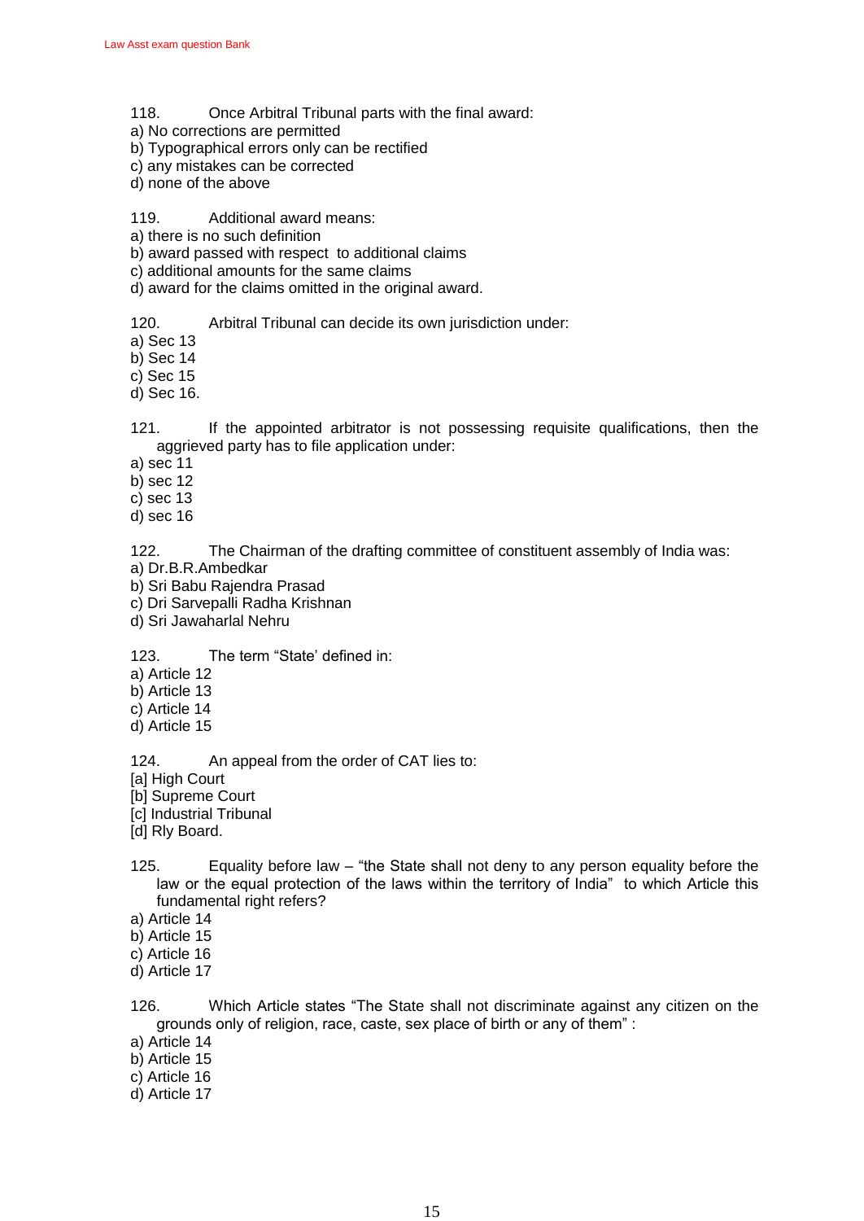118. Once Arbitral Tribunal parts with the final award:
a) No corrections are permitted
b) Typographical errors only can be rectified
c) any mistakes can be corrected
d) none of the above

119. Additional award means:
a) there is no such definition
b) award passed with respect to additional claims
c) additional amounts for the same claims
d) award for the claims omitted in the original award.

120. Arbitral Tribunal can decide its own jurisdiction under:
a) Sec 13
b) Sec 14
c) Sec 15
d) Sec 16.

121. If the appointed arbitrator is not possessing requisite qualifications, then the aggrieved party has to file application under:
a) sec 11
b) sec 12
c) sec 13
d) sec 16

122. The Chairman of the drafting committee of constituent assembly of India was:
a) Dr.B.R.Ambedkar
b) Sri Babu Rajendra Prasad
c) Dri Sarvepalli Radha Krishnan
d) Sri Jawaharlal Nehru

123. The term "State' defined in:
a) Article 12
b) Article 13
c) Article 14
d) Article 15

124. An appeal from the order of CAT lies to:
[a] High Court
[b] Supreme Court
[c] Industrial Tribunal
[d] Rly Board.

125. Equality before law – "the State shall not deny to any person equality before the law or the equal protection of the laws within the territory of India" to which Article this fundamental right refers?
a) Article 14
b) Article 15
c) Article 16
d) Article 17

126. Which Article states "The State shall not discriminate against any citizen on the grounds only of religion, race, caste, sex place of birth or any of them" :
a) Article 14
b) Article 15
c) Article 16
d) Article 17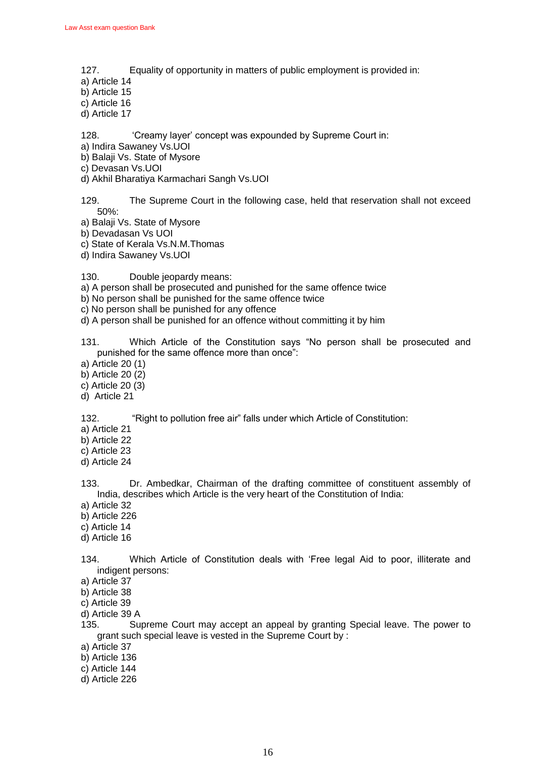127. Equality of opportunity in matters of public employment is provided in:
a) Article 14
b) Article 15
c) Article 16
d) Article 17

128. 'Creamy layer' concept was expounded by Supreme Court in:
a) Indira Sawaney Vs.UOI
b) Balaji Vs. State of Mysore
c) Devasan Vs.UOI
d) Akhil Bharatiya Karmachari Sangh Vs.UOI

129. The Supreme Court in the following case, held that reservation shall not exceed 50%:
a) Balaji Vs. State of Mysore
b) Devadasan Vs UOI
c) State of Kerala Vs.N.M.Thomas
d) Indira Sawaney Vs.UOI

130. Double jeopardy means:
a) A person shall be prosecuted and punished for the same offence twice
b) No person shall be punished for the same offence twice
c) No person shall be punished for any offence
d) A person shall be punished for an offence without committing it by him

131. Which Article of the Constitution says "No person shall be prosecuted and punished for the same offence more than once":
a) Article 20 (1)
b) Article 20 (2)
c) Article 20 (3)
d) Article 21

132. "Right to pollution free air" falls under which Article of Constitution:
a) Article 21
b) Article 22
c) Article 23
d) Article 24

133. Dr. Ambedkar, Chairman of the drafting committee of constituent assembly of India, describes which Article is the very heart of the Constitution of India:
a) Article 32
b) Article 226
c) Article 14
d) Article 16

134. Which Article of Constitution deals with 'Free legal Aid to poor, illiterate and indigent persons:
a) Article 37
b) Article 38
c) Article 39
d) Article 39 A

135. Supreme Court may accept an appeal by granting Special leave. The power to grant such special leave is vested in the Supreme Court by :
a) Article 37
b) Article 136
c) Article 144
d) Article 226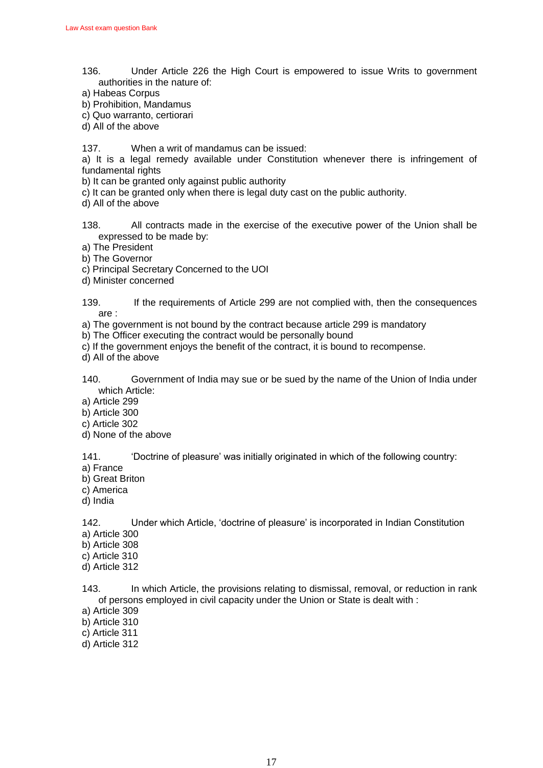136. Under Article 226 the High Court is empowered to issue Writs to government authorities in the nature of:

a) Habeas Corpus
b) Prohibition, Mandamus
c) Quo warranto, certiorari
d) All of the above

137. When a writ of mandamus can be issued:

a) It is a legal remedy available under Constitution whenever there is infringement of fundamental rights
b) It can be granted only against public authority
c) It can be granted only when there is legal duty cast on the public authority.
d) All of the above

138. All contracts made in the exercise of the executive power of the Union shall be expressed to be made by:

a) The President
b) The Governor
c) Principal Secretary Concerned to the UOI
d) Minister concerned

139. If the requirements of Article 299 are not complied with, then the consequences are :

a) The government is not bound by the contract because article 299 is mandatory
b) The Officer executing the contract would be personally bound
c) If the government enjoys the benefit of the contract, it is bound to recompense.
d) All of the above

140. Government of India may sue or be sued by the name of the Union of India under which Article:

a) Article 299
b) Article 300
c) Article 302
d) None of the above

141. 'Doctrine of pleasure' was initially originated in which of the following country:

a) France
b) Great Briton
c) America
d) India

142. Under which Article, 'doctrine of pleasure' is incorporated in Indian Constitution

a) Article 300
b) Article 308
c) Article 310
d) Article 312

143. In which Article, the provisions relating to dismissal, removal, or reduction in rank of persons employed in civil capacity under the Union or State is dealt with :

a) Article 309
b) Article 310
c) Article 311
d) Article 312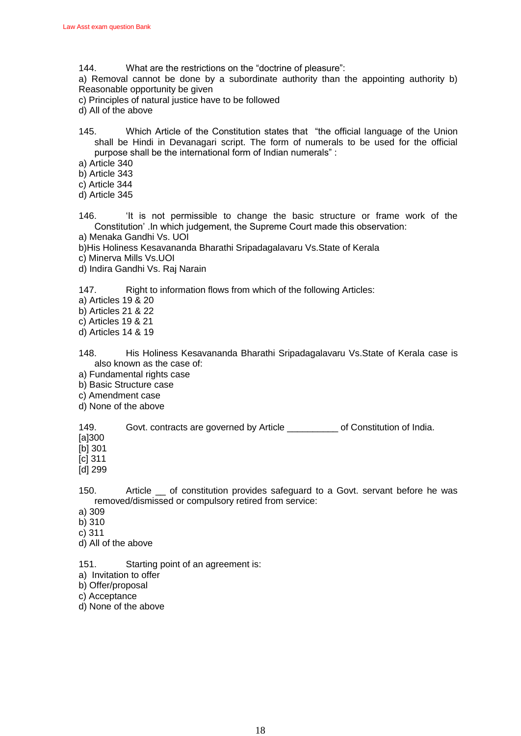144. What are the restrictions on the "doctrine of pleasure":

a) Removal cannot be done by a subordinate authority than the appointing authority b) Reasonable opportunity be given

c) Principles of natural justice have to be followed

d) All of the above

145. Which Article of the Constitution states that "the official language of the Union shall be Hindi in Devanagari script. The form of numerals to be used for the official purpose shall be the international form of Indian numerals" :

a) Article 340

b) Article 343

c) Article 344

d) Article 345

146. 'It is not permissible to change the basic structure or frame work of the Constitution' .In which judgement, the Supreme Court made this observation:

a) Menaka Gandhi Vs. UOI

b)His Holiness Kesavananda Bharathi Sripadagalavaru Vs.State of Kerala

c) Minerva Mills Vs.UOI

d) Indira Gandhi Vs. Raj Narain

147. Right to information flows from which of the following Articles:

a) Articles 19 & 20

b) Articles 21 & 22

c) Articles 19 & 21

d) Articles 14 & 19

148. His Holiness Kesavananda Bharathi Sripadagalavaru Vs.State of Kerala case is also known as the case of:

a) Fundamental rights case

b) Basic Structure case

c) Amendment case

d) None of the above

149. Govt. contracts are governed by Article __________ of Constitution of India.

[a]300

[b] 301

[c] 311

[d] 299

150. Article __ of constitution provides safeguard to a Govt. servant before he was removed/dismissed or compulsory retired from service:

a) 309

b) 310

c) 311

d) All of the above

151. Starting point of an agreement is:

a) Invitation to offer

b) Offer/proposal

c) Acceptance

d) None of the above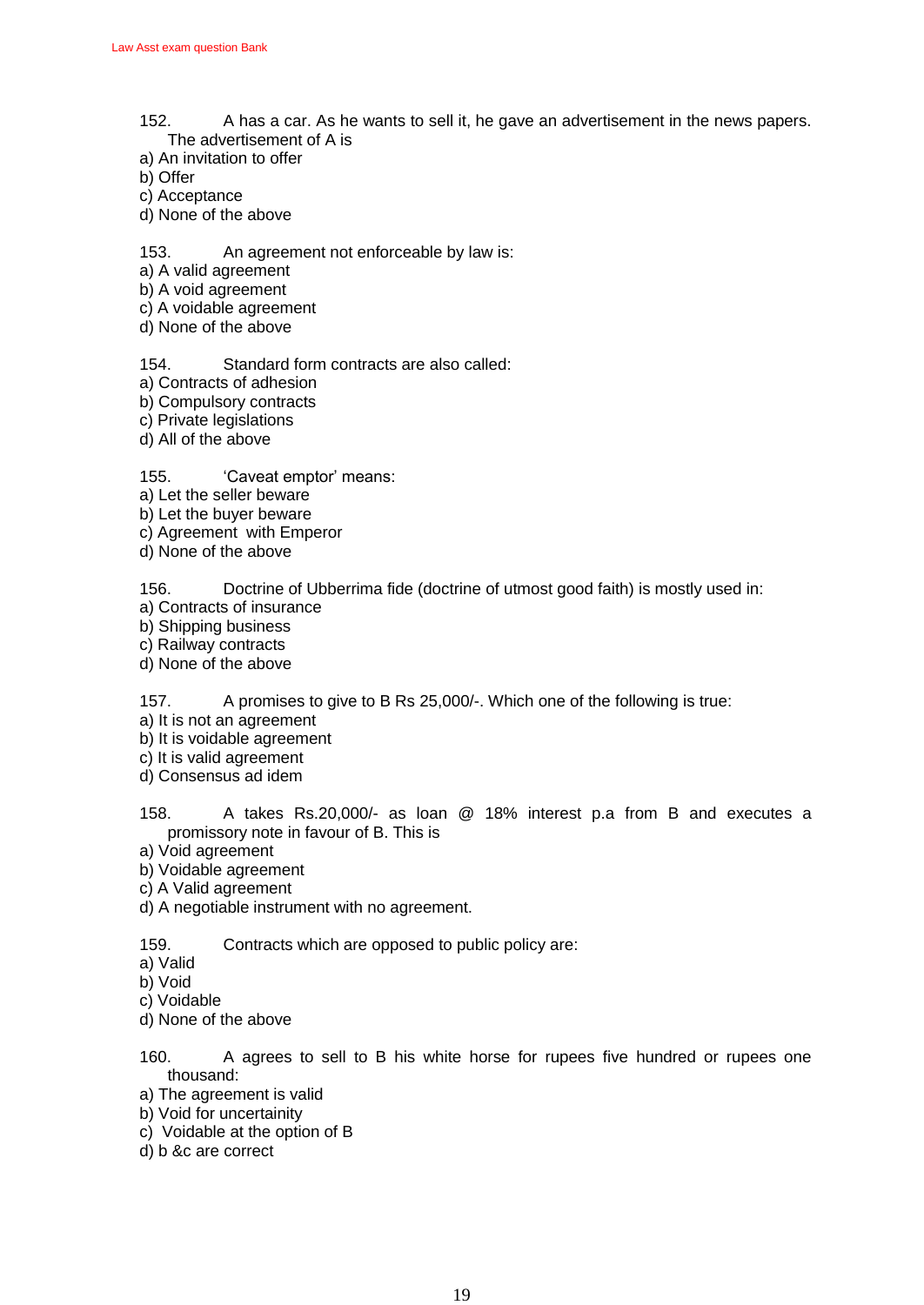152. A has a car. As he wants to sell it, he gave an advertisement in the news papers. The advertisement of A is

a) An invitation to offer
b) Offer
c) Acceptance
d) None of the above

153. An agreement not enforceable by law is:

a) A valid agreement
b) A void agreement
c) A voidable agreement
d) None of the above

154. Standard form contracts are also called:

a) Contracts of adhesion
b) Compulsory contracts
c) Private legislations
d) All of the above

155. 'Caveat emptor' means:

a) Let the seller beware
b) Let the buyer beware
c) Agreement with Emperor
d) None of the above

156. Doctrine of Ubberrima fide (doctrine of utmost good faith) is mostly used in:

a) Contracts of insurance
b) Shipping business
c) Railway contracts
d) None of the above

157. A promises to give to B Rs 25,000/-. Which one of the following is true:

a) It is not an agreement
b) It is voidable agreement
c) It is valid agreement
d) Consensus ad idem

158. A takes Rs.20,000/- as loan @ 18% interest p.a from B and executes a promissory note in favour of B. This is

a) Void agreement
b) Voidable agreement
c) A Valid agreement
d) A negotiable instrument with no agreement.

159. Contracts which are opposed to public policy are:

a) Valid
b) Void
c) Voidable
d) None of the above

160. A agrees to sell to B his white horse for rupees five hundred or rupees one thousand:

a) The agreement is valid
b) Void for uncertainity
c) Voidable at the option of B
d) b &c are correct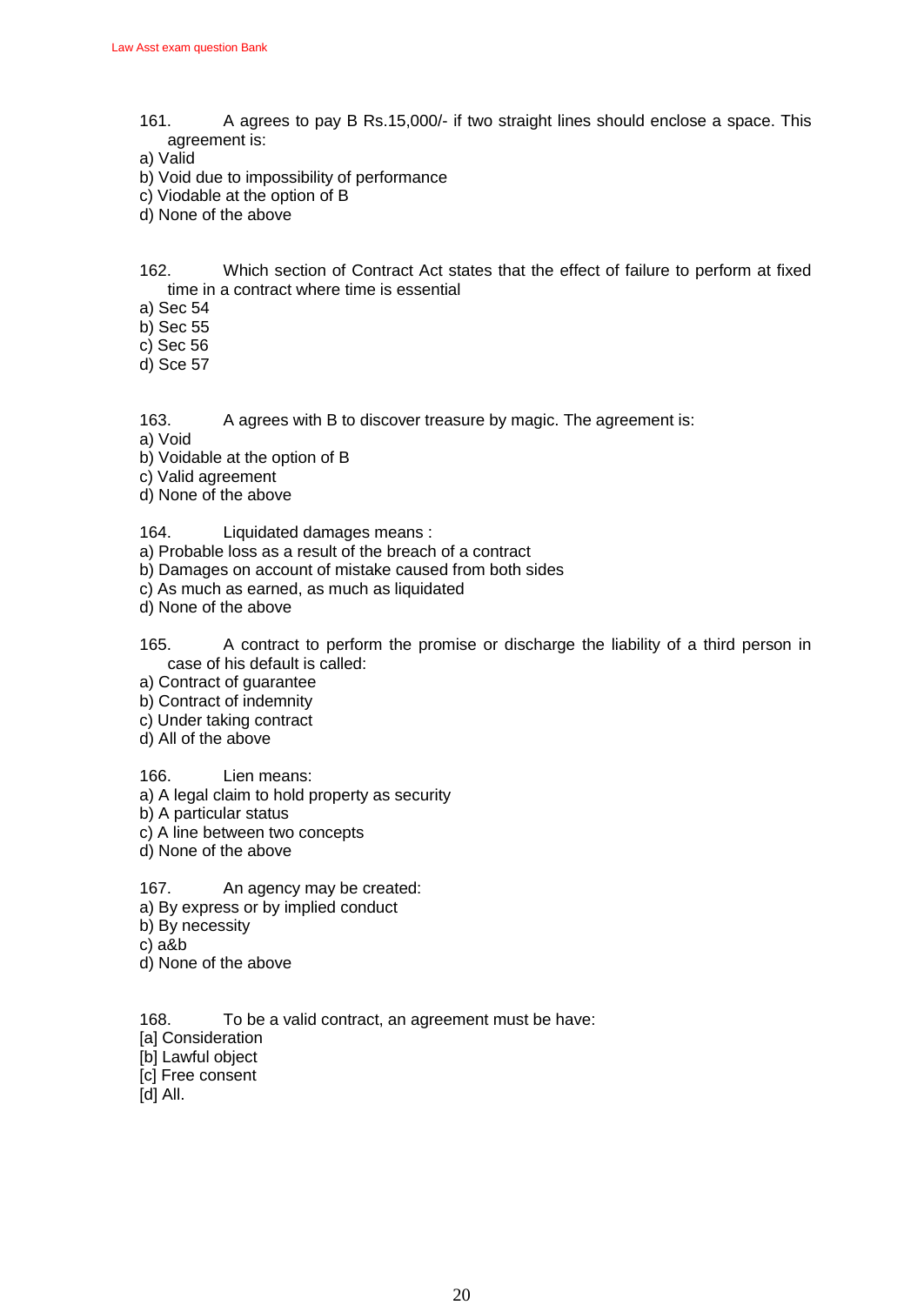161. A agrees to pay B Rs.15,000/- if two straight lines should enclose a space. This agreement is:

a) Valid
b) Void due to impossibility of performance
c) Viodable at the option of B
d) None of the above

162. Which section of Contract Act states that the effect of failure to perform at fixed time in a contract where time is essential

a) Sec 54
b) Sec 55
c) Sec 56
d) Sce 57

163. A agrees with B to discover treasure by magic. The agreement is:

a) Void
b) Voidable at the option of B
c) Valid agreement
d) None of the above

164. Liquidated damages means :

a) Probable loss as a result of the breach of a contract
b) Damages on account of mistake caused from both sides
c) As much as earned, as much as liquidated
d) None of the above

165. A contract to perform the promise or discharge the liability of a third person in case of his default is called:

a) Contract of guarantee
b) Contract of indemnity
c) Under taking contract
d) All of the above

166. Lien means:

a) A legal claim to hold property as security
b) A particular status
c) A line between two concepts
d) None of the above

167. An agency may be created:

a) By express or by implied conduct
b) By necessity
c) a&b
d) None of the above

168. To be a valid contract, an agreement must be have:

[a] Consideration
[b] Lawful object
[c] Free consent
[d] All.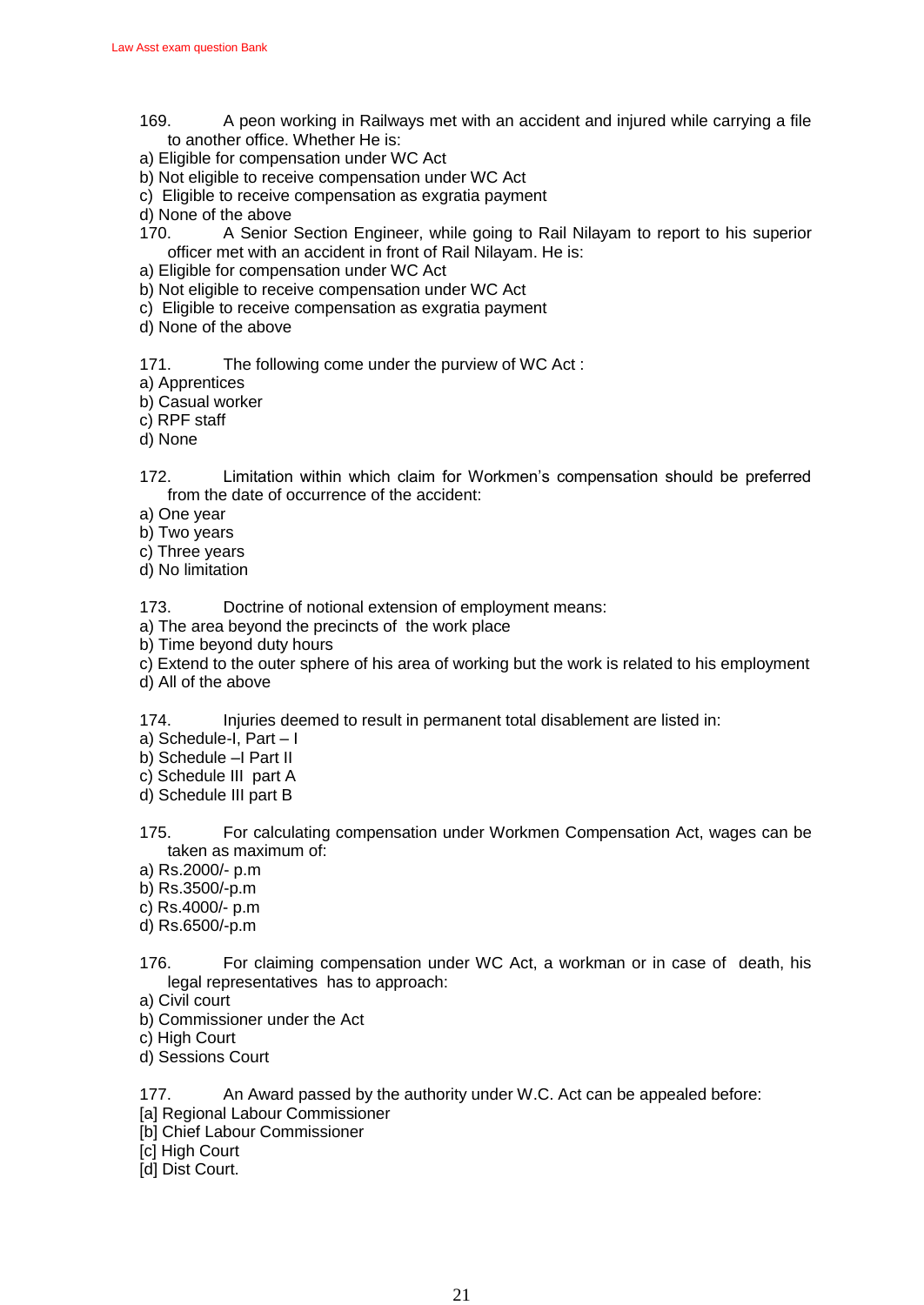169. A peon working in Railways met with an accident and injured while carrying a file to another office. Whether He is:

a) Eligible for compensation under WC Act
b) Not eligible to receive compensation under WC Act
c) Eligible to receive compensation as exgratia payment
d) None of the above

170. A Senior Section Engineer, while going to Rail Nilayam to report to his superior officer met with an accident in front of Rail Nilayam. He is:

a) Eligible for compensation under WC Act
b) Not eligible to receive compensation under WC Act
c) Eligible to receive compensation as exgratia payment
d) None of the above

171. The following come under the purview of WC Act :

a) Apprentices
b) Casual worker
c) RPF staff
d) None

172. Limitation within which claim for Workmen's compensation should be preferred from the date of occurrence of the accident:

a) One year
b) Two years
c) Three years
d) No limitation

173. Doctrine of notional extension of employment means:

a) The area beyond the precincts of the work place
b) Time beyond duty hours
c) Extend to the outer sphere of his area of working but the work is related to his employment
d) All of the above

174. Injuries deemed to result in permanent total disablement are listed in:

a) Schedule-I, Part – I
b) Schedule –I Part II
c) Schedule III part A
d) Schedule III part B

175. For calculating compensation under Workmen Compensation Act, wages can be taken as maximum of:

a) Rs.2000/- p.m
b) Rs.3500/-p.m
c) Rs.4000/- p.m
d) Rs.6500/-p.m

176. For claiming compensation under WC Act, a workman or in case of death, his legal representatives has to approach:

a) Civil court
b) Commissioner under the Act
c) High Court
d) Sessions Court

177. An Award passed by the authority under W.C. Act can be appealed before:

[a] Regional Labour Commissioner
[b] Chief Labour Commissioner
[c] High Court
[d] Dist Court.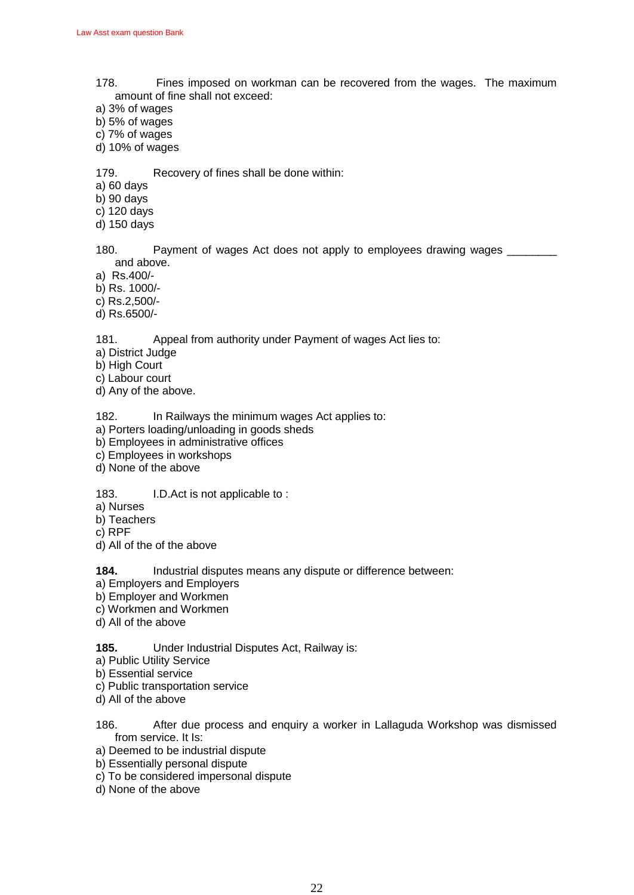178. Fines imposed on workman can be recovered from the wages. The maximum amount of fine shall not exceed:

a) 3% of wages
b) 5% of wages
c) 7% of wages
d) 10% of wages

179. Recovery of fines shall be done within:

a) 60 days
b) 90 days
c) 120 days
d) 150 days

180. Payment of wages Act does not apply to employees drawing wages ________ and above.

a) Rs.400/-
b) Rs. 1000/-
c) Rs.2,500/-
d) Rs.6500/-

181. Appeal from authority under Payment of wages Act lies to:

a) District Judge
b) High Court
c) Labour court
d) Any of the above.

182. In Railways the minimum wages Act applies to:

a) Porters loading/unloading in goods sheds
b) Employees in administrative offices
c) Employees in workshops
d) None of the above

183. I.D.Act is not applicable to :

a) Nurses
b) Teachers
c) RPF
d) All of the of the above

**184.** Industrial disputes means any dispute or difference between:

a) Employers and Employers
b) Employer and Workmen
c) Workmen and Workmen
d) All of the above

**185.** Under Industrial Disputes Act, Railway is:

a) Public Utility Service
b) Essential service
c) Public transportation service
d) All of the above

186. After due process and enquiry a worker in Lallaguda Workshop was dismissed from service. It Is:

a) Deemed to be industrial dispute
b) Essentially personal dispute
c) To be considered impersonal dispute
d) None of the above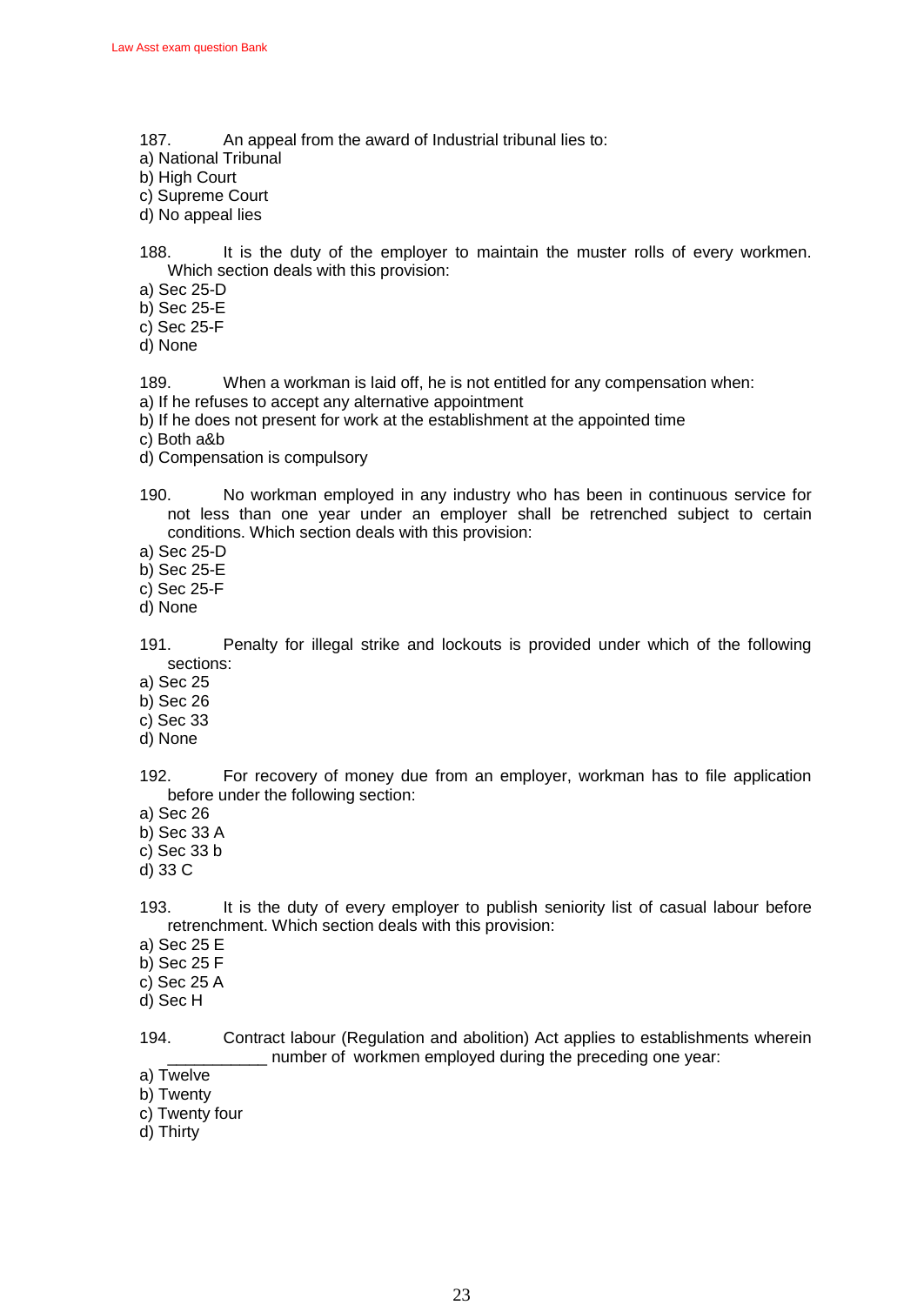187. An appeal from the award of Industrial tribunal lies to:

a) National Tribunal
b) High Court
c) Supreme Court
d) No appeal lies

188. It is the duty of the employer to maintain the muster rolls of every workmen. Which section deals with this provision:

a) Sec 25-D
b) Sec 25-E
c) Sec 25-F
d) None

189. When a workman is laid off, he is not entitled for any compensation when:

a) If he refuses to accept any alternative appointment
b) If he does not present for work at the establishment at the appointed time
c) Both a&b
d) Compensation is compulsory

190. No workman employed in any industry who has been in continuous service for not less than one year under an employer shall be retrenched subject to certain conditions. Which section deals with this provision:

a) Sec 25-D
b) Sec 25-E
c) Sec 25-F
d) None

191. Penalty for illegal strike and lockouts is provided under which of the following sections:

a) Sec 25
b) Sec 26
c) Sec 33
d) None

192. For recovery of money due from an employer, workman has to file application before under the following section:

a) Sec 26
b) Sec 33 A
c) Sec 33 b
d) 33 C

193. It is the duty of every employer to publish seniority list of casual labour before retrenchment. Which section deals with this provision:

a) Sec 25 E
b) Sec 25 F
c) Sec 25 A
d) Sec H

194. Contract labour (Regulation and abolition) Act applies to establishments wherein ___________ number of workmen employed during the preceding one year:

a) Twelve
b) Twenty
c) Twenty four
d) Thirty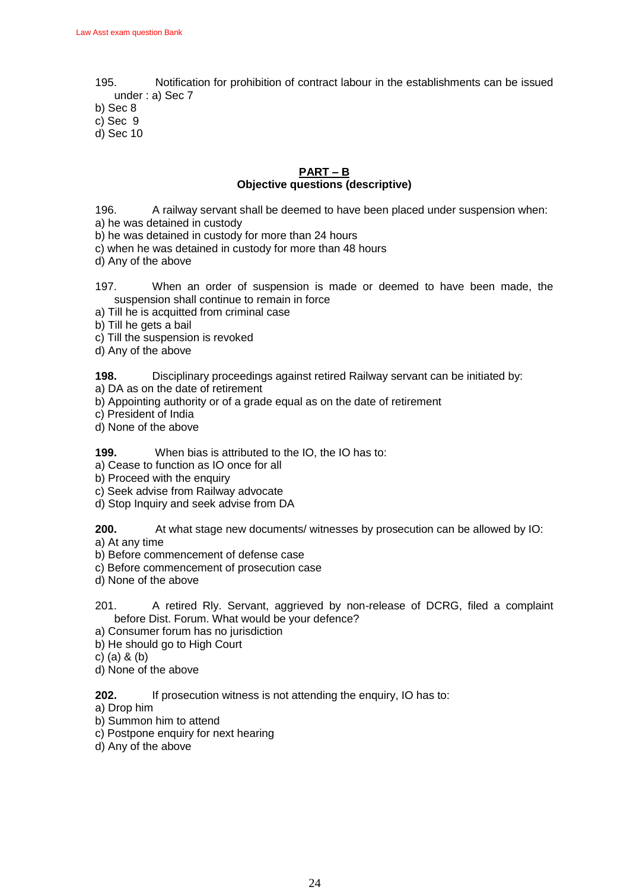195. Notification for prohibition of contract labour in the establishments can be issued under : a) Sec 7
b) Sec 8
c) Sec 9
d) Sec 10

## PART – B
### Objective questions (descriptive)

196. A railway servant shall be deemed to have been placed under suspension when:
a) he was detained in custody
b) he was detained in custody for more than 24 hours
c) when he was detained in custody for more than 48 hours
d) Any of the above

197. When an order of suspension is made or deemed to have been made, the suspension shall continue to remain in force
a) Till he is acquitted from criminal case
b) Till he gets a bail
c) Till the suspension is revoked
d) Any of the above

**198.** Disciplinary proceedings against retired Railway servant can be initiated by:
a) DA as on the date of retirement
b) Appointing authority or of a grade equal as on the date of retirement
c) President of India
d) None of the above

**199.** When bias is attributed to the IO, the IO has to:
a) Cease to function as IO once for all
b) Proceed with the enquiry
c) Seek advise from Railway advocate
d) Stop Inquiry and seek advise from DA

**200.** At what stage new documents/ witnesses by prosecution can be allowed by IO:
a) At any time
b) Before commencement of defense case
c) Before commencement of prosecution case
d) None of the above

201. A retired Rly. Servant, aggrieved by non-release of DCRG, filed a complaint before Dist. Forum. What would be your defence?
a) Consumer forum has no jurisdiction
b) He should go to High Court
c) (a) & (b)
d) None of the above

**202.** If prosecution witness is not attending the enquiry, IO has to:
a) Drop him
b) Summon him to attend
c) Postpone enquiry for next hearing
d) Any of the above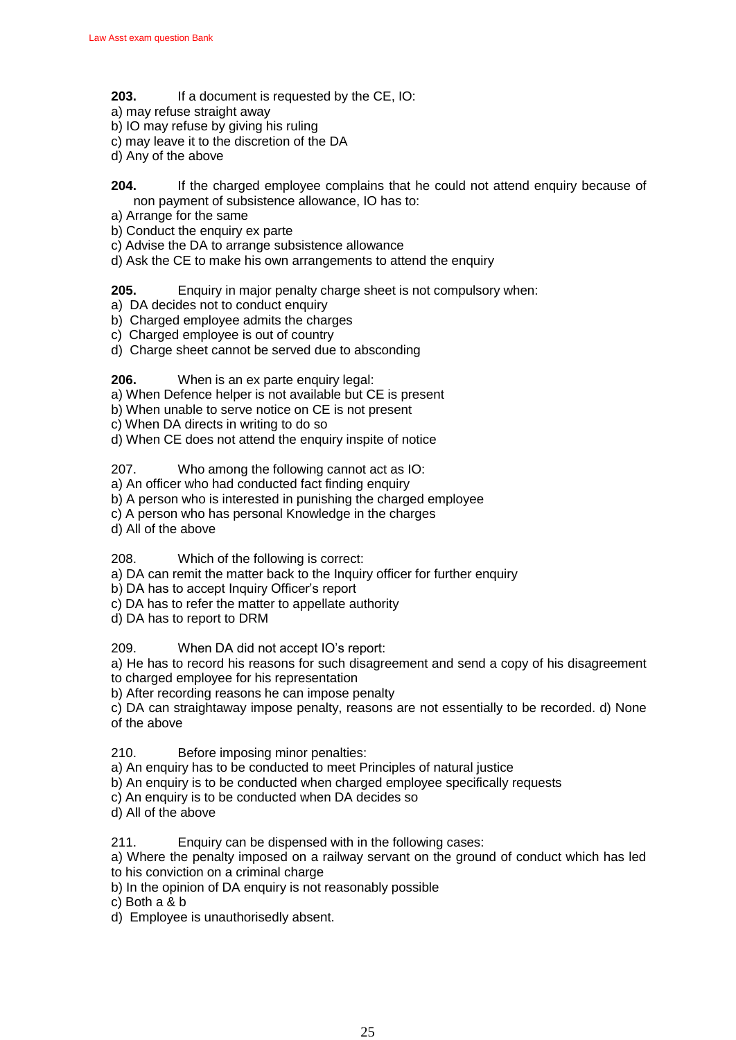**203.** If a document is requested by the CE, IO:
a) may refuse straight away
b) IO may refuse by giving his ruling
c) may leave it to the discretion of the DA
d) Any of the above

**204.** If the charged employee complains that he could not attend enquiry because of non payment of subsistence allowance, IO has to:
a) Arrange for the same
b) Conduct the enquiry ex parte
c) Advise the DA to arrange subsistence allowance
d) Ask the CE to make his own arrangements to attend the enquiry

**205.** Enquiry in major penalty charge sheet is not compulsory when:
a) DA decides not to conduct enquiry
b) Charged employee admits the charges
c) Charged employee is out of country
d) Charge sheet cannot be served due to absconding

**206.** When is an ex parte enquiry legal:
a) When Defence helper is not available but CE is present
b) When unable to serve notice on CE is not present
c) When DA directs in writing to do so
d) When CE does not attend the enquiry inspite of notice

207. Who among the following cannot act as IO:
a) An officer who had conducted fact finding enquiry
b) A person who is interested in punishing the charged employee
c) A person who has personal Knowledge in the charges
d) All of the above

208. Which of the following is correct:
a) DA can remit the matter back to the Inquiry officer for further enquiry
b) DA has to accept Inquiry Officer's report
c) DA has to refer the matter to appellate authority
d) DA has to report to DRM

209. When DA did not accept IO's report:
a) He has to record his reasons for such disagreement and send a copy of his disagreement to charged employee for his representation
b) After recording reasons he can impose penalty
c) DA can straightaway impose penalty, reasons are not essentially to be recorded. d) None of the above

210. Before imposing minor penalties:
a) An enquiry has to be conducted to meet Principles of natural justice
b) An enquiry is to be conducted when charged employee specifically requests
c) An enquiry is to be conducted when DA decides so
d) All of the above

211. Enquiry can be dispensed with in the following cases:
a) Where the penalty imposed on a railway servant on the ground of conduct which has led to his conviction on a criminal charge
b) In the opinion of DA enquiry is not reasonably possible
c) Both a & b
d) Employee is unauthorisedly absent.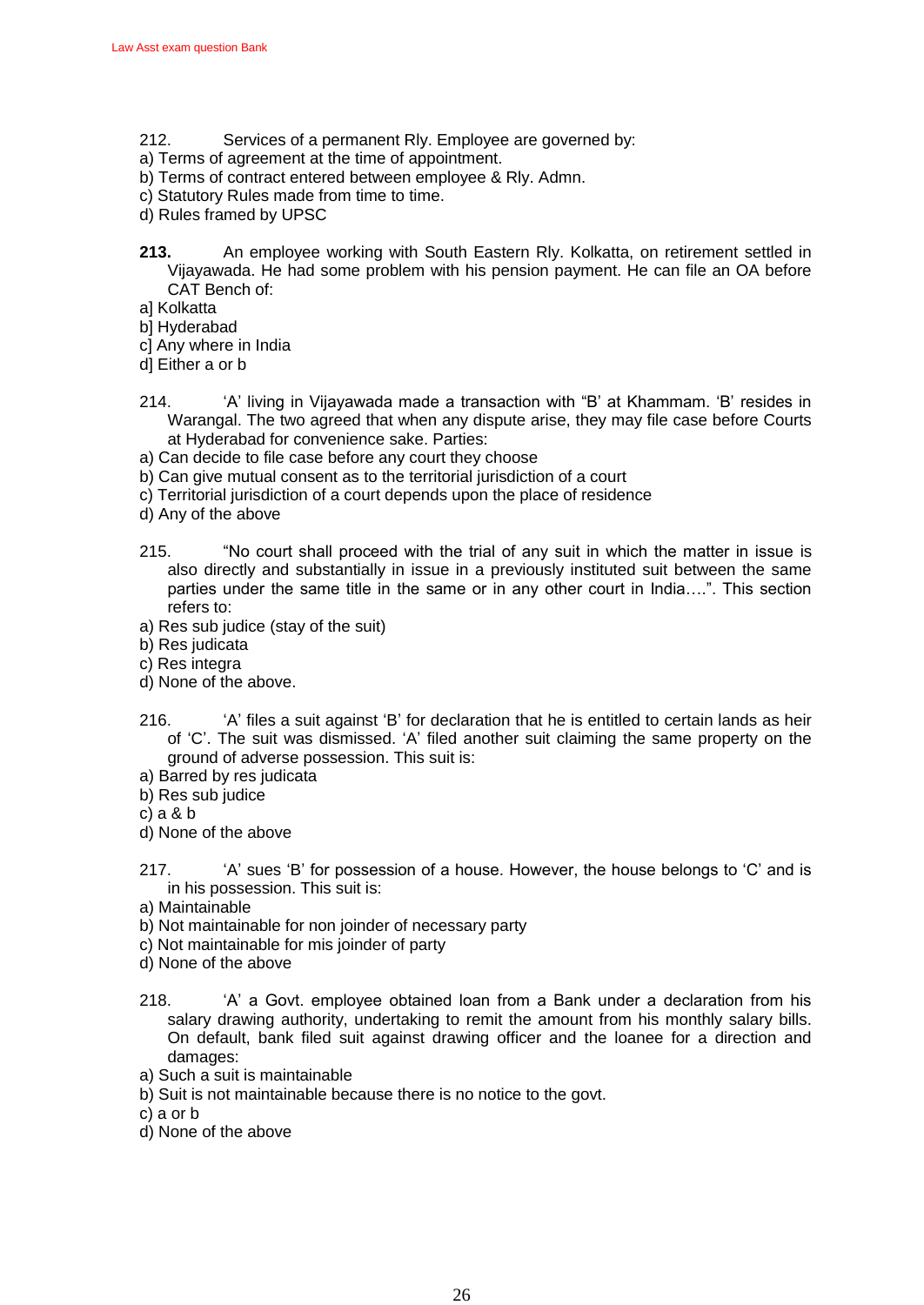212. Services of a permanent Rly. Employee are governed by:

a) Terms of agreement at the time of appointment.
b) Terms of contract entered between employee & Rly. Admn.
c) Statutory Rules made from time to time.
d) Rules framed by UPSC

**213.** An employee working with South Eastern Rly. Kolkatta, on retirement settled in Vijayawada. He had some problem with his pension payment. He can file an OA before CAT Bench of:

a] Kolkatta
b] Hyderabad
c] Any where in India
d] Either a or b

214. 'A' living in Vijayawada made a transaction with "B' at Khammam. 'B' resides in Warangal. The two agreed that when any dispute arise, they may file case before Courts at Hyderabad for convenience sake. Parties:

a) Can decide to file case before any court they choose
b) Can give mutual consent as to the territorial jurisdiction of a court
c) Territorial jurisdiction of a court depends upon the place of residence
d) Any of the above

215. "No court shall proceed with the trial of any suit in which the matter in issue is also directly and substantially in issue in a previously instituted suit between the same parties under the same title in the same or in any other court in India….". This section refers to:

a) Res sub judice (stay of the suit)
b) Res judicata
c) Res integra
d) None of the above.

216. 'A' files a suit against 'B' for declaration that he is entitled to certain lands as heir of 'C'. The suit was dismissed. 'A' filed another suit claiming the same property on the ground of adverse possession. This suit is:

a) Barred by res judicata
b) Res sub judice
c) a & b
d) None of the above

217. 'A' sues 'B' for possession of a house. However, the house belongs to 'C' and is in his possession. This suit is:

a) Maintainable
b) Not maintainable for non joinder of necessary party
c) Not maintainable for mis joinder of party
d) None of the above

218. 'A' a Govt. employee obtained loan from a Bank under a declaration from his salary drawing authority, undertaking to remit the amount from his monthly salary bills. On default, bank filed suit against drawing officer and the loanee for a direction and damages:

a) Such a suit is maintainable
b) Suit is not maintainable because there is no notice to the govt.
c) a or b
d) None of the above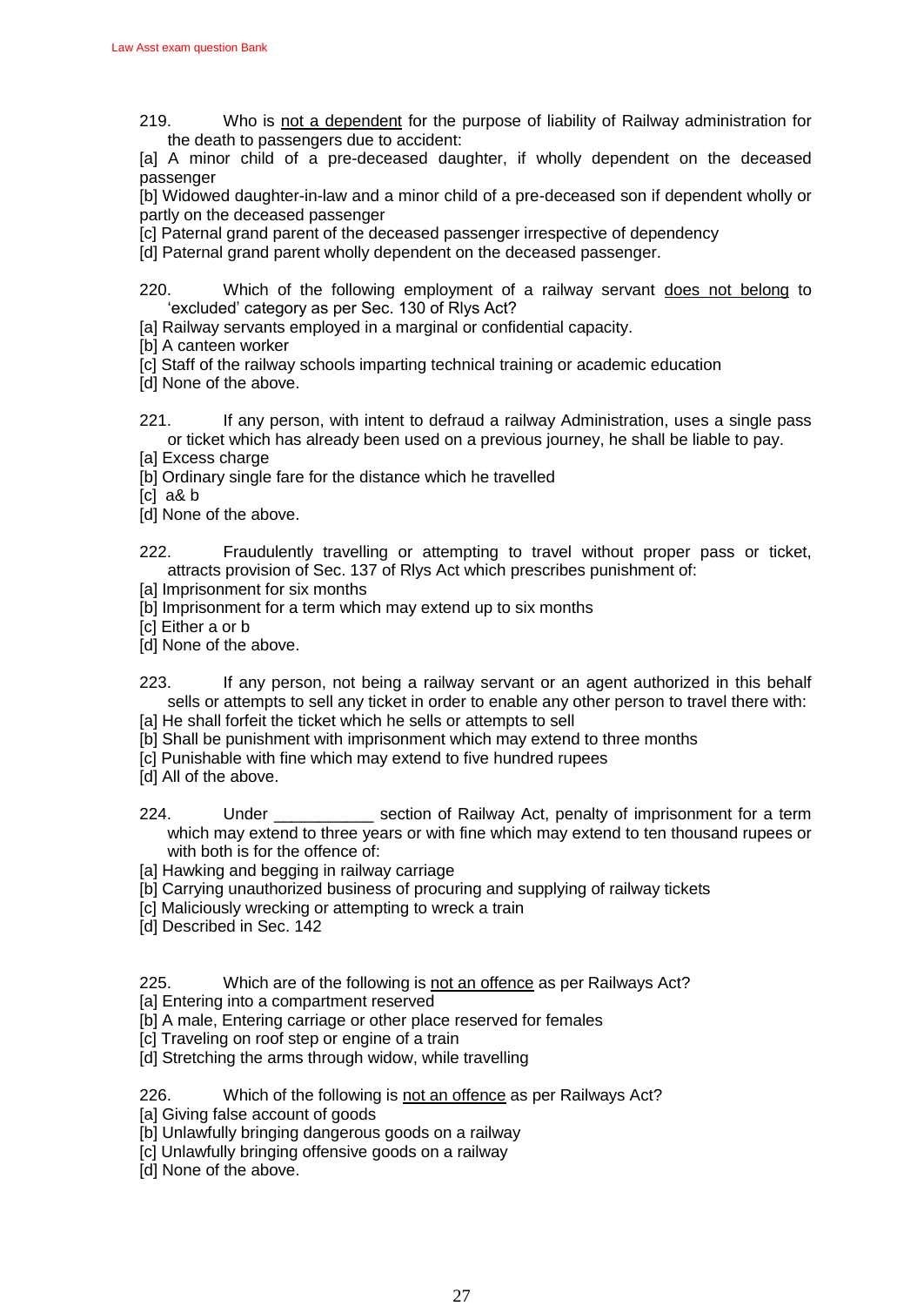219. Who is not a dependent for the purpose of liability of Railway administration for the death to passengers due to accident:

[a] A minor child of a pre-deceased daughter, if wholly dependent on the deceased passenger

[b] Widowed daughter-in-law and a minor child of a pre-deceased son if dependent wholly or partly on the deceased passenger

[c] Paternal grand parent of the deceased passenger irrespective of dependency

[d] Paternal grand parent wholly dependent on the deceased passenger.

220. Which of the following employment of a railway servant does not belong to 'excluded' category as per Sec. 130 of Rlys Act?

[a] Railway servants employed in a marginal or confidential capacity.

[b] A canteen worker

[c] Staff of the railway schools imparting technical training or academic education

[d] None of the above.

221. If any person, with intent to defraud a railway Administration, uses a single pass or ticket which has already been used on a previous journey, he shall be liable to pay.

[a] Excess charge

[b] Ordinary single fare for the distance which he travelled

[c] a& b

[d] None of the above.

222. Fraudulently travelling or attempting to travel without proper pass or ticket, attracts provision of Sec. 137 of Rlys Act which prescribes punishment of:

[a] Imprisonment for six months

[b] Imprisonment for a term which may extend up to six months

[c] Either a or b

[d] None of the above.

223. If any person, not being a railway servant or an agent authorized in this behalf sells or attempts to sell any ticket in order to enable any other person to travel there with:

[a] He shall forfeit the ticket which he sells or attempts to sell

[b] Shall be punishment with imprisonment which may extend to three months

[c] Punishable with fine which may extend to five hundred rupees

[d] All of the above.

224. Under ___________ section of Railway Act, penalty of imprisonment for a term which may extend to three years or with fine which may extend to ten thousand rupees or with both is for the offence of:

[a] Hawking and begging in railway carriage

[b] Carrying unauthorized business of procuring and supplying of railway tickets

[c] Maliciously wrecking or attempting to wreck a train

[d] Described in Sec. 142

225. Which are of the following is not an offence as per Railways Act?

[a] Entering into a compartment reserved

[b] A male, Entering carriage or other place reserved for females

[c] Traveling on roof step or engine of a train

[d] Stretching the arms through widow, while travelling

226. Which of the following is not an offence as per Railways Act?

[a] Giving false account of goods

[b] Unlawfully bringing dangerous goods on a railway

[c] Unlawfully bringing offensive goods on a railway

[d] None of the above.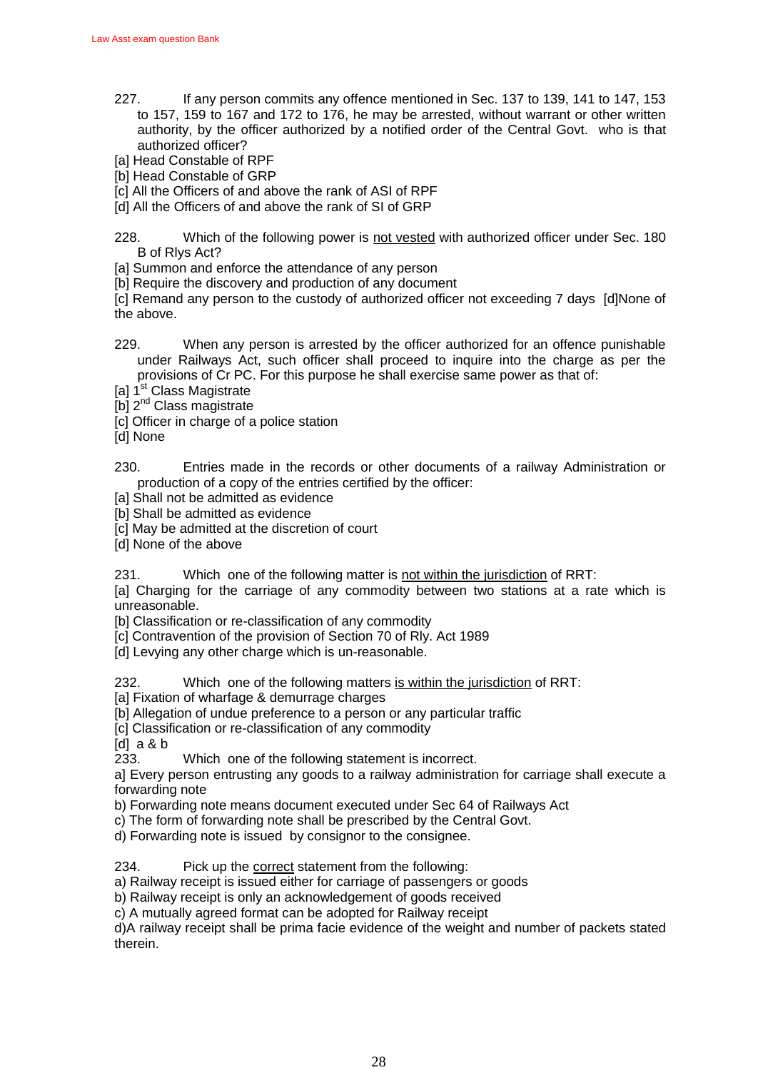227. If any person commits any offence mentioned in Sec. 137 to 139, 141 to 147, 153 to 157, 159 to 167 and 172 to 176, he may be arrested, without warrant or other written authority, by the officer authorized by a notified order of the Central Govt. who is that authorized officer?

[a] Head Constable of RPF
[b] Head Constable of GRP
[c] All the Officers of and above the rank of ASI of RPF
[d] All the Officers of and above the rank of SI of GRP

228. Which of the following power is <u>not vested</u> with authorized officer under Sec. 180 B of Rlys Act?

[a] Summon and enforce the attendance of any person
[b] Require the discovery and production of any document
[c] Remand any person to the custody of authorized officer not exceeding 7 days [d]None of the above.

229. When any person is arrested by the officer authorized for an offence punishable under Railways Act, such officer shall proceed to inquire into the charge as per the provisions of Cr PC. For this purpose he shall exercise same power as that of:

[a] 1st Class Magistrate
[b] 2nd Class magistrate
[c] Officer in charge of a police station
[d] None

230. Entries made in the records or other documents of a railway Administration or production of a copy of the entries certified by the officer:

[a] Shall not be admitted as evidence
[b] Shall be admitted as evidence
[c] May be admitted at the discretion of court
[d] None of the above

231. Which one of the following matter is <u>not within the jurisdiction</u> of RRT:

[a] Charging for the carriage of any commodity between two stations at a rate which is unreasonable.
[b] Classification or re-classification of any commodity
[c] Contravention of the provision of Section 70 of Rly. Act 1989
[d] Levying any other charge which is un-reasonable.

232. Which one of the following matters <u>is within the jurisdiction</u> of RRT:

[a] Fixation of wharfage & demurrage charges
[b] Allegation of undue preference to a person or any particular traffic
[c] Classification or re-classification of any commodity
[d] a & b

233. Which one of the following statement is incorrect.

a] Every person entrusting any goods to a railway administration for carriage shall execute a forwarding note
b) Forwarding note means document executed under Sec 64 of Railways Act
c) The form of forwarding note shall be prescribed by the Central Govt.
d) Forwarding note is issued by consignor to the consignee.

234. Pick up the <u>correct</u> statement from the following:

a) Railway receipt is issued either for carriage of passengers or goods
b) Railway receipt is only an acknowledgement of goods received
c) A mutually agreed format can be adopted for Railway receipt
d)A railway receipt shall be prima facie evidence of the weight and number of packets stated therein.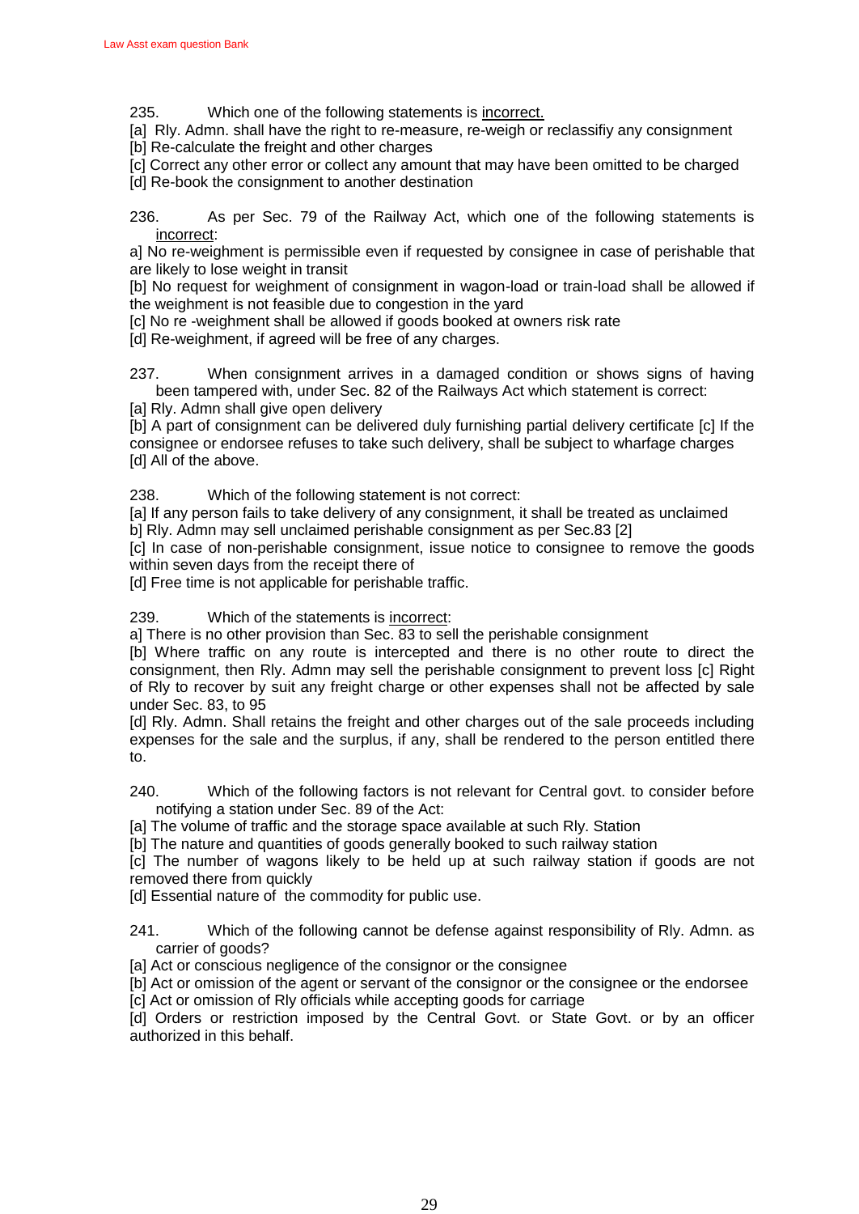235. Which one of the following statements is <u>incorrect.</u>

[a] Rly. Admn. shall have the right to re-measure, re-weigh or reclassifiy any consignment

[b] Re-calculate the freight and other charges

[c] Correct any other error or collect any amount that may have been omitted to be charged

[d] Re-book the consignment to another destination

236. As per Sec. 79 of the Railway Act, which one of the following statements is <u>incorrect</u>:

a] No re-weighment is permissible even if requested by consignee in case of perishable that are likely to lose weight in transit

[b] No request for weighment of consignment in wagon-load or train-load shall be allowed if the weighment is not feasible due to congestion in the yard

[c] No re -weighment shall be allowed if goods booked at owners risk rate

[d] Re-weighment, if agreed will be free of any charges.

237. When consignment arrives in a damaged condition or shows signs of having been tampered with, under Sec. 82 of the Railways Act which statement is correct:

[a] Rly. Admn shall give open delivery

[b] A part of consignment can be delivered duly furnishing partial delivery certificate [c] If the consignee or endorsee refuses to take such delivery, shall be subject to wharfage charges

[d] All of the above.

238. Which of the following statement is not correct:

[a] If any person fails to take delivery of any consignment, it shall be treated as unclaimed

b] Rly. Admn may sell unclaimed perishable consignment as per Sec.83 [2]

[c] In case of non-perishable consignment, issue notice to consignee to remove the goods within seven days from the receipt there of

[d] Free time is not applicable for perishable traffic.

239. Which of the statements is <u>incorrect</u>:

a] There is no other provision than Sec. 83 to sell the perishable consignment

[b] Where traffic on any route is intercepted and there is no other route to direct the consignment, then Rly. Admn may sell the perishable consignment to prevent loss [c] Right of Rly to recover by suit any freight charge or other expenses shall not be affected by sale under Sec. 83, to 95

[d] Rly. Admn. Shall retains the freight and other charges out of the sale proceeds including expenses for the sale and the surplus, if any, shall be rendered to the person entitled there to.

240. Which of the following factors is not relevant for Central govt. to consider before notifying a station under Sec. 89 of the Act:

[a] The volume of traffic and the storage space available at such Rly. Station

[b] The nature and quantities of goods generally booked to such railway station

[c] The number of wagons likely to be held up at such railway station if goods are not removed there from quickly

[d] Essential nature of the commodity for public use.

241. Which of the following cannot be defense against responsibility of Rly. Admn. as carrier of goods?

[a] Act or conscious negligence of the consignor or the consignee

[b] Act or omission of the agent or servant of the consignor or the consignee or the endorsee

[c] Act or omission of Rly officials while accepting goods for carriage

[d] Orders or restriction imposed by the Central Govt. or State Govt. or by an officer authorized in this behalf.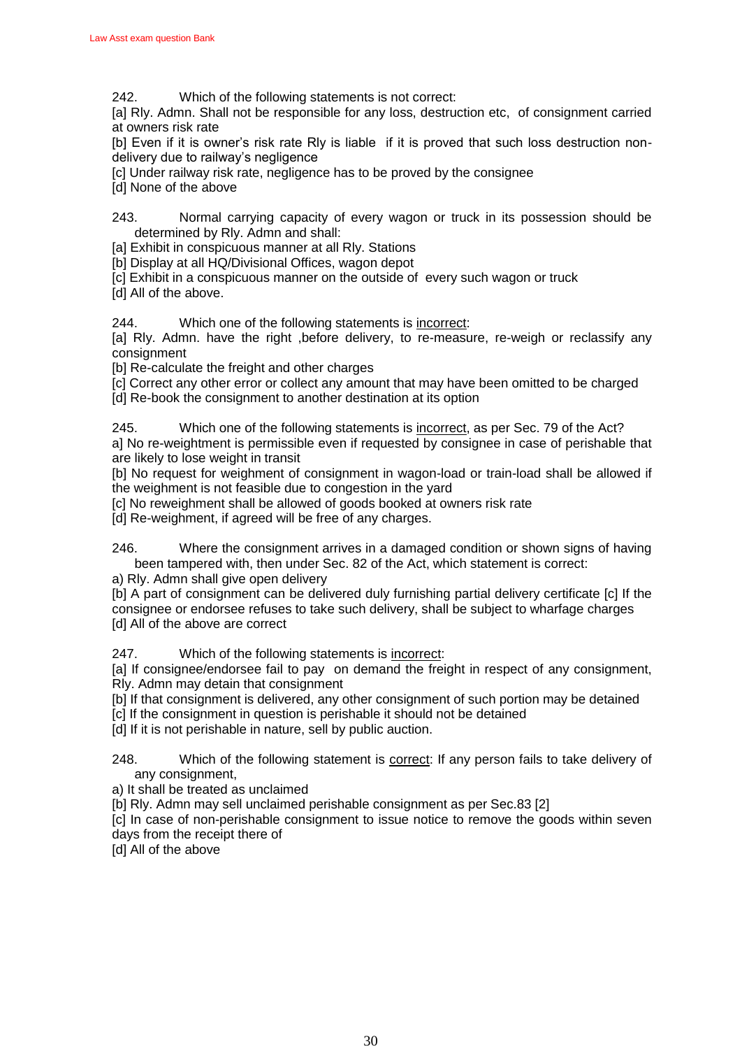242. Which of the following statements is not correct:

[a] Rly. Admn. Shall not be responsible for any loss, destruction etc, of consignment carried at owners risk rate

[b] Even if it is owner's risk rate Rly is liable if it is proved that such loss destruction non-delivery due to railway's negligence

[c] Under railway risk rate, negligence has to be proved by the consignee

[d] None of the above

243. Normal carrying capacity of every wagon or truck in its possession should be determined by Rly. Admn and shall:

[a] Exhibit in conspicuous manner at all Rly. Stations

[b] Display at all HQ/Divisional Offices, wagon depot

[c] Exhibit in a conspicuous manner on the outside of every such wagon or truck

[d] All of the above.

244. Which one of the following statements is <u>incorrect</u>:

[a] Rly. Admn. have the right ,before delivery, to re-measure, re-weigh or reclassify any consignment

[b] Re-calculate the freight and other charges

[c] Correct any other error or collect any amount that may have been omitted to be charged

[d] Re-book the consignment to another destination at its option

245. Which one of the following statements is <u>incorrect</u>, as per Sec. 79 of the Act?

a] No re-weightment is permissible even if requested by consignee in case of perishable that are likely to lose weight in transit

[b] No request for weighment of consignment in wagon-load or train-load shall be allowed if the weighment is not feasible due to congestion in the yard

[c] No reweighment shall be allowed of goods booked at owners risk rate

[d] Re-weighment, if agreed will be free of any charges.

246. Where the consignment arrives in a damaged condition or shown signs of having been tampered with, then under Sec. 82 of the Act, which statement is correct:

a) Rly. Admn shall give open delivery

[b] A part of consignment can be delivered duly furnishing partial delivery certificate [c] If the consignee or endorsee refuses to take such delivery, shall be subject to wharfage charges

[d] All of the above are correct

247. Which of the following statements is <u>incorrect</u>:

[a] If consignee/endorsee fail to pay on demand the freight in respect of any consignment, Rly. Admn may detain that consignment

[b] If that consignment is delivered, any other consignment of such portion may be detained

[c] If the consignment in question is perishable it should not be detained

[d] If it is not perishable in nature, sell by public auction.

248. Which of the following statement is <u>correct</u>: If any person fails to take delivery of any consignment,

a) It shall be treated as unclaimed

[b] Rly. Admn may sell unclaimed perishable consignment as per Sec.83 [2]

[c] In case of non-perishable consignment to issue notice to remove the goods within seven days from the receipt there of

[d] All of the above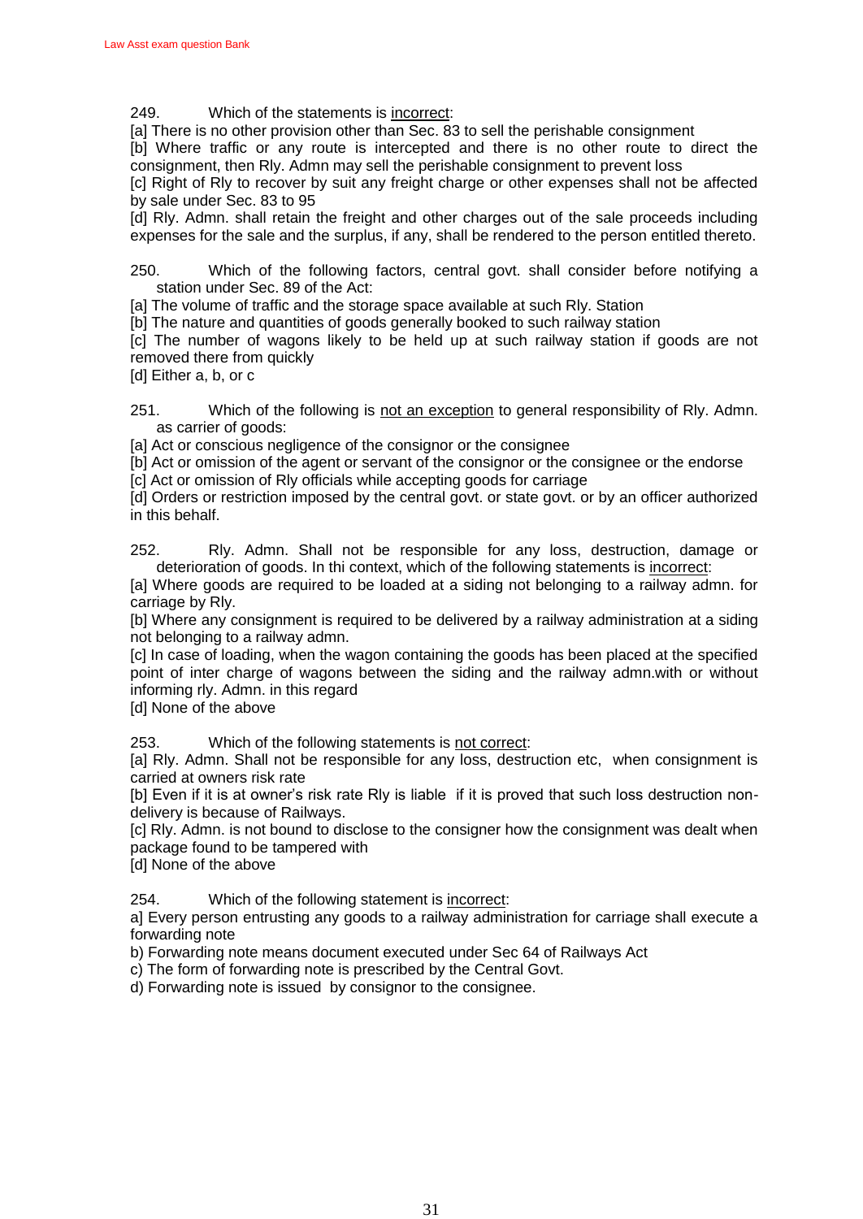249. Which of the statements is <u>incorrect</u>:

[a] There is no other provision other than Sec. 83 to sell the perishable consignment

[b] Where traffic or any route is intercepted and there is no other route to direct the consignment, then Rly. Admn may sell the perishable consignment to prevent loss

[c] Right of Rly to recover by suit any freight charge or other expenses shall not be affected by sale under Sec. 83 to 95

[d] Rly. Admn. shall retain the freight and other charges out of the sale proceeds including expenses for the sale and the surplus, if any, shall be rendered to the person entitled thereto.

250. Which of the following factors, central govt. shall consider before notifying a station under Sec. 89 of the Act:

[a] The volume of traffic and the storage space available at such Rly. Station

[b] The nature and quantities of goods generally booked to such railway station

[c] The number of wagons likely to be held up at such railway station if goods are not removed there from quickly

[d] Either a, b, or c

251. Which of the following is <u>not an exception</u> to general responsibility of Rly. Admn. as carrier of goods:

[a] Act or conscious negligence of the consignor or the consignee

[b] Act or omission of the agent or servant of the consignor or the consignee or the endorse

[c] Act or omission of Rly officials while accepting goods for carriage

[d] Orders or restriction imposed by the central govt. or state govt. or by an officer authorized in this behalf.

252. Rly. Admn. Shall not be responsible for any loss, destruction, damage or deterioration of goods. In thi context, which of the following statements is <u>incorrect</u>:

[a] Where goods are required to be loaded at a siding not belonging to a railway admn. for carriage by Rly.

[b] Where any consignment is required to be delivered by a railway administration at a siding not belonging to a railway admn.

[c] In case of loading, when the wagon containing the goods has been placed at the specified point of inter charge of wagons between the siding and the railway admn.with or without informing rly. Admn. in this regard

[d] None of the above

253. Which of the following statements is <u>not correct</u>:

[a] Rly. Admn. Shall not be responsible for any loss, destruction etc, when consignment is carried at owners risk rate

[b] Even if it is at owner's risk rate Rly is liable if it is proved that such loss destruction non-delivery is because of Railways.

[c] Rly. Admn. is not bound to disclose to the consigner how the consignment was dealt when package found to be tampered with

[d] None of the above

254. Which of the following statement is <u>incorrect</u>:

a] Every person entrusting any goods to a railway administration for carriage shall execute a forwarding note

b) Forwarding note means document executed under Sec 64 of Railways Act

c) The form of forwarding note is prescribed by the Central Govt.

d) Forwarding note is issued by consignor to the consignee.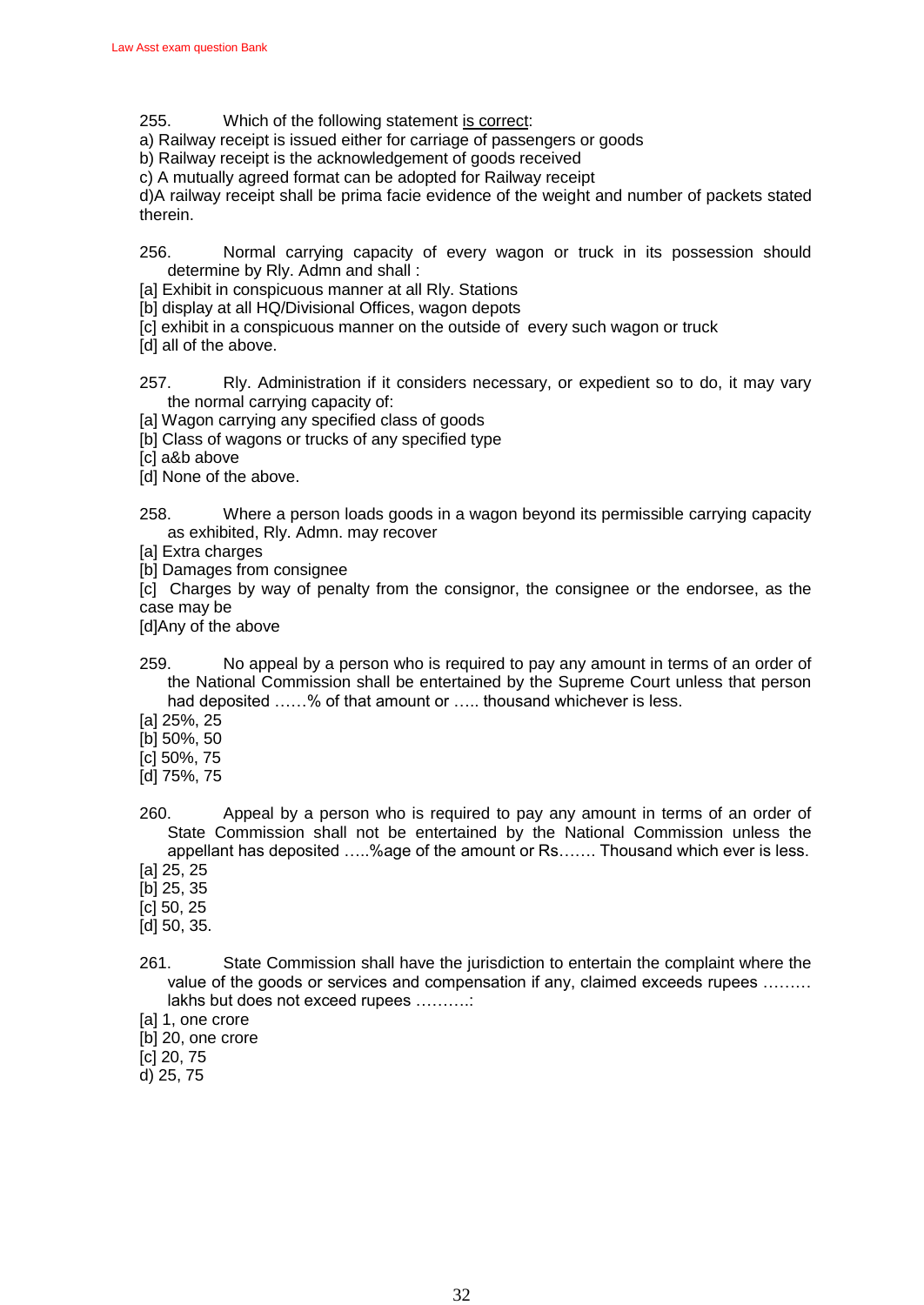255. Which of the following statement <u>is correct</u>:

a) Railway receipt is issued either for carriage of passengers or goods
b) Railway receipt is the acknowledgement of goods received
c) A mutually agreed format can be adopted for Railway receipt
d)A railway receipt shall be prima facie evidence of the weight and number of packets stated therein.

256. Normal carrying capacity of every wagon or truck in its possession should determine by Rly. Admn and shall :

[a] Exhibit in conspicuous manner at all Rly. Stations
[b] display at all HQ/Divisional Offices, wagon depots
[c] exhibit in a conspicuous manner on the outside of every such wagon or truck
[d] all of the above.

257. Rly. Administration if it considers necessary, or expedient so to do, it may vary the normal carrying capacity of:

[a] Wagon carrying any specified class of goods
[b] Class of wagons or trucks of any specified type
[c] a&b above
[d] None of the above.

258. Where a person loads goods in a wagon beyond its permissible carrying capacity as exhibited, Rly. Admn. may recover

[a] Extra charges
[b] Damages from consignee
[c] Charges by way of penalty from the consignor, the consignee or the endorsee, as the case may be
[d]Any of the above

259. No appeal by a person who is required to pay any amount in terms of an order of the National Commission shall be entertained by the Supreme Court unless that person had deposited ……% of that amount or ….. thousand whichever is less.

[a] 25%, 25
[b] 50%, 50
[c] 50%, 75
[d] 75%, 75

260. Appeal by a person who is required to pay any amount in terms of an order of State Commission shall not be entertained by the National Commission unless the appellant has deposited …..%age of the amount or Rs……. Thousand which ever is less.

[a] 25, 25
[b] 25, 35
[c] 50, 25
[d] 50, 35.

261. State Commission shall have the jurisdiction to entertain the complaint where the value of the goods or services and compensation if any, claimed exceeds rupees ……… lakhs but does not exceed rupees ……….:

[a] 1, one crore
[b] 20, one crore
[c] 20, 75
d) 25, 75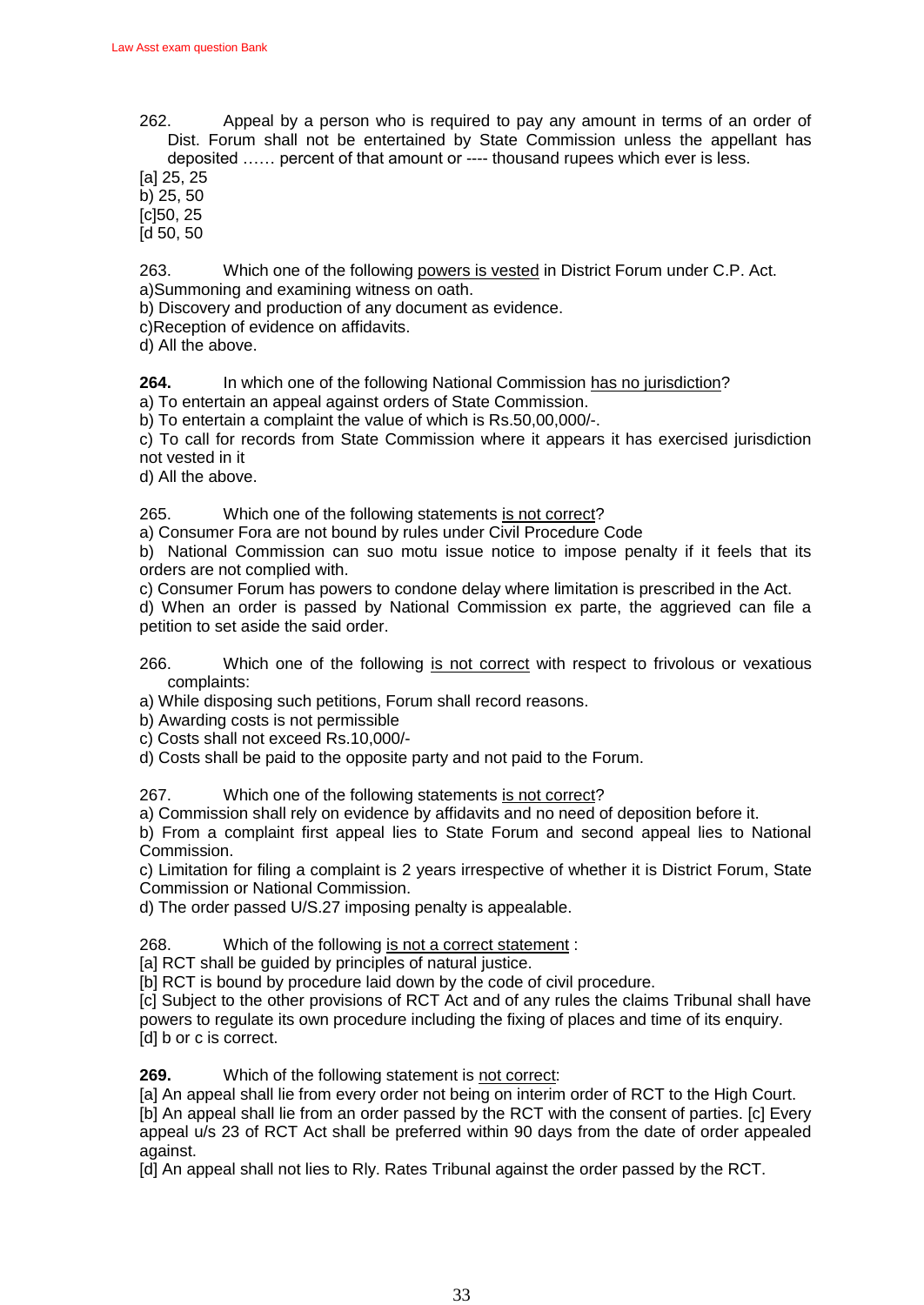262. Appeal by a person who is required to pay any amount in terms of an order of Dist. Forum shall not be entertained by State Commission unless the appellant has deposited …… percent of that amount or ---- thousand rupees which ever is less.

[a] 25, 25
b) 25, 50
[c]50, 25
[d 50, 50

263. Which one of the following <u>powers is vested</u> in District Forum under C.P. Act.

a)Summoning and examining witness on oath.
b) Discovery and production of any document as evidence.
c)Reception of evidence on affidavits.
d) All the above.

**264.** In which one of the following National Commission <u>has no jurisdiction</u>?

a) To entertain an appeal against orders of State Commission.
b) To entertain a complaint the value of which is Rs.50,00,000/-.
c) To call for records from State Commission where it appears it has exercised jurisdiction not vested in it
d) All the above.

265. Which one of the following statements <u>is not correct</u>?

a) Consumer Fora are not bound by rules under Civil Procedure Code
b) National Commission can suo motu issue notice to impose penalty if it feels that its orders are not complied with.
c) Consumer Forum has powers to condone delay where limitation is prescribed in the Act.
d) When an order is passed by National Commission ex parte, the aggrieved can file a petition to set aside the said order.

266. Which one of the following <u>is not correct</u> with respect to frivolous or vexatious complaints:

a) While disposing such petitions, Forum shall record reasons.
b) Awarding costs is not permissible
c) Costs shall not exceed Rs.10,000/-
d) Costs shall be paid to the opposite party and not paid to the Forum.

267. Which one of the following statements <u>is not correct</u>?

a) Commission shall rely on evidence by affidavits and no need of deposition before it.
b) From a complaint first appeal lies to State Forum and second appeal lies to National Commission.
c) Limitation for filing a complaint is 2 years irrespective of whether it is District Forum, State Commission or National Commission.
d) The order passed U/S.27 imposing penalty is appealable.

268. Which of the following <u>is not a correct statement</u> :

[a] RCT shall be guided by principles of natural justice.
[b] RCT is bound by procedure laid down by the code of civil procedure.
[c] Subject to the other provisions of RCT Act and of any rules the claims Tribunal shall have powers to regulate its own procedure including the fixing of places and time of its enquiry.
[d] b or c is correct.

**269.** Which of the following statement is <u>not correct</u>:

[a] An appeal shall lie from every order not being on interim order of RCT to the High Court.
[b] An appeal shall lie from an order passed by the RCT with the consent of parties. [c] Every appeal u/s 23 of RCT Act shall be preferred within 90 days from the date of order appealed against.
[d] An appeal shall not lies to Rly. Rates Tribunal against the order passed by the RCT.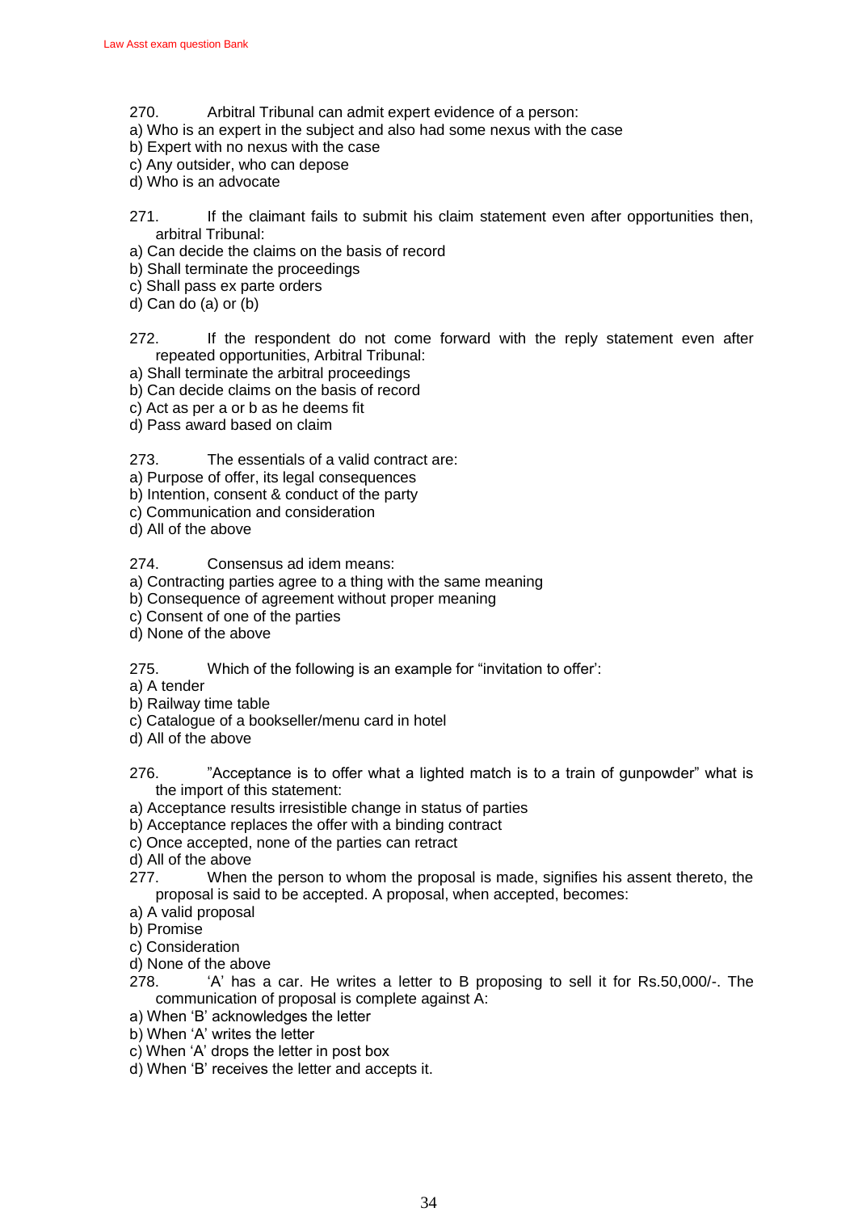270. Arbitral Tribunal can admit expert evidence of a person:

a) Who is an expert in the subject and also had some nexus with the case
b) Expert with no nexus with the case
c) Any outsider, who can depose
d) Who is an advocate

271. If the claimant fails to submit his claim statement even after opportunities then, arbitral Tribunal:

a) Can decide the claims on the basis of record
b) Shall terminate the proceedings
c) Shall pass ex parte orders
d) Can do (a) or (b)

272. If the respondent do not come forward with the reply statement even after repeated opportunities, Arbitral Tribunal:

a) Shall terminate the arbitral proceedings
b) Can decide claims on the basis of record
c) Act as per a or b as he deems fit
d) Pass award based on claim

273. The essentials of a valid contract are:

a) Purpose of offer, its legal consequences
b) Intention, consent & conduct of the party
c) Communication and consideration
d) All of the above

274. Consensus ad idem means:

a) Contracting parties agree to a thing with the same meaning
b) Consequence of agreement without proper meaning
c) Consent of one of the parties
d) None of the above

275. Which of the following is an example for "invitation to offer':

a) A tender
b) Railway time table
c) Catalogue of a bookseller/menu card in hotel
d) All of the above

276. "Acceptance is to offer what a lighted match is to a train of gunpowder" what is the import of this statement:

a) Acceptance results irresistible change in status of parties
b) Acceptance replaces the offer with a binding contract
c) Once accepted, none of the parties can retract
d) All of the above

277. When the person to whom the proposal is made, signifies his assent thereto, the proposal is said to be accepted. A proposal, when accepted, becomes:

a) A valid proposal
b) Promise
c) Consideration
d) None of the above

278. 'A' has a car. He writes a letter to B proposing to sell it for Rs.50,000/-. The communication of proposal is complete against A:

a) When 'B' acknowledges the letter
b) When 'A' writes the letter
c) When 'A' drops the letter in post box
d) When 'B' receives the letter and accepts it.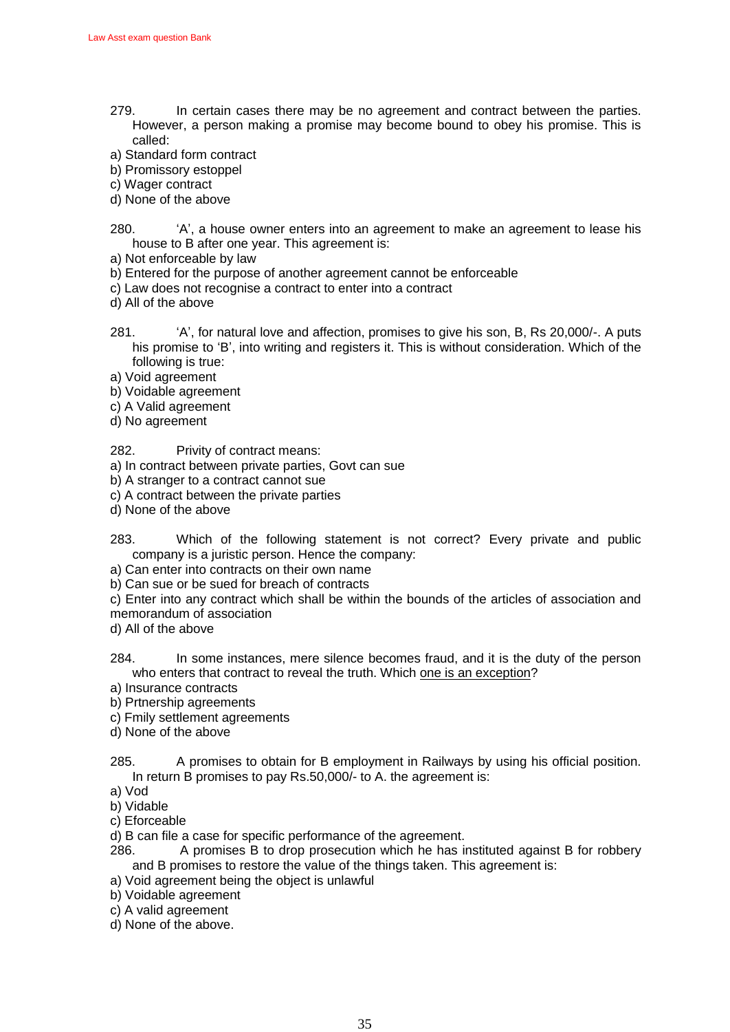279. In certain cases there may be no agreement and contract between the parties. However, a person making a promise may become bound to obey his promise. This is called:

a) Standard form contract
b) Promissory estoppel
c) Wager contract
d) None of the above

280. 'A', a house owner enters into an agreement to make an agreement to lease his house to B after one year. This agreement is:

a) Not enforceable by law
b) Entered for the purpose of another agreement cannot be enforceable
c) Law does not recognise a contract to enter into a contract
d) All of the above

281. 'A', for natural love and affection, promises to give his son, B, Rs 20,000/-. A puts his promise to 'B', into writing and registers it. This is without consideration. Which of the following is true:

a) Void agreement
b) Voidable agreement
c) A Valid agreement
d) No agreement

282. Privity of contract means:

a) In contract between private parties, Govt can sue
b) A stranger to a contract cannot sue
c) A contract between the private parties
d) None of the above

283. Which of the following statement is not correct? Every private and public company is a juristic person. Hence the company:

a) Can enter into contracts on their own name
b) Can sue or be sued for breach of contracts
c) Enter into any contract which shall be within the bounds of the articles of association and memorandum of association
d) All of the above

284. In some instances, mere silence becomes fraud, and it is the duty of the person who enters that contract to reveal the truth. Which <u>one is an exception</u>?

a) Insurance contracts
b) Prtnership agreements
c) Fmily settlement agreements
d) None of the above

285. A promises to obtain for B employment in Railways by using his official position. In return B promises to pay Rs.50,000/- to A. the agreement is:

a) Vod
b) Vidable
c) Eforceable
d) B can file a case for specific performance of the agreement.

286. A promises B to drop prosecution which he has instituted against B for robbery and B promises to restore the value of the things taken. This agreement is:

a) Void agreement being the object is unlawful
b) Voidable agreement
c) A valid agreement
d) None of the above.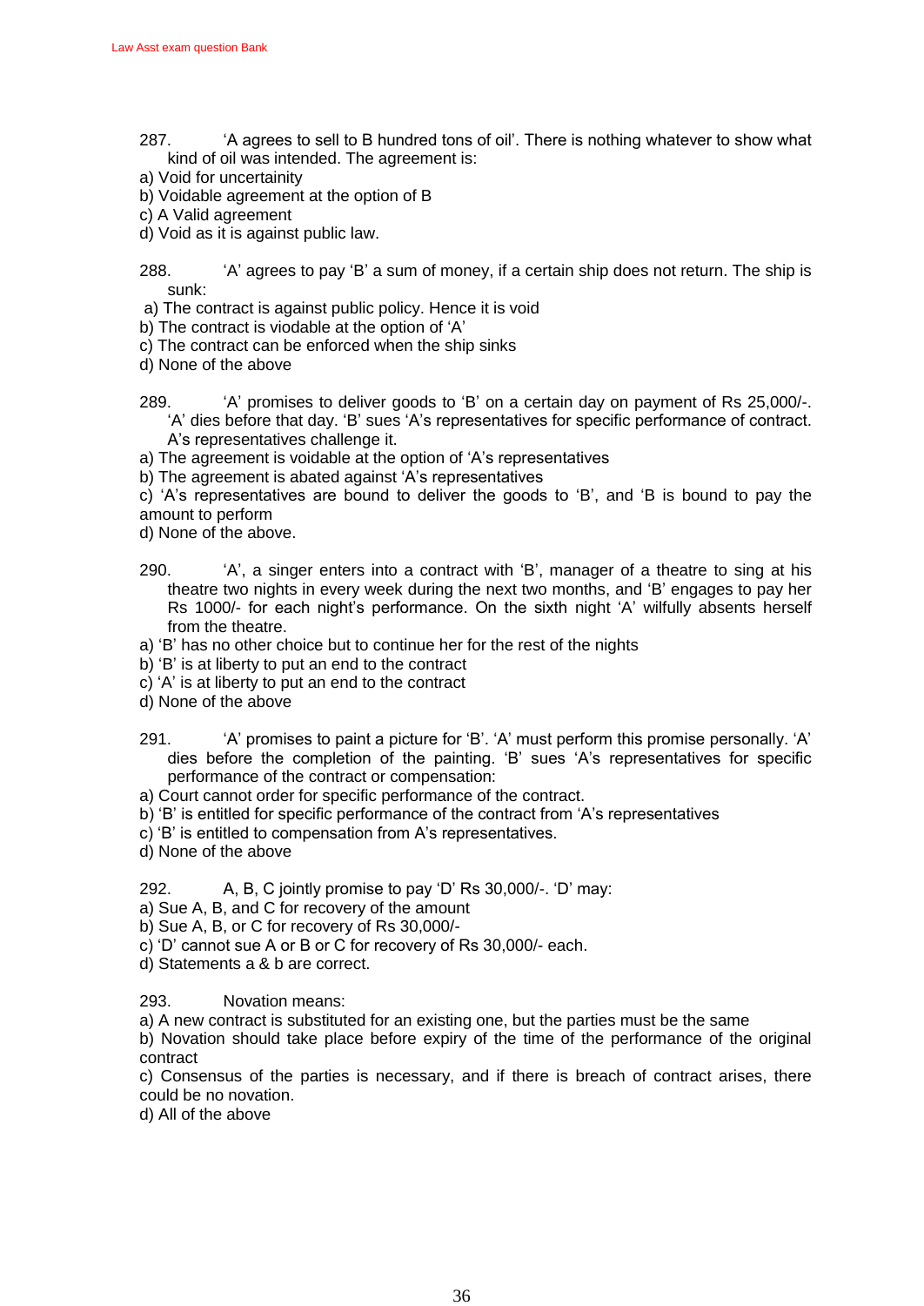287. 'A agrees to sell to B hundred tons of oil'. There is nothing whatever to show what kind of oil was intended. The agreement is:

a) Void for uncertainity
b) Voidable agreement at the option of B
c) A Valid agreement
d) Void as it is against public law.

288. 'A' agrees to pay 'B' a sum of money, if a certain ship does not return. The ship is sunk:

a) The contract is against public policy. Hence it is void
b) The contract is viodable at the option of 'A'
c) The contract can be enforced when the ship sinks
d) None of the above

289. 'A' promises to deliver goods to 'B' on a certain day on payment of Rs 25,000/-. 'A' dies before that day. 'B' sues 'A's representatives for specific performance of contract. A's representatives challenge it.

a) The agreement is voidable at the option of 'A's representatives
b) The agreement is abated against 'A's representatives
c) 'A's representatives are bound to deliver the goods to 'B', and 'B is bound to pay the amount to perform
d) None of the above.

290. 'A', a singer enters into a contract with 'B', manager of a theatre to sing at his theatre two nights in every week during the next two months, and 'B' engages to pay her Rs 1000/- for each night's performance. On the sixth night 'A' wilfully absents herself from the theatre.

a) 'B' has no other choice but to continue her for the rest of the nights
b) 'B' is at liberty to put an end to the contract
c) 'A' is at liberty to put an end to the contract
d) None of the above

291. 'A' promises to paint a picture for 'B'. 'A' must perform this promise personally. 'A' dies before the completion of the painting. 'B' sues 'A's representatives for specific performance of the contract or compensation:

a) Court cannot order for specific performance of the contract.
b) 'B' is entitled for specific performance of the contract from 'A's representatives
c) 'B' is entitled to compensation from A's representatives.
d) None of the above

292. A, B, C jointly promise to pay 'D' Rs 30,000/-. 'D' may:

a) Sue A, B, and C for recovery of the amount
b) Sue A, B, or C for recovery of Rs 30,000/-
c) 'D' cannot sue A or B or C for recovery of Rs 30,000/- each.
d) Statements a & b are correct.

293. Novation means:

a) A new contract is substituted for an existing one, but the parties must be the same
b) Novation should take place before expiry of the time of the performance of the original contract
c) Consensus of the parties is necessary, and if there is breach of contract arises, there could be no novation.
d) All of the above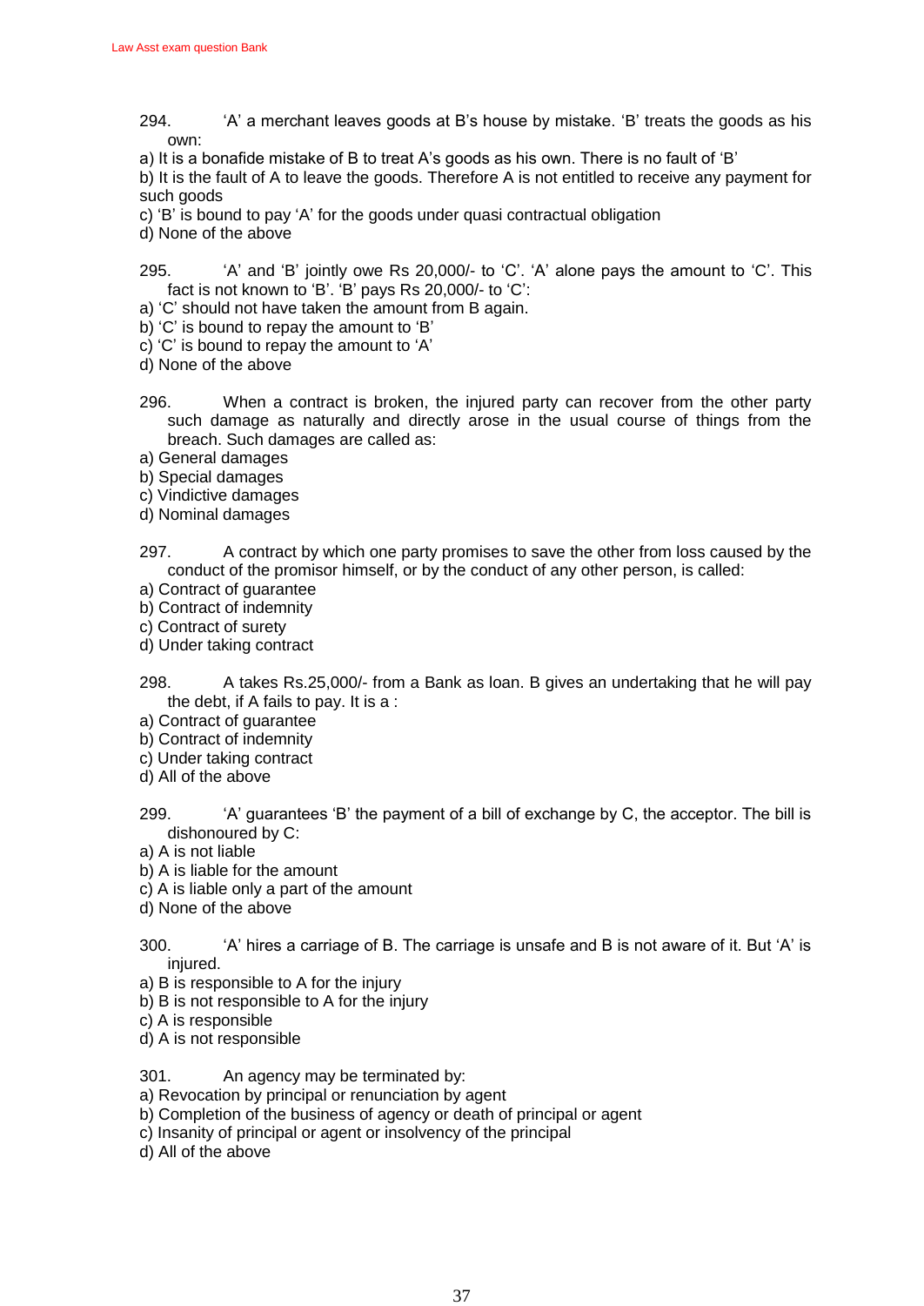294. ‘A’ a merchant leaves goods at B’s house by mistake. ‘B’ treats the goods as his own:

a) It is a bonafide mistake of B to treat A’s goods as his own. There is no fault of ‘B’
b) It is the fault of A to leave the goods. Therefore A is not entitled to receive any payment for such goods
c) ‘B’ is bound to pay ‘A’ for the goods under quasi contractual obligation
d) None of the above

295. ‘A’ and ‘B’ jointly owe Rs 20,000/- to ‘C’. ‘A’ alone pays the amount to ‘C’. This fact is not known to ‘B’. ‘B’ pays Rs 20,000/- to ‘C’:

a) ‘C’ should not have taken the amount from B again.
b) ‘C’ is bound to repay the amount to ‘B’
c) ‘C’ is bound to repay the amount to ‘A’
d) None of the above

296. When a contract is broken, the injured party can recover from the other party such damage as naturally and directly arose in the usual course of things from the breach. Such damages are called as:

a) General damages
b) Special damages
c) Vindictive damages
d) Nominal damages

297. A contract by which one party promises to save the other from loss caused by the conduct of the promisor himself, or by the conduct of any other person, is called:

a) Contract of guarantee
b) Contract of indemnity
c) Contract of surety
d) Under taking contract

298. A takes Rs.25,000/- from a Bank as loan. B gives an undertaking that he will pay the debt, if A fails to pay. It is a :

a) Contract of guarantee
b) Contract of indemnity
c) Under taking contract
d) All of the above

299. ‘A’ guarantees ‘B’ the payment of a bill of exchange by C, the acceptor. The bill is dishonoured by C:

a) A is not liable
b) A is liable for the amount
c) A is liable only a part of the amount
d) None of the above

300. ‘A’ hires a carriage of B. The carriage is unsafe and B is not aware of it. But ‘A’ is injured.

a) B is responsible to A for the injury
b) B is not responsible to A for the injury
c) A is responsible
d) A is not responsible

301. An agency may be terminated by:

a) Revocation by principal or renunciation by agent
b) Completion of the business of agency or death of principal or agent
c) Insanity of principal or agent or insolvency of the principal
d) All of the above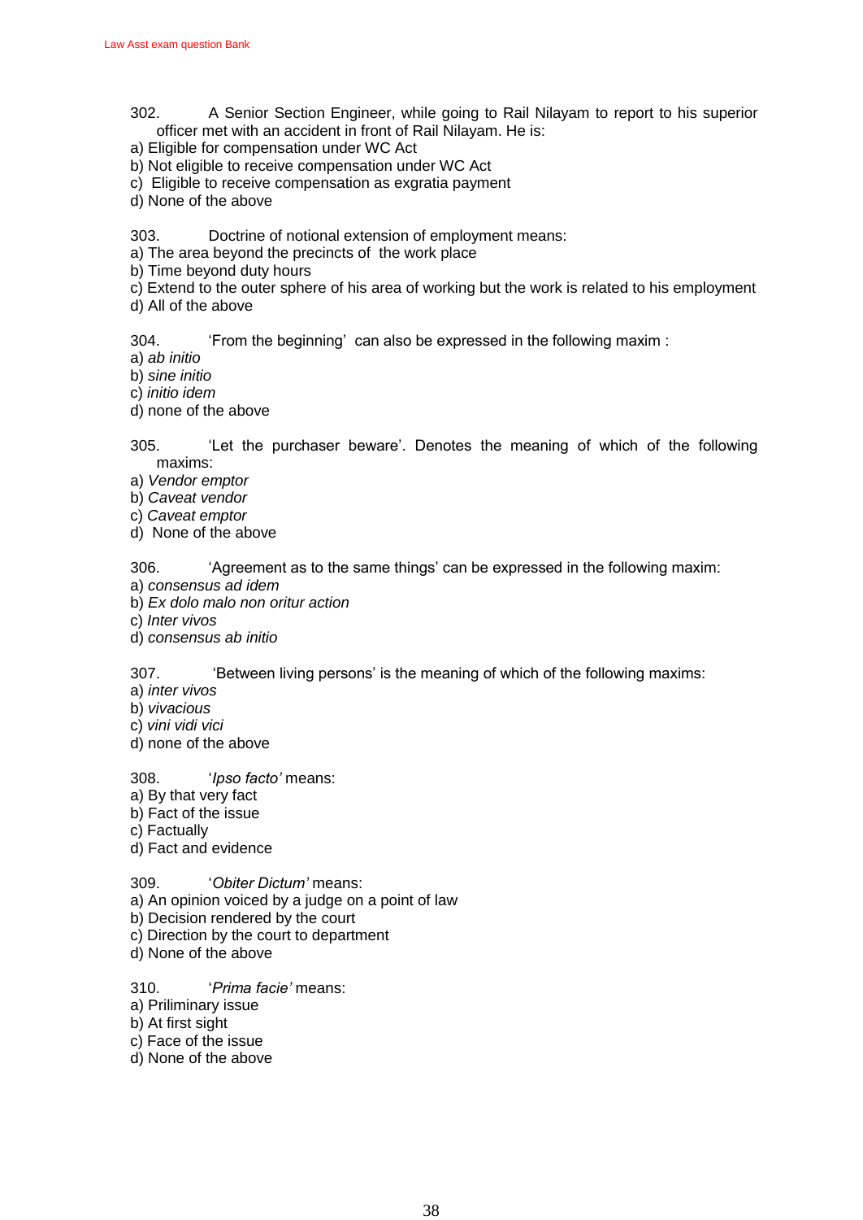302. A Senior Section Engineer, while going to Rail Nilayam to report to his superior officer met with an accident in front of Rail Nilayam. He is:

a) Eligible for compensation under WC Act
b) Not eligible to receive compensation under WC Act
c) Eligible to receive compensation as exgratia payment
d) None of the above

303. Doctrine of notional extension of employment means:

a) The area beyond the precincts of the work place
b) Time beyond duty hours
c) Extend to the outer sphere of his area of working but the work is related to his employment
d) All of the above

304. 'From the beginning' can also be expressed in the following maxim :

a) *ab initio*
b) *sine initio*
c) *initio idem*
d) none of the above

305. 'Let the purchaser beware'. Denotes the meaning of which of the following maxims:

a) *Vendor emptor*
b) *Caveat vendor*
c) *Caveat emptor*
d) None of the above

306. 'Agreement as to the same things' can be expressed in the following maxim:

a) *consensus ad idem*
b) *Ex dolo malo non oritur action*
c) *Inter vivos*
d) *consensus ab initio*

307. 'Between living persons' is the meaning of which of the following maxims:

a) *inter vivos*
b) *vivacious*
c) *vini vidi vici*
d) none of the above

308. '*Ipso facto'* means:

a) By that very fact
b) Fact of the issue
c) Factually
d) Fact and evidence

309. '*Obiter Dictum'* means:

a) An opinion voiced by a judge on a point of law
b) Decision rendered by the court
c) Direction by the court to department
d) None of the above

310. '*Prima facie'* means:

a) Priliminary issue
b) At first sight
c) Face of the issue
d) None of the above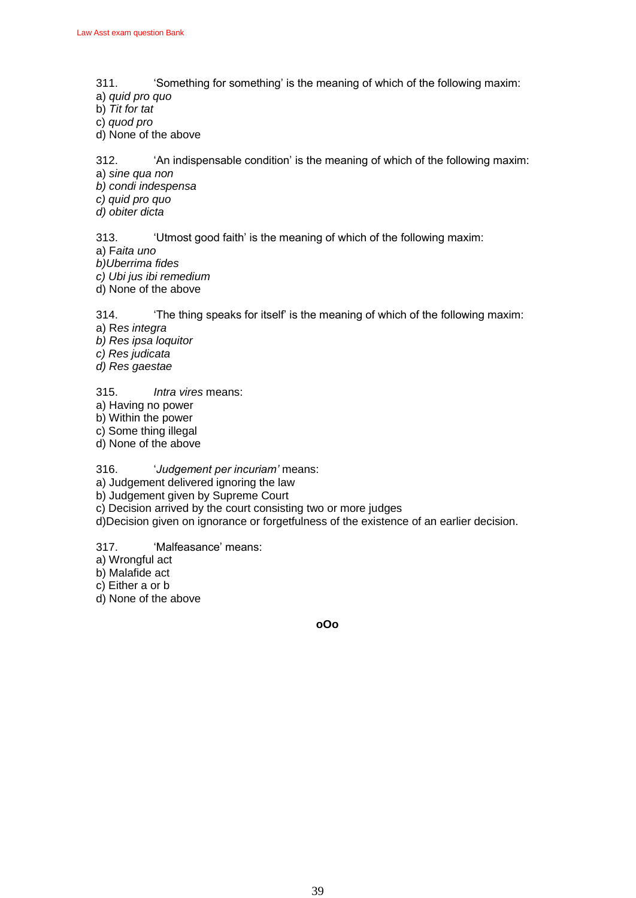311. 'Something for something' is the meaning of which of the following maxim:
a) *quid pro quo*
b) *Tit for tat*
c) *quod pro*
d) None of the above

312. 'An indispensable condition' is the meaning of which of the following maxim:
a) *sine qua non*
*b) condi indespensa*
*c) quid pro quo*
*d) obiter dicta*

313. 'Utmost good faith' is the meaning of which of the following maxim:
a) F*aita uno*
*b)Uberrima fides*
*c) Ubi jus ibi remedium*
d) None of the above

314. 'The thing speaks for itself' is the meaning of which of the following maxim:
a) R*es integra*
*b) Res ipsa loquitor*
*c) Res judicata*
*d) Res gaestae*

315. *Intra vires* means:
a) Having no power
b) Within the power
c) Some thing illegal
d) None of the above

316. '*Judgement per incuriam'* means:
a) Judgement delivered ignoring the law
b) Judgement given by Supreme Court
c) Decision arrived by the court consisting two or more judges
d)Decision given on ignorance or forgetfulness of the existence of an earlier decision.

317. 'Malfeasance' means:
a) Wrongful act
b) Malafide act
c) Either a or b
d) None of the above

**oOo**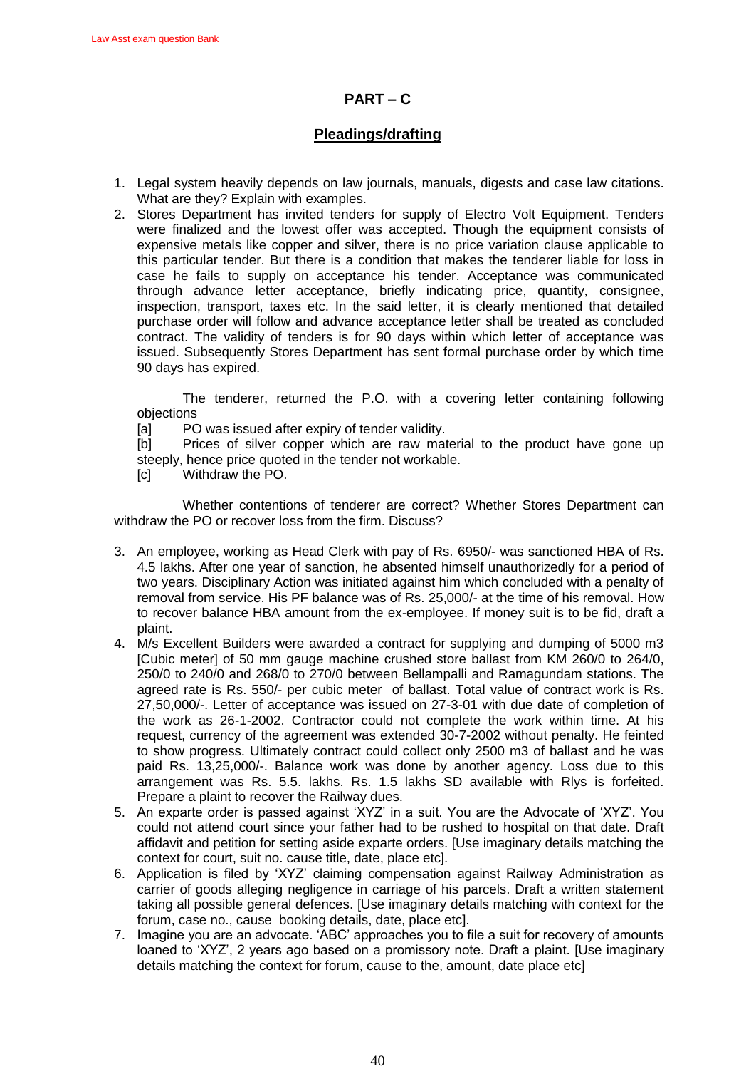## PART – C

## Pleadings/drafting

1. Legal system heavily depends on law journals, manuals, digests and case law citations. What are they? Explain with examples.
2. Stores Department has invited tenders for supply of Electro Volt Equipment. Tenders were finalized and the lowest offer was accepted. Though the equipment consists of expensive metals like copper and silver, there is no price variation clause applicable to this particular tender. But there is a condition that makes the tenderer liable for loss in case he fails to supply on acceptance his tender. Acceptance was communicated through advance letter acceptance, briefly indicating price, quantity, consignee, inspection, transport, taxes etc. In the said letter, it is clearly mentioned that detailed purchase order will follow and advance acceptance letter shall be treated as concluded contract. The validity of tenders is for 90 days within which letter of acceptance was issued. Subsequently Stores Department has sent formal purchase order by which time 90 days has expired.

   The tenderer, returned the P.O. with a covering letter containing following objections

   [a] PO was issued after expiry of tender validity.

   [b] Prices of silver copper which are raw material to the product have gone up steeply, hence price quoted in the tender not workable.

   [c] Withdraw the PO.

   Whether contentions of tenderer are correct? Whether Stores Department can withdraw the PO or recover loss from the firm. Discuss?

3. An employee, working as Head Clerk with pay of Rs. 6950/- was sanctioned HBA of Rs. 4.5 lakhs. After one year of sanction, he absented himself unauthorizedly for a period of two years. Disciplinary Action was initiated against him which concluded with a penalty of removal from service. His PF balance was of Rs. 25,000/- at the time of his removal. How to recover balance HBA amount from the ex-employee. If money suit is to be fid, draft a plaint.
4. M/s Excellent Builders were awarded a contract for supplying and dumping of 5000 m3 [Cubic meter] of 50 mm gauge machine crushed store ballast from KM 260/0 to 264/0, 250/0 to 240/0 and 268/0 to 270/0 between Bellampalli and Ramagundam stations. The agreed rate is Rs. 550/- per cubic meter of ballast. Total value of contract work is Rs. 27,50,000/-. Letter of acceptance was issued on 27-3-01 with due date of completion of the work as 26-1-2002. Contractor could not complete the work within time. At his request, currency of the agreement was extended 30-7-2002 without penalty. He feinted to show progress. Ultimately contract could collect only 2500 m3 of ballast and he was paid Rs. 13,25,000/-. Balance work was done by another agency. Loss due to this arrangement was Rs. 5.5. lakhs. Rs. 1.5 lakhs SD available with Rlys is forfeited. Prepare a plaint to recover the Railway dues.
5. An exparte order is passed against 'XYZ' in a suit. You are the Advocate of 'XYZ'. You could not attend court since your father had to be rushed to hospital on that date. Draft affidavit and petition for setting aside exparte orders. [Use imaginary details matching the context for court, suit no. cause title, date, place etc].
6. Application is filed by 'XYZ' claiming compensation against Railway Administration as carrier of goods alleging negligence in carriage of his parcels. Draft a written statement taking all possible general defences. [Use imaginary details matching with context for the forum, case no., cause booking details, date, place etc].
7. Imagine you are an advocate. 'ABC' approaches you to file a suit for recovery of amounts loaned to 'XYZ', 2 years ago based on a promissory note. Draft a plaint. [Use imaginary details matching the context for forum, cause to the, amount, date place etc]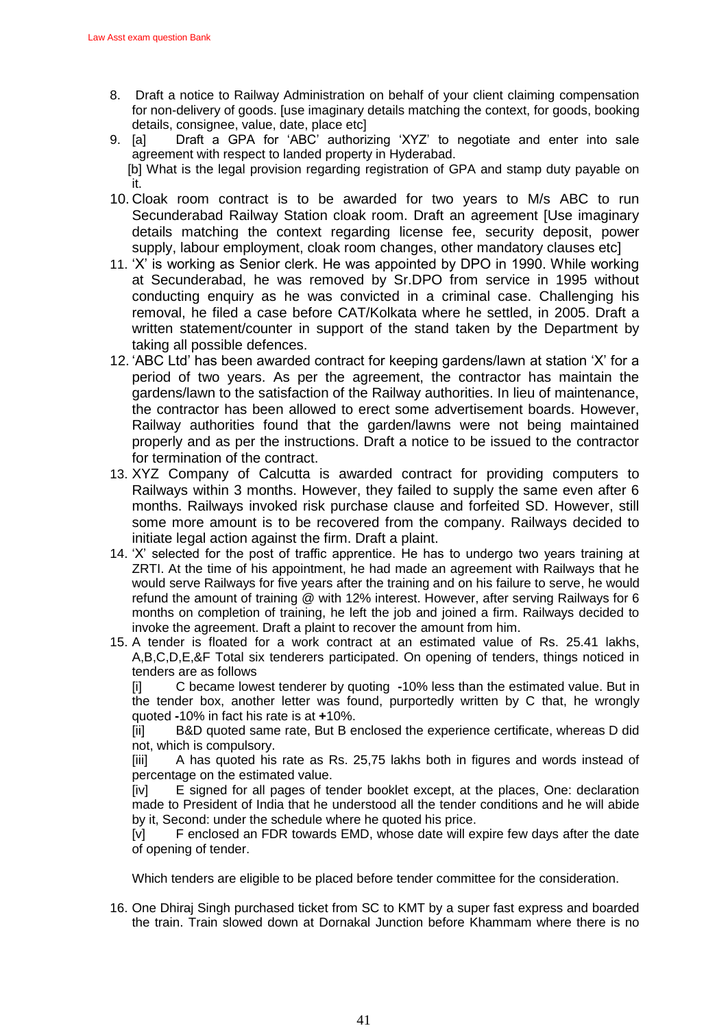8. Draft a notice to Railway Administration on behalf of your client claiming compensation for non-delivery of goods. [use imaginary details matching the context, for goods, booking details, consignee, value, date, place etc]

9. [a] Draft a GPA for 'ABC' authorizing 'XYZ' to negotiate and enter into sale agreement with respect to landed property in Hyderabad.

   [b] What is the legal provision regarding registration of GPA and stamp duty payable on it.

10. Cloak room contract is to be awarded for two years to M/s ABC to run Secunderabad Railway Station cloak room. Draft an agreement [Use imaginary details matching the context regarding license fee, security deposit, power supply, labour employment, cloak room changes, other mandatory clauses etc]

11. 'X' is working as Senior clerk. He was appointed by DPO in 1990. While working at Secunderabad, he was removed by Sr.DPO from service in 1995 without conducting enquiry as he was convicted in a criminal case. Challenging his removal, he filed a case before CAT/Kolkata where he settled, in 2005. Draft a written statement/counter in support of the stand taken by the Department by taking all possible defences.

12. 'ABC Ltd' has been awarded contract for keeping gardens/lawn at station 'X' for a period of two years. As per the agreement, the contractor has maintain the gardens/lawn to the satisfaction of the Railway authorities. In lieu of maintenance, the contractor has been allowed to erect some advertisement boards. However, Railway authorities found that the garden/lawns were not being maintained properly and as per the instructions. Draft a notice to be issued to the contractor for termination of the contract.

13. XYZ Company of Calcutta is awarded contract for providing computers to Railways within 3 months. However, they failed to supply the same even after 6 months. Railways invoked risk purchase clause and forfeited SD. However, still some more amount is to be recovered from the company. Railways decided to initiate legal action against the firm. Draft a plaint.

14. 'X' selected for the post of traffic apprentice. He has to undergo two years training at ZRTI. At the time of his appointment, he had made an agreement with Railways that he would serve Railways for five years after the training and on his failure to serve, he would refund the amount of training @ with 12% interest. However, after serving Railways for 6 months on completion of training, he left the job and joined a firm. Railways decided to invoke the agreement. Draft a plaint to recover the amount from him.

15. A tender is floated for a work contract at an estimated value of Rs. 25.41 lakhs, A,B,C,D,E,&F Total six tenderers participated. On opening of tenders, things noticed in tenders are as follows

   [i] C became lowest tenderer by quoting **-**10% less than the estimated value. But in the tender box, another letter was found, purportedly written by C that, he wrongly quoted **-**10% in fact his rate is at **+**10%.

   [ii] B&D quoted same rate, But B enclosed the experience certificate, whereas D did not, which is compulsory.

   [iii] A has quoted his rate as Rs. 25,75 lakhs both in figures and words instead of percentage on the estimated value.

   [iv] E signed for all pages of tender booklet except, at the places, One: declaration made to President of India that he understood all the tender conditions and he will abide by it, Second: under the schedule where he quoted his price.

   [v] F enclosed an FDR towards EMD, whose date will expire few days after the date of opening of tender.

   Which tenders are eligible to be placed before tender committee for the consideration.

16. One Dhiraj Singh purchased ticket from SC to KMT by a super fast express and boarded the train. Train slowed down at Dornakal Junction before Khammam where there is no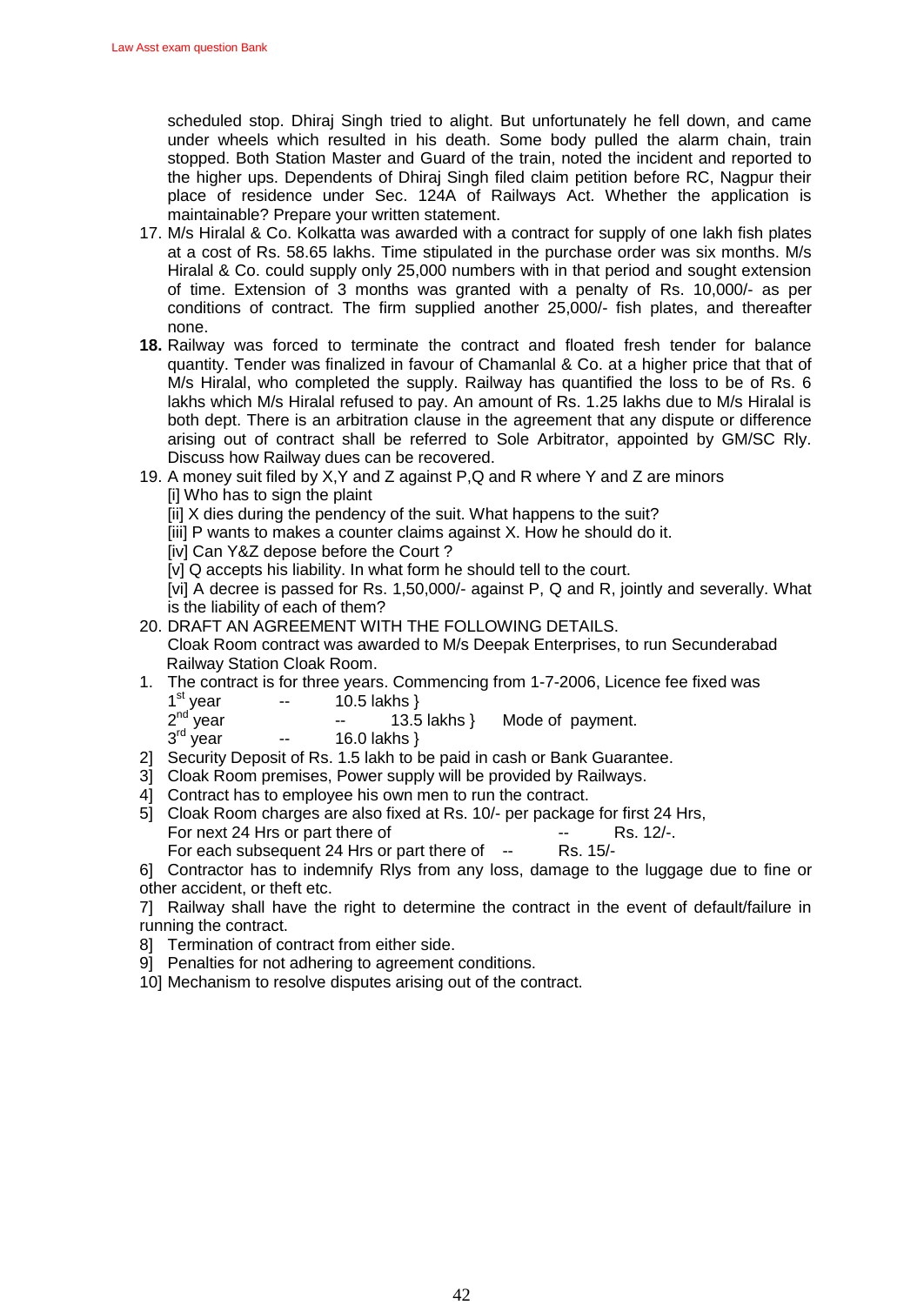scheduled stop. Dhiraj Singh tried to alight. But unfortunately he fell down, and came under wheels which resulted in his death. Some body pulled the alarm chain, train stopped. Both Station Master and Guard of the train, noted the incident and reported to the higher ups. Dependents of Dhiraj Singh filed claim petition before RC, Nagpur their place of residence under Sec. 124A of Railways Act. Whether the application is maintainable? Prepare your written statement.

17. M/s Hiralal & Co. Kolkatta was awarded with a contract for supply of one lakh fish plates at a cost of Rs. 58.65 lakhs. Time stipulated in the purchase order was six months. M/s Hiralal & Co. could supply only 25,000 numbers with in that period and sought extension of time. Extension of 3 months was granted with a penalty of Rs. 10,000/- as per conditions of contract. The firm supplied another 25,000/- fish plates, and thereafter none.

**18.** Railway was forced to terminate the contract and floated fresh tender for balance quantity. Tender was finalized in favour of Chamanlal & Co. at a higher price that that of M/s Hiralal, who completed the supply. Railway has quantified the loss to be of Rs. 6 lakhs which M/s Hiralal refused to pay. An amount of Rs. 1.25 lakhs due to M/s Hiralal is both dept. There is an arbitration clause in the agreement that any dispute or difference arising out of contract shall be referred to Sole Arbitrator, appointed by GM/SC Rly. Discuss how Railway dues can be recovered.

19. A money suit filed by X,Y and Z against P,Q and R where Y and Z are minors
[i] Who has to sign the plaint
[ii] X dies during the pendency of the suit. What happens to the suit?
[iii] P wants to makes a counter claims against X. How he should do it.
[iv] Can Y&Z depose before the Court ?
[v] Q accepts his liability. In what form he should tell to the court.
[vi] A decree is passed for Rs. 1,50,000/- against P, Q and R, jointly and severally. What is the liability of each of them?

20. DRAFT AN AGREEMENT WITH THE FOLLOWING DETAILS.
Cloak Room contract was awarded to M/s Deepak Enterprises, to run Secunderabad Railway Station Cloak Room.

1. The contract is for three years. Commencing from 1-7-2006, Licence fee fixed was
   1st year -- 10.5 lakhs }
   2nd year -- 13.5 lakhs } Mode of payment.
   3rd year -- 16.0 lakhs }

2] Security Deposit of Rs. 1.5 lakh to be paid in cash or Bank Guarantee.
3] Cloak Room premises, Power supply will be provided by Railways.
4] Contract has to employee his own men to run the contract.
5] Cloak Room charges are also fixed at Rs. 10/- per package for first 24 Hrs,
   For next 24 Hrs or part there of -- Rs. 12/-.
   For each subsequent 24 Hrs or part there of -- Rs. 15/-
6] Contractor has to indemnify Rlys from any loss, damage to the luggage due to fine or other accident, or theft etc.
7] Railway shall have the right to determine the contract in the event of default/failure in running the contract.
8] Termination of contract from either side.
9] Penalties for not adhering to agreement conditions.
10] Mechanism to resolve disputes arising out of the contract.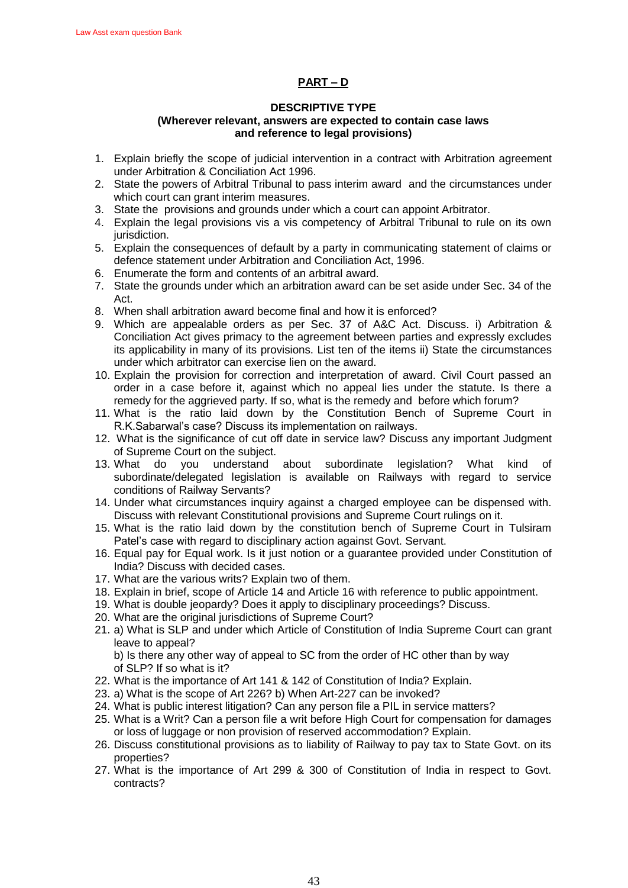## PART – D

### DESCRIPTIVE TYPE

**(Wherever relevant, answers are expected to contain case laws and reference to legal provisions)**

1. Explain briefly the scope of judicial intervention in a contract with Arbitration agreement under Arbitration & Conciliation Act 1996.
2. State the powers of Arbitral Tribunal to pass interim award and the circumstances under which court can grant interim measures.
3. State the provisions and grounds under which a court can appoint Arbitrator.
4. Explain the legal provisions vis a vis competency of Arbitral Tribunal to rule on its own jurisdiction.
5. Explain the consequences of default by a party in communicating statement of claims or defence statement under Arbitration and Conciliation Act, 1996.
6. Enumerate the form and contents of an arbitral award.
7. State the grounds under which an arbitration award can be set aside under Sec. 34 of the Act.
8. When shall arbitration award become final and how it is enforced?
9. Which are appealable orders as per Sec. 37 of A&C Act. Discuss. i) Arbitration & Conciliation Act gives primacy to the agreement between parties and expressly excludes its applicability in many of its provisions. List ten of the items ii) State the circumstances under which arbitrator can exercise lien on the award.
10. Explain the provision for correction and interpretation of award. Civil Court passed an order in a case before it, against which no appeal lies under the statute. Is there a remedy for the aggrieved party. If so, what is the remedy and before which forum?
11. What is the ratio laid down by the Constitution Bench of Supreme Court in R.K.Sabarwal's case? Discuss its implementation on railways.
12. What is the significance of cut off date in service law? Discuss any important Judgment of Supreme Court on the subject.
13. What do you understand about subordinate legislation? What kind of subordinate/delegated legislation is available on Railways with regard to service conditions of Railway Servants?
14. Under what circumstances inquiry against a charged employee can be dispensed with. Discuss with relevant Constitutional provisions and Supreme Court rulings on it.
15. What is the ratio laid down by the constitution bench of Supreme Court in Tulsiram Patel's case with regard to disciplinary action against Govt. Servant.
16. Equal pay for Equal work. Is it just notion or a guarantee provided under Constitution of India? Discuss with decided cases.
17. What are the various writs? Explain two of them.
18. Explain in brief, scope of Article 14 and Article 16 with reference to public appointment.
19. What is double jeopardy? Does it apply to disciplinary proceedings? Discuss.
20. What are the original jurisdictions of Supreme Court?
21. a) What is SLP and under which Article of Constitution of India Supreme Court can grant leave to appeal?

    b) Is there any other way of appeal to SC from the order of HC other than by way of SLP? If so what is it?
22. What is the importance of Art 141 & 142 of Constitution of India? Explain.
23. a) What is the scope of Art 226? b) When Art-227 can be invoked?
24. What is public interest litigation? Can any person file a PIL in service matters?
25. What is a Writ? Can a person file a writ before High Court for compensation for damages or loss of luggage or non provision of reserved accommodation? Explain.
26. Discuss constitutional provisions as to liability of Railway to pay tax to State Govt. on its properties?
27. What is the importance of Art 299 & 300 of Constitution of India in respect to Govt. contracts?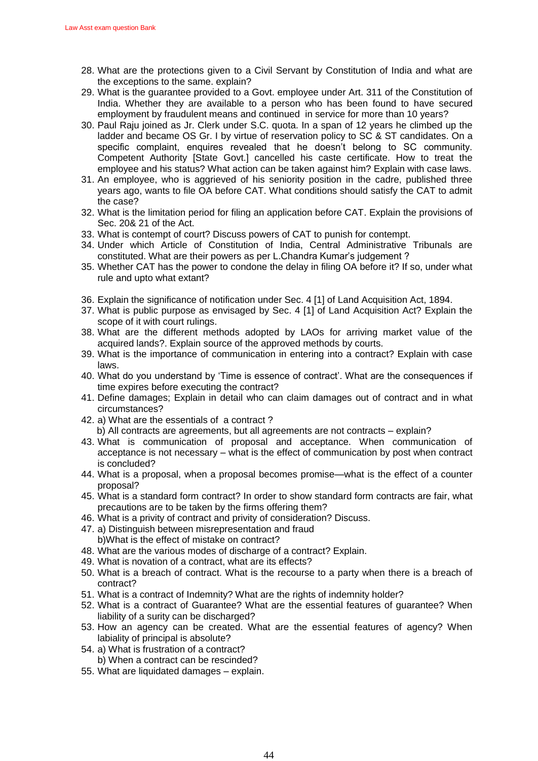28. What are the protections given to a Civil Servant by Constitution of India and what are the exceptions to the same. explain?
29. What is the guarantee provided to a Govt. employee under Art. 311 of the Constitution of India. Whether they are available to a person who has been found to have secured employment by fraudulent means and continued in service for more than 10 years?
30. Paul Raju joined as Jr. Clerk under S.C. quota. In a span of 12 years he climbed up the ladder and became OS Gr. I by virtue of reservation policy to SC & ST candidates. On a specific complaint, enquires revealed that he doesn't belong to SC community. Competent Authority [State Govt.] cancelled his caste certificate. How to treat the employee and his status? What action can be taken against him? Explain with case laws.
31. An employee, who is aggrieved of his seniority position in the cadre, published three years ago, wants to file OA before CAT. What conditions should satisfy the CAT to admit the case?
32. What is the limitation period for filing an application before CAT. Explain the provisions of Sec. 20& 21 of the Act.
33. What is contempt of court? Discuss powers of CAT to punish for contempt.
34. Under which Article of Constitution of India, Central Administrative Tribunals are constituted. What are their powers as per L.Chandra Kumar's judgement ?
35. Whether CAT has the power to condone the delay in filing OA before it? If so, under what rule and upto what extant?

36. Explain the significance of notification under Sec. 4 [1] of Land Acquisition Act, 1894.
37. What is public purpose as envisaged by Sec. 4 [1] of Land Acquisition Act? Explain the scope of it with court rulings.
38. What are the different methods adopted by LAOs for arriving market value of the acquired lands?. Explain source of the approved methods by courts.
39. What is the importance of communication in entering into a contract? Explain with case laws.
40. What do you understand by 'Time is essence of contract'. What are the consequences if time expires before executing the contract?
41. Define damages; Explain in detail who can claim damages out of contract and in what circumstances?
42. a) What are the essentials of a contract ?
    b) All contracts are agreements, but all agreements are not contracts – explain?
43. What is communication of proposal and acceptance. When communication of acceptance is not necessary – what is the effect of communication by post when contract is concluded?
44. What is a proposal, when a proposal becomes promise—what is the effect of a counter proposal?
45. What is a standard form contract? In order to show standard form contracts are fair, what precautions are to be taken by the firms offering them?
46. What is a privity of contract and privity of consideration? Discuss.
47. a) Distinguish between misrepresentation and fraud
    b)What is the effect of mistake on contract?
48. What are the various modes of discharge of a contract? Explain.
49. What is novation of a contract, what are its effects?
50. What is a breach of contract. What is the recourse to a party when there is a breach of contract?
51. What is a contract of Indemnity? What are the rights of indemnity holder?
52. What is a contract of Guarantee? What are the essential features of guarantee? When liability of a surity can be discharged?
53. How an agency can be created. What are the essential features of agency? When labiality of principal is absolute?
54. a) What is frustration of a contract?
    b) When a contract can be rescinded?
55. What are liquidated damages – explain.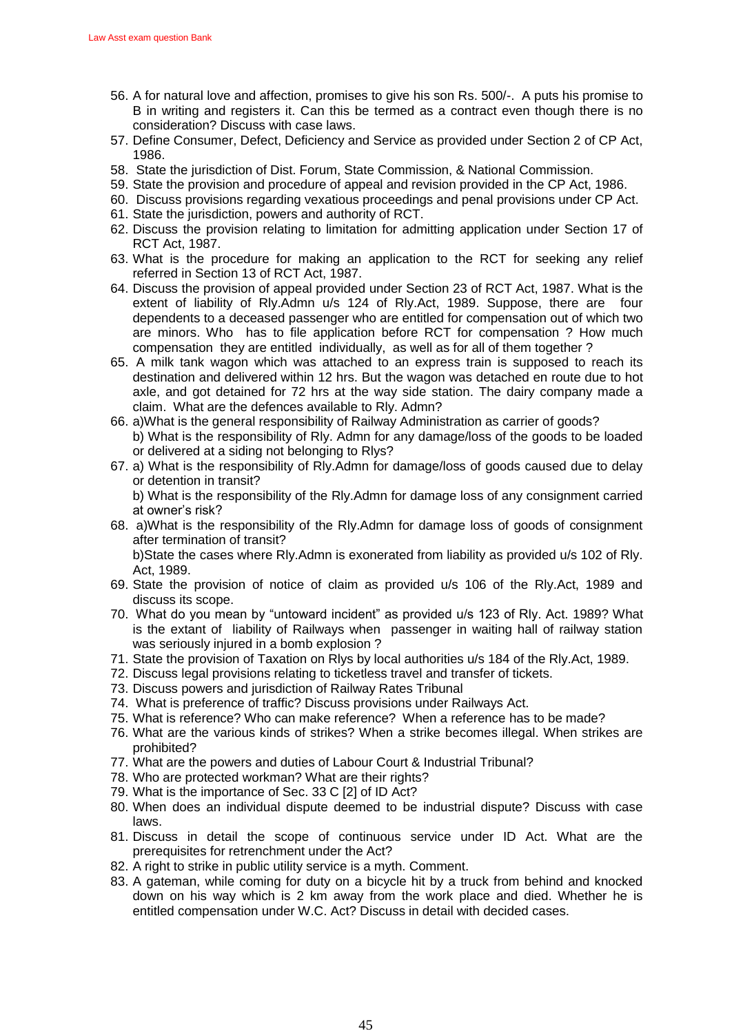56. A for natural love and affection, promises to give his son Rs. 500/-. A puts his promise to B in writing and registers it. Can this be termed as a contract even though there is no consideration? Discuss with case laws.
57. Define Consumer, Defect, Deficiency and Service as provided under Section 2 of CP Act, 1986.
58. State the jurisdiction of Dist. Forum, State Commission, & National Commission.
59. State the provision and procedure of appeal and revision provided in the CP Act, 1986.
60. Discuss provisions regarding vexatious proceedings and penal provisions under CP Act.
61. State the jurisdiction, powers and authority of RCT.
62. Discuss the provision relating to limitation for admitting application under Section 17 of RCT Act, 1987.
63. What is the procedure for making an application to the RCT for seeking any relief referred in Section 13 of RCT Act, 1987.
64. Discuss the provision of appeal provided under Section 23 of RCT Act, 1987. What is the extent of liability of Rly.Admn u/s 124 of Rly.Act, 1989. Suppose, there are four dependents to a deceased passenger who are entitled for compensation out of which two are minors. Who has to file application before RCT for compensation ? How much compensation they are entitled individually, as well as for all of them together ?
65. A milk tank wagon which was attached to an express train is supposed to reach its destination and delivered within 12 hrs. But the wagon was detached en route due to hot axle, and got detained for 72 hrs at the way side station. The dairy company made a claim. What are the defences available to Rly. Admn?
66. a)What is the general responsibility of Railway Administration as carrier of goods?
    b) What is the responsibility of Rly. Admn for any damage/loss of the goods to be loaded or delivered at a siding not belonging to Rlys?
67. a) What is the responsibility of Rly.Admn for damage/loss of goods caused due to delay or detention in transit?
    b) What is the responsibility of the Rly.Admn for damage loss of any consignment carried at owner's risk?
68. a)What is the responsibility of the Rly.Admn for damage loss of goods of consignment after termination of transit?
    b)State the cases where Rly.Admn is exonerated from liability as provided u/s 102 of Rly. Act, 1989.
69. State the provision of notice of claim as provided u/s 106 of the Rly.Act, 1989 and discuss its scope.
70. What do you mean by "untoward incident" as provided u/s 123 of Rly. Act. 1989? What is the extant of liability of Railways when passenger in waiting hall of railway station was seriously injured in a bomb explosion ?
71. State the provision of Taxation on Rlys by local authorities u/s 184 of the Rly.Act, 1989.
72. Discuss legal provisions relating to ticketless travel and transfer of tickets.
73. Discuss powers and jurisdiction of Railway Rates Tribunal
74. What is preference of traffic? Discuss provisions under Railways Act.
75. What is reference? Who can make reference? When a reference has to be made?
76. What are the various kinds of strikes? When a strike becomes illegal. When strikes are prohibited?
77. What are the powers and duties of Labour Court & Industrial Tribunal?
78. Who are protected workman? What are their rights?
79. What is the importance of Sec. 33 C [2] of ID Act?
80. When does an individual dispute deemed to be industrial dispute? Discuss with case laws.
81. Discuss in detail the scope of continuous service under ID Act. What are the prerequisites for retrenchment under the Act?
82. A right to strike in public utility service is a myth. Comment.
83. A gateman, while coming for duty on a bicycle hit by a truck from behind and knocked down on his way which is 2 km away from the work place and died. Whether he is entitled compensation under W.C. Act? Discuss in detail with decided cases.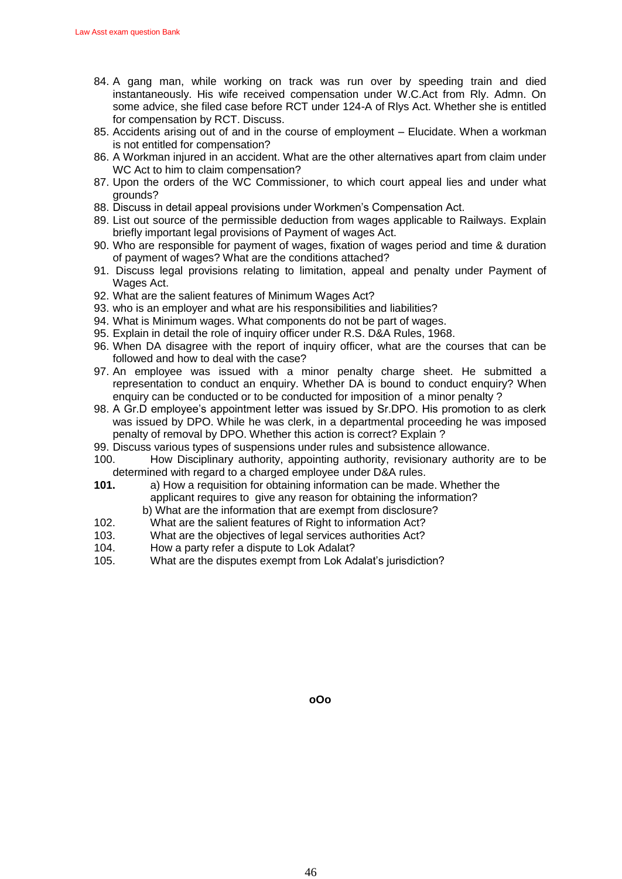84. A gang man, while working on track was run over by speeding train and died instantaneously. His wife received compensation under W.C.Act from Rly. Admn. On some advice, she filed case before RCT under 124-A of Rlys Act. Whether she is entitled for compensation by RCT. Discuss.
85. Accidents arising out of and in the course of employment – Elucidate. When a workman is not entitled for compensation?
86. A Workman injured in an accident. What are the other alternatives apart from claim under WC Act to him to claim compensation?
87. Upon the orders of the WC Commissioner, to which court appeal lies and under what grounds?
88. Discuss in detail appeal provisions under Workmen's Compensation Act.
89. List out source of the permissible deduction from wages applicable to Railways. Explain briefly important legal provisions of Payment of wages Act.
90. Who are responsible for payment of wages, fixation of wages period and time & duration of payment of wages? What are the conditions attached?
91. Discuss legal provisions relating to limitation, appeal and penalty under Payment of Wages Act.
92. What are the salient features of Minimum Wages Act?
93. who is an employer and what are his responsibilities and liabilities?
94. What is Minimum wages. What components do not be part of wages.
95. Explain in detail the role of inquiry officer under R.S. D&A Rules, 1968.
96. When DA disagree with the report of inquiry officer, what are the courses that can be followed and how to deal with the case?
97. An employee was issued with a minor penalty charge sheet. He submitted a representation to conduct an enquiry. Whether DA is bound to conduct enquiry? When enquiry can be conducted or to be conducted for imposition of a minor penalty ?
98. A Gr.D employee's appointment letter was issued by Sr.DPO. His promotion to as clerk was issued by DPO. While he was clerk, in a departmental proceeding he was imposed penalty of removal by DPO. Whether this action is correct? Explain ?
99. Discuss various types of suspensions under rules and subsistence allowance.
100. How Disciplinary authority, appointing authority, revisionary authority are to be determined with regard to a charged employee under D&A rules.

**101.** a) How a requisition for obtaining information can be made. Whether the applicant requires to give any reason for obtaining the information?
b) What are the information that are exempt from disclosure?

102. What are the salient features of Right to information Act?
103. What are the objectives of legal services authorities Act?
104. How a party refer a dispute to Lok Adalat?
105. What are the disputes exempt from Lok Adalat's jurisdiction?

**oOo**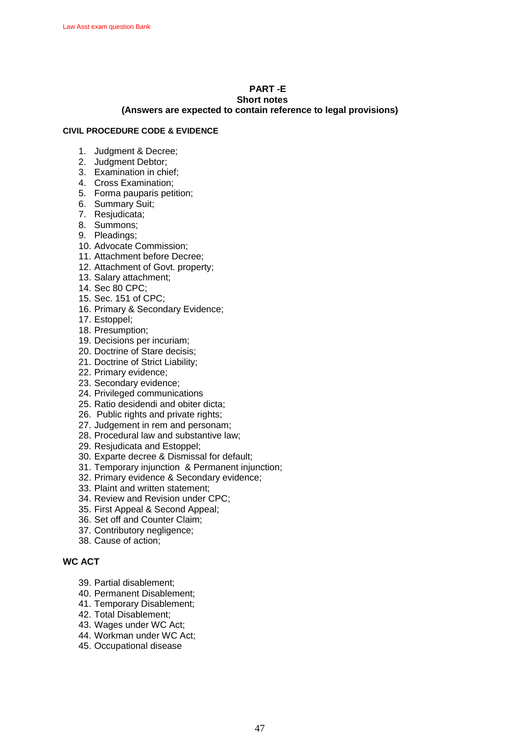# PART -E
## Short notes
### (Answers are expected to contain reference to legal provisions)

**CIVIL PROCEDURE CODE & EVIDENCE**

1. Judgment & Decree;
2. Judgment Debtor;
3. Examination in chief;
4. Cross Examination;
5. Forma pauparis petition;
6. Summary Suit;
7. Resjudicata;
8. Summons;
9. Pleadings;
10. Advocate Commission;
11. Attachment before Decree;
12. Attachment of Govt. property;
13. Salary attachment;
14. Sec 80 CPC;
15. Sec. 151 of CPC;
16. Primary & Secondary Evidence;
17. Estoppel;
18. Presumption;
19. Decisions per incuriam;
20. Doctrine of Stare decisis;
21. Doctrine of Strict Liability;
22. Primary evidence;
23. Secondary evidence;
24. Privileged communications
25. Ratio desidendi and obiter dicta;
26. Public rights and private rights;
27. Judgement in rem and personam;
28. Procedural law and substantive law;
29. Resjudicata and Estoppel;
30. Exparte decree & Dismissal for default;
31. Temporary injunction & Permanent injunction;
32. Primary evidence & Secondary evidence;
33. Plaint and written statement;
34. Review and Revision under CPC;
35. First Appeal & Second Appeal;
36. Set off and Counter Claim;
37. Contributory negligence;
38. Cause of action;

**WC ACT**

39. Partial disablement;
40. Permanent Disablement;
41. Temporary Disablement;
42. Total Disablement;
43. Wages under WC Act;
44. Workman under WC Act;
45. Occupational disease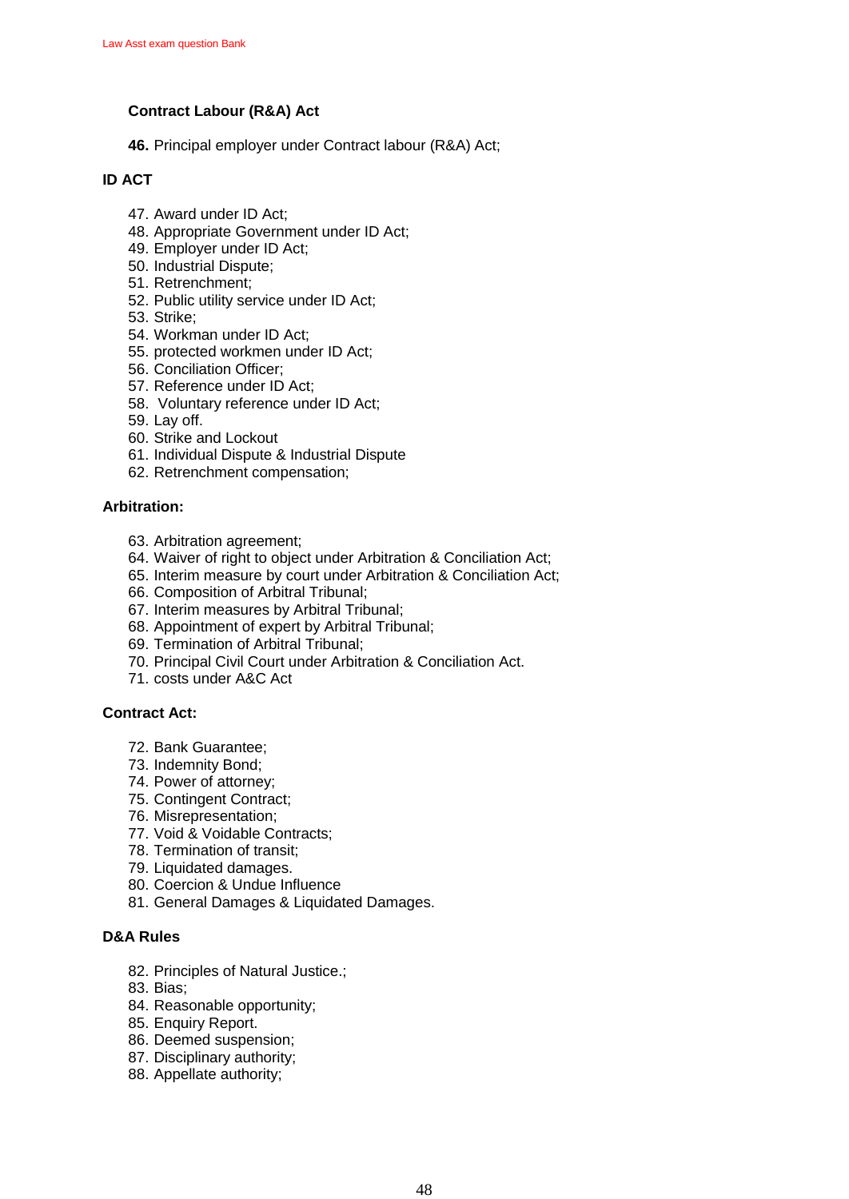### Contract Labour (R&A) Act

46. Principal employer under Contract labour (R&A) Act;

### ID ACT

47. Award under ID Act;
48. Appropriate Government under ID Act;
49. Employer under ID Act;
50. Industrial Dispute;
51. Retrenchment;
52. Public utility service under ID Act;
53. Strike;
54. Workman under ID Act;
55. protected workmen under ID Act;
56. Conciliation Officer;
57. Reference under ID Act;
58. Voluntary reference under ID Act;
59. Lay off.
60. Strike and Lockout
61. Individual Dispute & Industrial Dispute
62. Retrenchment compensation;

### Arbitration:

63. Arbitration agreement;
64. Waiver of right to object under Arbitration & Conciliation Act;
65. Interim measure by court under Arbitration & Conciliation Act;
66. Composition of Arbitral Tribunal;
67. Interim measures by Arbitral Tribunal;
68. Appointment of expert by Arbitral Tribunal;
69. Termination of Arbitral Tribunal;
70. Principal Civil Court under Arbitration & Conciliation Act.
71. costs under A&C Act

### Contract Act:

72. Bank Guarantee;
73. Indemnity Bond;
74. Power of attorney;
75. Contingent Contract;
76. Misrepresentation;
77. Void & Voidable Contracts;
78. Termination of transit;
79. Liquidated damages.
80. Coercion & Undue Influence
81. General Damages & Liquidated Damages.

### D&A Rules

82. Principles of Natural Justice.;
83. Bias;
84. Reasonable opportunity;
85. Enquiry Report.
86. Deemed suspension;
87. Disciplinary authority;
88. Appellate authority;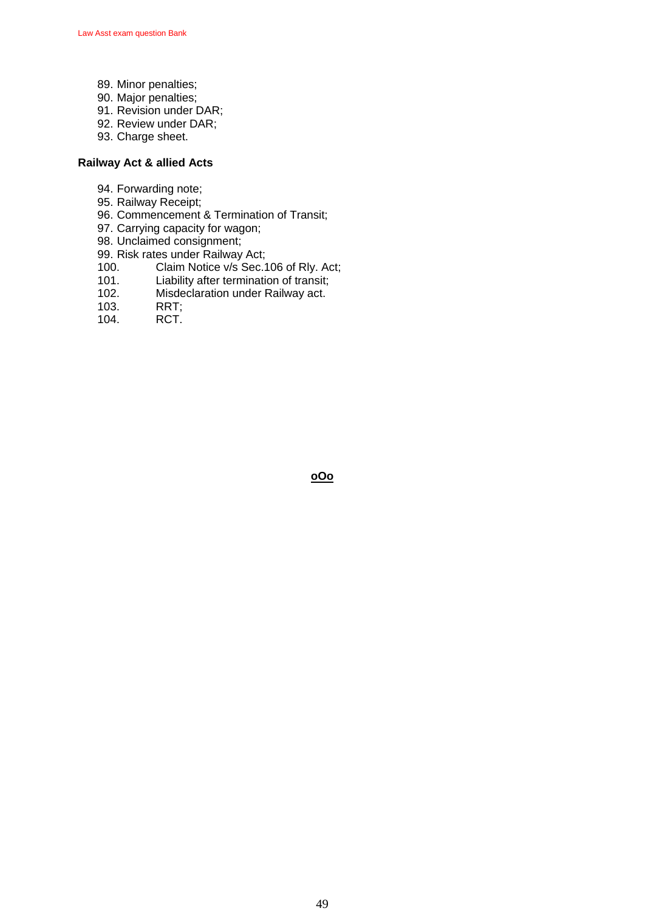89. Minor penalties;
90. Major penalties;
91. Revision under DAR;
92. Review under DAR;
93. Charge sheet.

**Railway Act & allied Acts**

94. Forwarding note;
95. Railway Receipt;
96. Commencement & Termination of Transit;
97. Carrying capacity for wagon;
98. Unclaimed consignment;
99. Risk rates under Railway Act;
100. Claim Notice v/s Sec.106 of Rly. Act;
101. Liability after termination of transit;
102. Misdeclaration under Railway act.
103. RRT;
104. RCT.

**oOo**